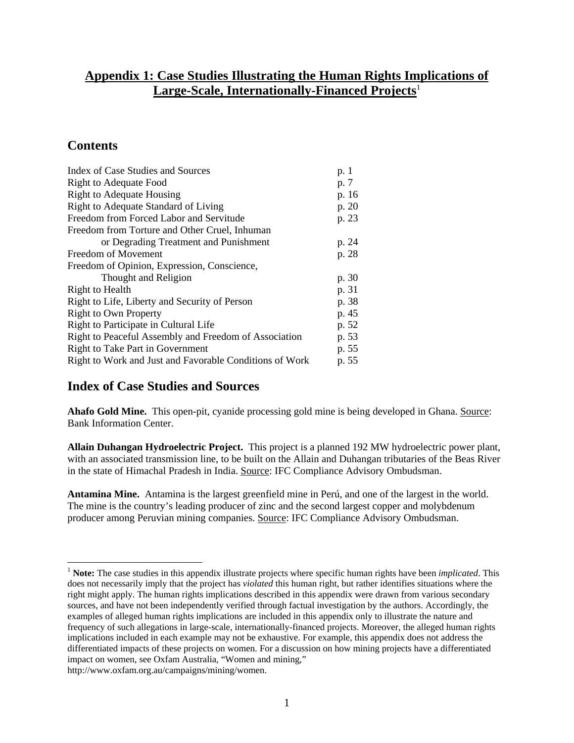# Appendix 1: Case Studies Illustrating the Human Rights Implications of Large-Scale, Internationally-Financed Projects[1]

## Contents

| | |
|---|---|
| Index of Case Studies and Sources | p. 1 |
| Right to Adequate Food | p. 7 |
| Right to Adequate Housing | p. 16 |
| Right to Adequate Standard of Living | p. 20 |
| Freedom from Forced Labor and Servitude | p. 23 |
| Freedom from Torture and Other Cruel, Inhuman or Degrading Treatment and Punishment | p. 24 |
| Freedom of Movement | p. 28 |
| Freedom of Opinion, Expression, Conscience, Thought and Religion | p. 30 |
| Right to Health | p. 31 |
| Right to Life, Liberty and Security of Person | p. 38 |
| Right to Own Property | p. 45 |
| Right to Participate in Cultural Life | p. 52 |
| Right to Peaceful Assembly and Freedom of Association | p. 53 |
| Right to Take Part in Government | p. 55 |
| Right to Work and Just and Favorable Conditions of Work | p. 55 |

## Index of Case Studies and Sources

**Ahafo Gold Mine.** This open-pit, cyanide processing gold mine is being developed in Ghana. Source: Bank Information Center.

**Allain Duhangan Hydroelectric Project.** This project is a planned 192 MW hydroelectric power plant, with an associated transmission line, to be built on the Allain and Duhangan tributaries of the Beas River in the state of Himachal Pradesh in India. Source: IFC Compliance Advisory Ombudsman.

**Antamina Mine.** Antamina is the largest greenfield mine in Perú, and one of the largest in the world. The mine is the country's leading producer of zinc and the second largest copper and molybdenum producer among Peruvian mining companies. Source: IFC Compliance Advisory Ombudsman.

---

[1] **Note:** The case studies in this appendix illustrate projects where specific human rights have been *implicated*. This does not necessarily imply that the project has *violated* this human right, but rather identifies situations where the right might apply. The human rights implications described in this appendix were drawn from various secondary sources, and have not been independently verified through factual investigation by the authors. Accordingly, the examples of alleged human rights implications are included in this appendix only to illustrate the nature and frequency of such allegations in large-scale, internationally-financed projects. Moreover, the alleged human rights implications included in each example may not be exhaustive. For example, this appendix does not address the differentiated impacts of these projects on women. For a discussion on how mining projects have a differentiated impact on women, see Oxfam Australia, "Women and mining," http://www.oxfam.org.au/campaigns/mining/women.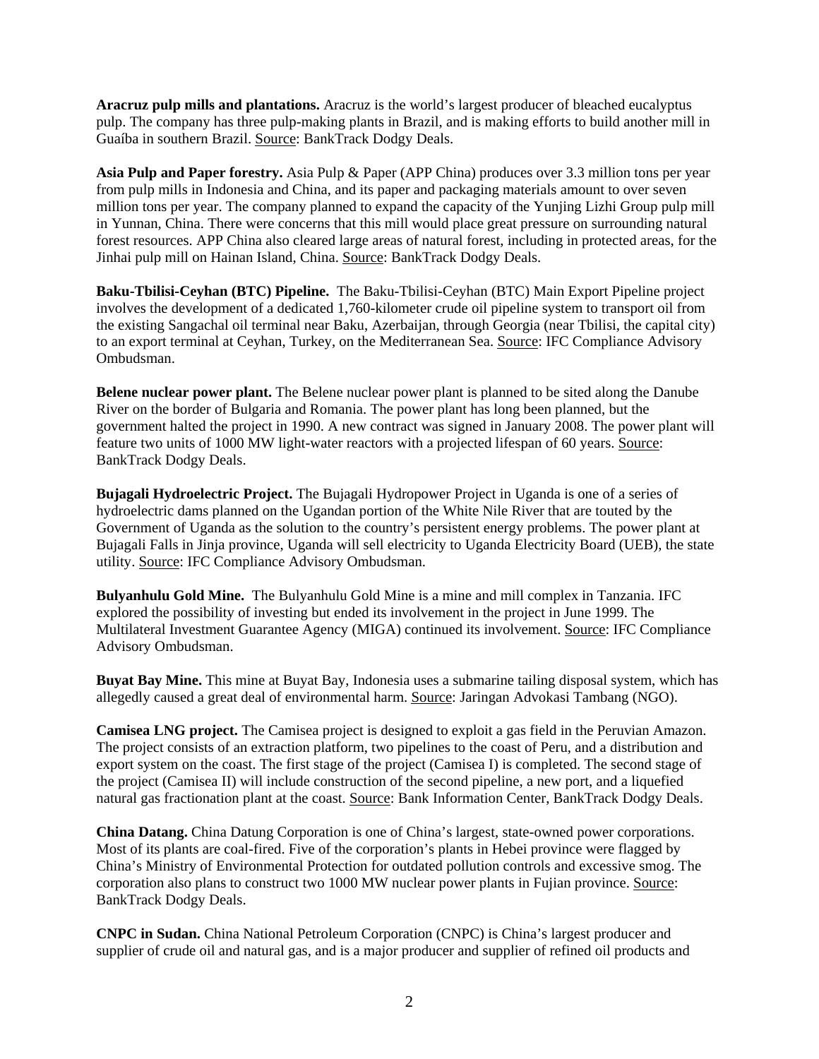**Aracruz pulp mills and plantations.** Aracruz is the world's largest producer of bleached eucalyptus pulp. The company has three pulp-making plants in Brazil, and is making efforts to build another mill in Guaíba in southern Brazil. Source: BankTrack Dodgy Deals.

**Asia Pulp and Paper forestry.** Asia Pulp & Paper (APP China) produces over 3.3 million tons per year from pulp mills in Indonesia and China, and its paper and packaging materials amount to over seven million tons per year. The company planned to expand the capacity of the Yunjing Lizhi Group pulp mill in Yunnan, China. There were concerns that this mill would place great pressure on surrounding natural forest resources. APP China also cleared large areas of natural forest, including in protected areas, for the Jinhai pulp mill on Hainan Island, China. Source: BankTrack Dodgy Deals.

**Baku-Tbilisi-Ceyhan (BTC) Pipeline.** The Baku-Tbilisi-Ceyhan (BTC) Main Export Pipeline project involves the development of a dedicated 1,760-kilometer crude oil pipeline system to transport oil from the existing Sangachal oil terminal near Baku, Azerbaijan, through Georgia (near Tbilisi, the capital city) to an export terminal at Ceyhan, Turkey, on the Mediterranean Sea. Source: IFC Compliance Advisory Ombudsman.

**Belene nuclear power plant.** The Belene nuclear power plant is planned to be sited along the Danube River on the border of Bulgaria and Romania. The power plant has long been planned, but the government halted the project in 1990. A new contract was signed in January 2008. The power plant will feature two units of 1000 MW light-water reactors with a projected lifespan of 60 years. Source: BankTrack Dodgy Deals.

**Bujagali Hydroelectric Project.** The Bujagali Hydropower Project in Uganda is one of a series of hydroelectric dams planned on the Ugandan portion of the White Nile River that are touted by the Government of Uganda as the solution to the country's persistent energy problems. The power plant at Bujagali Falls in Jinja province, Uganda will sell electricity to Uganda Electricity Board (UEB), the state utility. Source: IFC Compliance Advisory Ombudsman.

**Bulyanhulu Gold Mine.** The Bulyanhulu Gold Mine is a mine and mill complex in Tanzania. IFC explored the possibility of investing but ended its involvement in the project in June 1999. The Multilateral Investment Guarantee Agency (MIGA) continued its involvement. Source: IFC Compliance Advisory Ombudsman.

**Buyat Bay Mine.** This mine at Buyat Bay, Indonesia uses a submarine tailing disposal system, which has allegedly caused a great deal of environmental harm. Source: Jaringan Advokasi Tambang (NGO).

**Camisea LNG project.** The Camisea project is designed to exploit a gas field in the Peruvian Amazon. The project consists of an extraction platform, two pipelines to the coast of Peru, and a distribution and export system on the coast. The first stage of the project (Camisea I) is completed. The second stage of the project (Camisea II) will include construction of the second pipeline, a new port, and a liquefied natural gas fractionation plant at the coast. Source: Bank Information Center, BankTrack Dodgy Deals.

**China Datang.** China Datung Corporation is one of China's largest, state-owned power corporations. Most of its plants are coal-fired. Five of the corporation's plants in Hebei province were flagged by China's Ministry of Environmental Protection for outdated pollution controls and excessive smog. The corporation also plans to construct two 1000 MW nuclear power plants in Fujian province. Source: BankTrack Dodgy Deals.

**CNPC in Sudan.** China National Petroleum Corporation (CNPC) is China's largest producer and supplier of crude oil and natural gas, and is a major producer and supplier of refined oil products and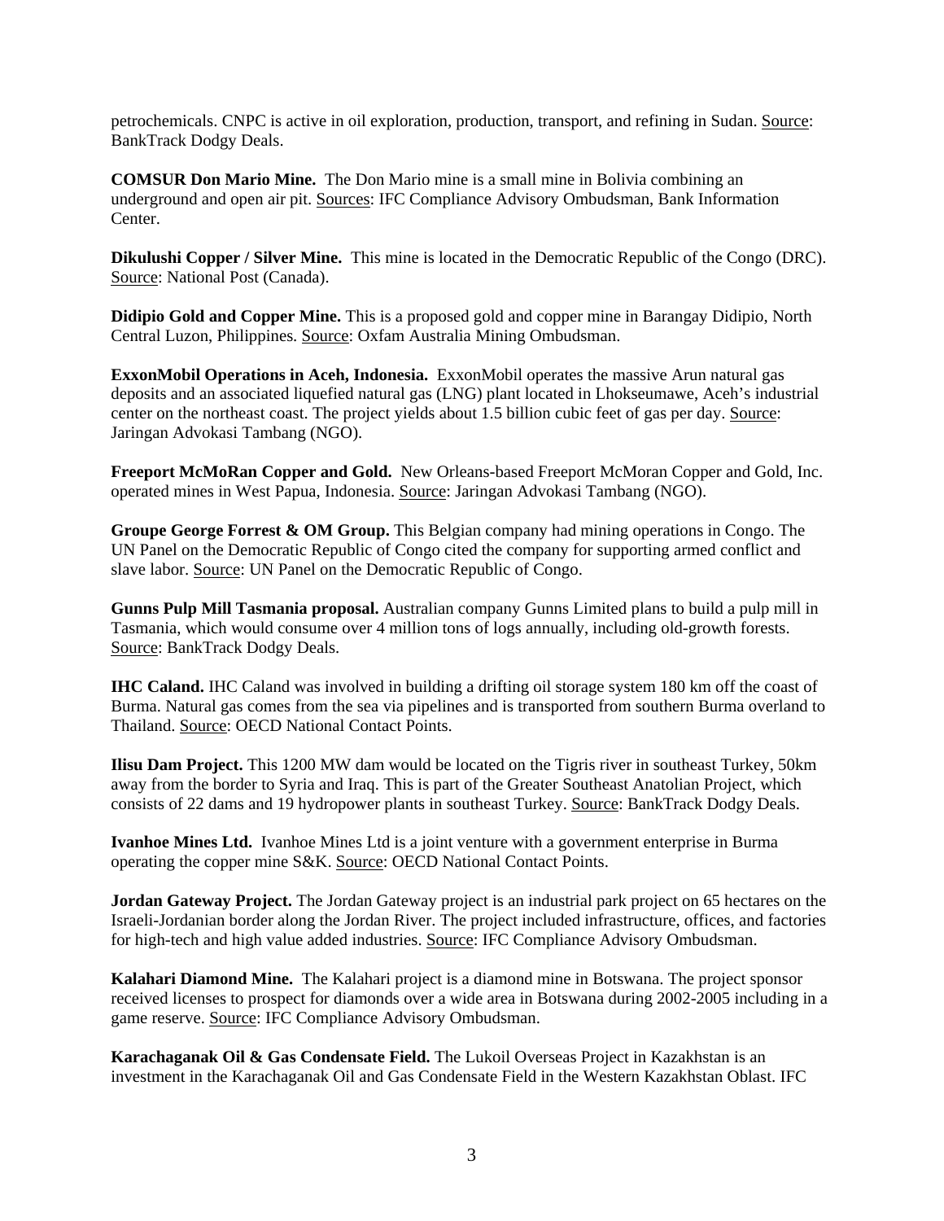petrochemicals. CNPC is active in oil exploration, production, transport, and refining in Sudan. Source: BankTrack Dodgy Deals.

**COMSUR Don Mario Mine.** The Don Mario mine is a small mine in Bolivia combining an underground and open air pit. Sources: IFC Compliance Advisory Ombudsman, Bank Information Center.

**Dikulushi Copper / Silver Mine.** This mine is located in the Democratic Republic of the Congo (DRC). Source: National Post (Canada).

**Didipio Gold and Copper Mine.** This is a proposed gold and copper mine in Barangay Didipio, North Central Luzon, Philippines. Source: Oxfam Australia Mining Ombudsman.

**ExxonMobil Operations in Aceh, Indonesia.** ExxonMobil operates the massive Arun natural gas deposits and an associated liquefied natural gas (LNG) plant located in Lhokseumawe, Aceh's industrial center on the northeast coast. The project yields about 1.5 billion cubic feet of gas per day. Source: Jaringan Advokasi Tambang (NGO).

**Freeport McMoRan Copper and Gold.** New Orleans-based Freeport McMoran Copper and Gold, Inc. operated mines in West Papua, Indonesia. Source: Jaringan Advokasi Tambang (NGO).

**Groupe George Forrest & OM Group.** This Belgian company had mining operations in Congo. The UN Panel on the Democratic Republic of Congo cited the company for supporting armed conflict and slave labor. Source: UN Panel on the Democratic Republic of Congo.

**Gunns Pulp Mill Tasmania proposal.** Australian company Gunns Limited plans to build a pulp mill in Tasmania, which would consume over 4 million tons of logs annually, including old-growth forests. Source: BankTrack Dodgy Deals.

**IHC Caland.** IHC Caland was involved in building a drifting oil storage system 180 km off the coast of Burma. Natural gas comes from the sea via pipelines and is transported from southern Burma overland to Thailand. Source: OECD National Contact Points.

**Ilisu Dam Project.** This 1200 MW dam would be located on the Tigris river in southeast Turkey, 50km away from the border to Syria and Iraq. This is part of the Greater Southeast Anatolian Project, which consists of 22 dams and 19 hydropower plants in southeast Turkey. Source: BankTrack Dodgy Deals.

**Ivanhoe Mines Ltd.** Ivanhoe Mines Ltd is a joint venture with a government enterprise in Burma operating the copper mine S&K. Source: OECD National Contact Points.

**Jordan Gateway Project.** The Jordan Gateway project is an industrial park project on 65 hectares on the Israeli-Jordanian border along the Jordan River. The project included infrastructure, offices, and factories for high-tech and high value added industries. Source: IFC Compliance Advisory Ombudsman.

**Kalahari Diamond Mine.** The Kalahari project is a diamond mine in Botswana. The project sponsor received licenses to prospect for diamonds over a wide area in Botswana during 2002-2005 including in a game reserve. Source: IFC Compliance Advisory Ombudsman.

**Karachaganak Oil & Gas Condensate Field.** The Lukoil Overseas Project in Kazakhstan is an investment in the Karachaganak Oil and Gas Condensate Field in the Western Kazakhstan Oblast. IFC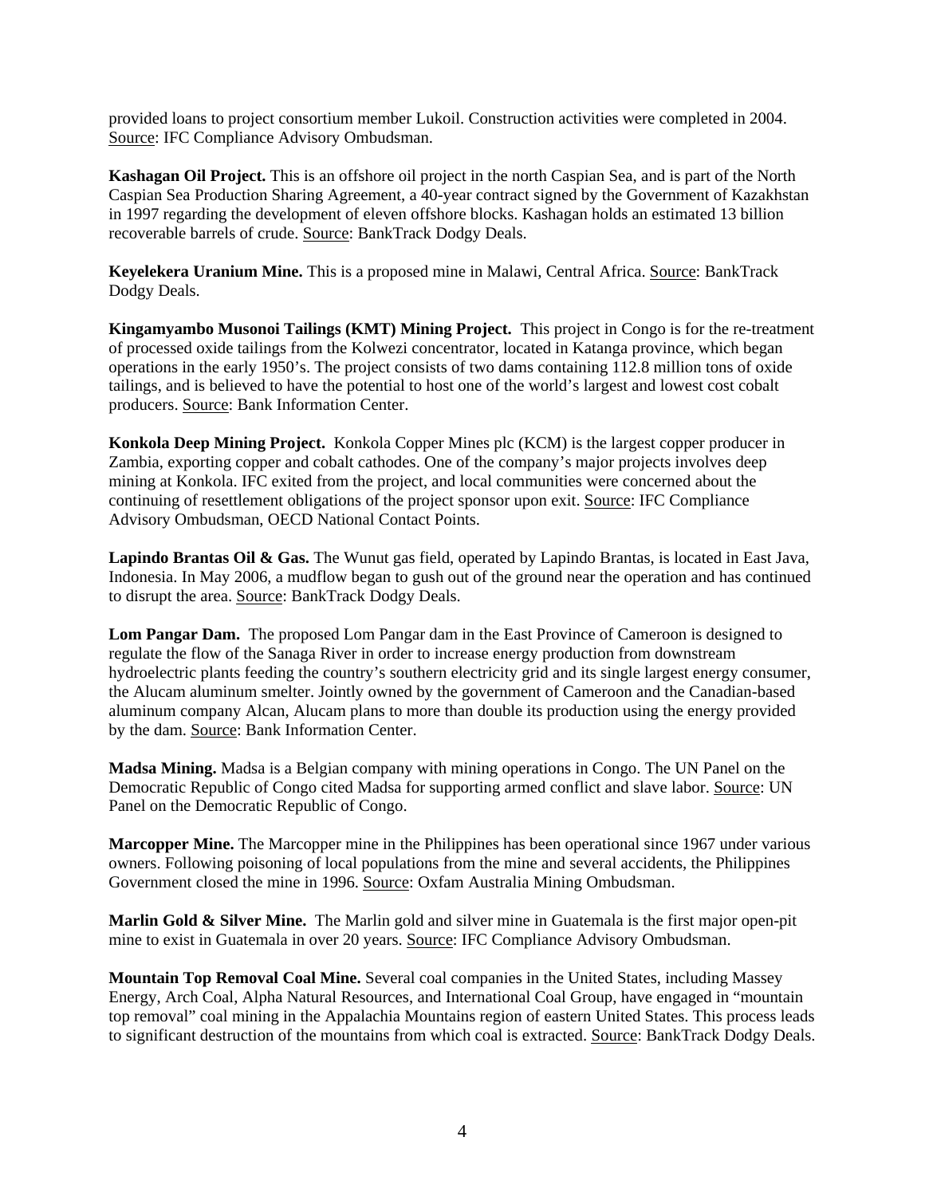provided loans to project consortium member Lukoil. Construction activities were completed in 2004. Source: IFC Compliance Advisory Ombudsman.

**Kashagan Oil Project.** This is an offshore oil project in the north Caspian Sea, and is part of the North Caspian Sea Production Sharing Agreement, a 40-year contract signed by the Government of Kazakhstan in 1997 regarding the development of eleven offshore blocks. Kashagan holds an estimated 13 billion recoverable barrels of crude. Source: BankTrack Dodgy Deals.

**Keyelekera Uranium Mine.** This is a proposed mine in Malawi, Central Africa. Source: BankTrack Dodgy Deals.

**Kingamyambo Musonoi Tailings (KMT) Mining Project.** This project in Congo is for the re-treatment of processed oxide tailings from the Kolwezi concentrator, located in Katanga province, which began operations in the early 1950's. The project consists of two dams containing 112.8 million tons of oxide tailings, and is believed to have the potential to host one of the world's largest and lowest cost cobalt producers. Source: Bank Information Center.

**Konkola Deep Mining Project.** Konkola Copper Mines plc (KCM) is the largest copper producer in Zambia, exporting copper and cobalt cathodes. One of the company's major projects involves deep mining at Konkola. IFC exited from the project, and local communities were concerned about the continuing of resettlement obligations of the project sponsor upon exit. Source: IFC Compliance Advisory Ombudsman, OECD National Contact Points.

**Lapindo Brantas Oil & Gas.** The Wunut gas field, operated by Lapindo Brantas, is located in East Java, Indonesia. In May 2006, a mudflow began to gush out of the ground near the operation and has continued to disrupt the area. Source: BankTrack Dodgy Deals.

**Lom Pangar Dam.** The proposed Lom Pangar dam in the East Province of Cameroon is designed to regulate the flow of the Sanaga River in order to increase energy production from downstream hydroelectric plants feeding the country's southern electricity grid and its single largest energy consumer, the Alucam aluminum smelter. Jointly owned by the government of Cameroon and the Canadian-based aluminum company Alcan, Alucam plans to more than double its production using the energy provided by the dam. Source: Bank Information Center.

**Madsa Mining.** Madsa is a Belgian company with mining operations in Congo. The UN Panel on the Democratic Republic of Congo cited Madsa for supporting armed conflict and slave labor. Source: UN Panel on the Democratic Republic of Congo.

**Marcopper Mine.** The Marcopper mine in the Philippines has been operational since 1967 under various owners. Following poisoning of local populations from the mine and several accidents, the Philippines Government closed the mine in 1996. Source: Oxfam Australia Mining Ombudsman.

**Marlin Gold & Silver Mine.** The Marlin gold and silver mine in Guatemala is the first major open-pit mine to exist in Guatemala in over 20 years. Source: IFC Compliance Advisory Ombudsman.

**Mountain Top Removal Coal Mine.** Several coal companies in the United States, including Massey Energy, Arch Coal, Alpha Natural Resources, and International Coal Group, have engaged in "mountain top removal" coal mining in the Appalachia Mountains region of eastern United States. This process leads to significant destruction of the mountains from which coal is extracted. Source: BankTrack Dodgy Deals.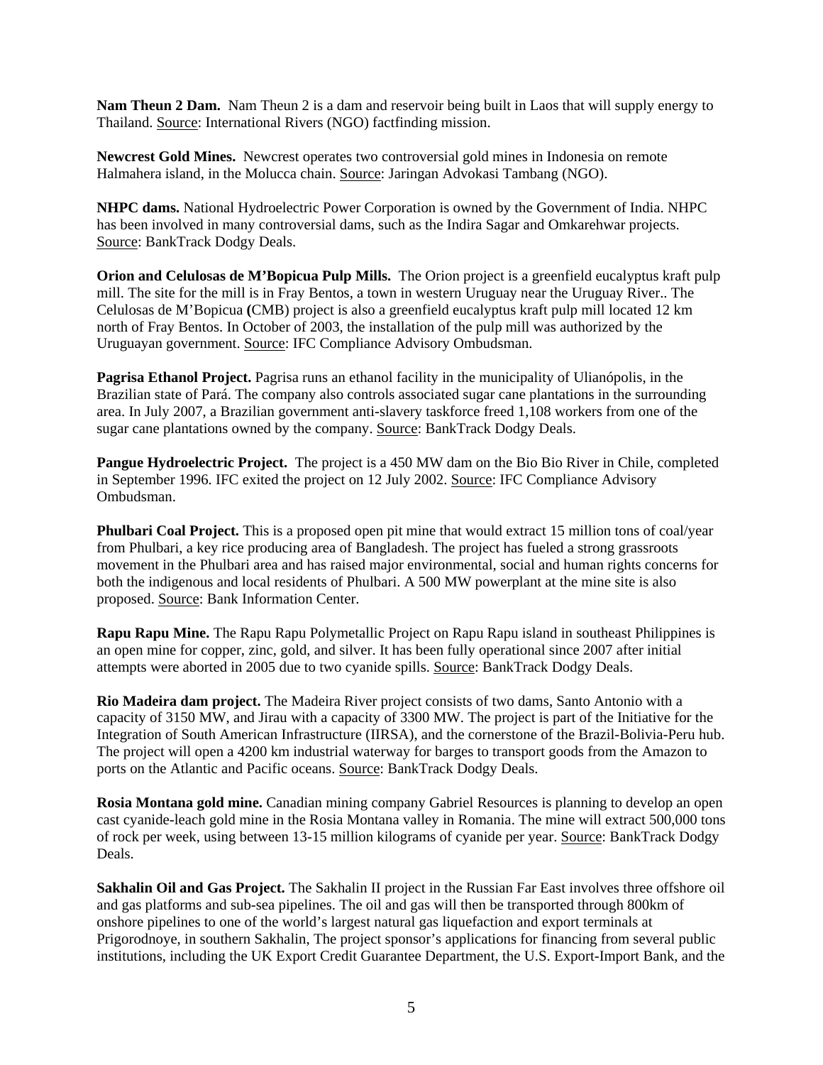**Nam Theun 2 Dam.** Nam Theun 2 is a dam and reservoir being built in Laos that will supply energy to Thailand. Source: International Rivers (NGO) factfinding mission.

**Newcrest Gold Mines.** Newcrest operates two controversial gold mines in Indonesia on remote Halmahera island, in the Molucca chain. Source: Jaringan Advokasi Tambang (NGO).

**NHPC dams.** National Hydroelectric Power Corporation is owned by the Government of India. NHPC has been involved in many controversial dams, such as the Indira Sagar and Omkarehwar projects. Source: BankTrack Dodgy Deals.

**Orion and Celulosas de M'Bopicua Pulp Mills.** The Orion project is a greenfield eucalyptus kraft pulp mill. The site for the mill is in Fray Bentos, a town in western Uruguay near the Uruguay River.. The Celulosas de M'Bopicua **(**CMB) project is also a greenfield eucalyptus kraft pulp mill located 12 km north of Fray Bentos. In October of 2003, the installation of the pulp mill was authorized by the Uruguayan government. Source: IFC Compliance Advisory Ombudsman.

**Pagrisa Ethanol Project.** Pagrisa runs an ethanol facility in the municipality of Ulianópolis, in the Brazilian state of Pará. The company also controls associated sugar cane plantations in the surrounding area. In July 2007, a Brazilian government anti-slavery taskforce freed 1,108 workers from one of the sugar cane plantations owned by the company. Source: BankTrack Dodgy Deals.

**Pangue Hydroelectric Project.** The project is a 450 MW dam on the Bio Bio River in Chile, completed in September 1996. IFC exited the project on 12 July 2002. Source: IFC Compliance Advisory Ombudsman.

**Phulbari Coal Project.** This is a proposed open pit mine that would extract 15 million tons of coal/year from Phulbari, a key rice producing area of Bangladesh. The project has fueled a strong grassroots movement in the Phulbari area and has raised major environmental, social and human rights concerns for both the indigenous and local residents of Phulbari. A 500 MW powerplant at the mine site is also proposed. Source: Bank Information Center.

**Rapu Rapu Mine.** The Rapu Rapu Polymetallic Project on Rapu Rapu island in southeast Philippines is an open mine for copper, zinc, gold, and silver. It has been fully operational since 2007 after initial attempts were aborted in 2005 due to two cyanide spills. Source: BankTrack Dodgy Deals.

**Rio Madeira dam project.** The Madeira River project consists of two dams, Santo Antonio with a capacity of 3150 MW, and Jirau with a capacity of 3300 MW. The project is part of the Initiative for the Integration of South American Infrastructure (IIRSA), and the cornerstone of the Brazil-Bolivia-Peru hub. The project will open a 4200 km industrial waterway for barges to transport goods from the Amazon to ports on the Atlantic and Pacific oceans. Source: BankTrack Dodgy Deals.

**Rosia Montana gold mine.** Canadian mining company Gabriel Resources is planning to develop an open cast cyanide-leach gold mine in the Rosia Montana valley in Romania. The mine will extract 500,000 tons of rock per week, using between 13-15 million kilograms of cyanide per year. Source: BankTrack Dodgy Deals.

**Sakhalin Oil and Gas Project.** The Sakhalin II project in the Russian Far East involves three offshore oil and gas platforms and sub-sea pipelines. The oil and gas will then be transported through 800km of onshore pipelines to one of the world's largest natural gas liquefaction and export terminals at Prigorodnoye, in southern Sakhalin, The project sponsor's applications for financing from several public institutions, including the UK Export Credit Guarantee Department, the U.S. Export-Import Bank, and the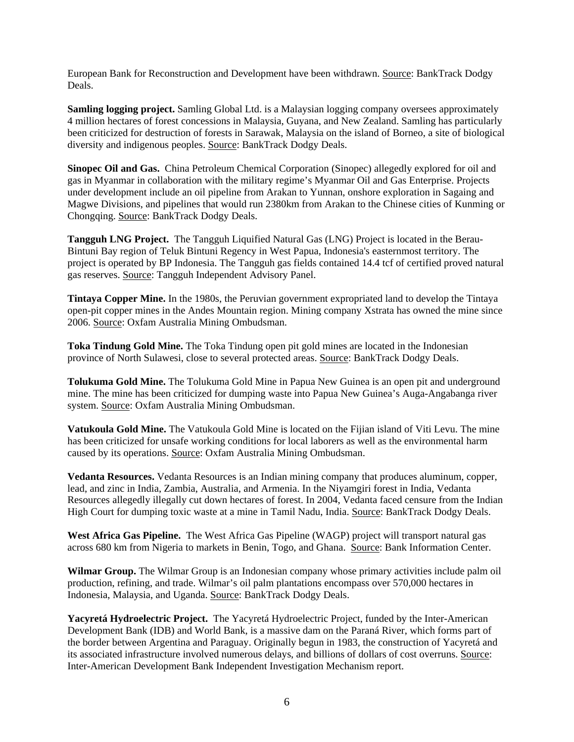European Bank for Reconstruction and Development have been withdrawn. Source: BankTrack Dodgy Deals.

**Samling logging project.** Samling Global Ltd. is a Malaysian logging company oversees approximately 4 million hectares of forest concessions in Malaysia, Guyana, and New Zealand. Samling has particularly been criticized for destruction of forests in Sarawak, Malaysia on the island of Borneo, a site of biological diversity and indigenous peoples. Source: BankTrack Dodgy Deals.

**Sinopec Oil and Gas.** China Petroleum Chemical Corporation (Sinopec) allegedly explored for oil and gas in Myanmar in collaboration with the military regime's Myanmar Oil and Gas Enterprise. Projects under development include an oil pipeline from Arakan to Yunnan, onshore exploration in Sagaing and Magwe Divisions, and pipelines that would run 2380km from Arakan to the Chinese cities of Kunming or Chongqing. Source: BankTrack Dodgy Deals.

**Tangguh LNG Project.** The Tangguh Liquified Natural Gas (LNG) Project is located in the Berau-Bintuni Bay region of Teluk Bintuni Regency in West Papua, Indonesia's easternmost territory. The project is operated by BP Indonesia. The Tangguh gas fields contained 14.4 tcf of certified proved natural gas reserves. Source: Tangguh Independent Advisory Panel.

**Tintaya Copper Mine.** In the 1980s, the Peruvian government expropriated land to develop the Tintaya open-pit copper mines in the Andes Mountain region. Mining company Xstrata has owned the mine since 2006. Source: Oxfam Australia Mining Ombudsman.

**Toka Tindung Gold Mine.** The Toka Tindung open pit gold mines are located in the Indonesian province of North Sulawesi, close to several protected areas. Source: BankTrack Dodgy Deals.

**Tolukuma Gold Mine.** The Tolukuma Gold Mine in Papua New Guinea is an open pit and underground mine. The mine has been criticized for dumping waste into Papua New Guinea's Auga-Angabanga river system. Source: Oxfam Australia Mining Ombudsman.

**Vatukoula Gold Mine.** The Vatukoula Gold Mine is located on the Fijian island of Viti Levu. The mine has been criticized for unsafe working conditions for local laborers as well as the environmental harm caused by its operations. Source: Oxfam Australia Mining Ombudsman.

**Vedanta Resources.** Vedanta Resources is an Indian mining company that produces aluminum, copper, lead, and zinc in India, Zambia, Australia, and Armenia. In the Niyamgiri forest in India, Vedanta Resources allegedly illegally cut down hectares of forest. In 2004, Vedanta faced censure from the Indian High Court for dumping toxic waste at a mine in Tamil Nadu, India. Source: BankTrack Dodgy Deals.

**West Africa Gas Pipeline.** The West Africa Gas Pipeline (WAGP) project will transport natural gas across 680 km from Nigeria to markets in Benin, Togo, and Ghana. Source: Bank Information Center.

**Wilmar Group.** The Wilmar Group is an Indonesian company whose primary activities include palm oil production, refining, and trade. Wilmar's oil palm plantations encompass over 570,000 hectares in Indonesia, Malaysia, and Uganda. Source: BankTrack Dodgy Deals.

**Yacyretá Hydroelectric Project.** The Yacyretá Hydroelectric Project, funded by the Inter-American Development Bank (IDB) and World Bank, is a massive dam on the Paraná River, which forms part of the border between Argentina and Paraguay. Originally begun in 1983, the construction of Yacyretá and its associated infrastructure involved numerous delays, and billions of dollars of cost overruns. Source: Inter-American Development Bank Independent Investigation Mechanism report.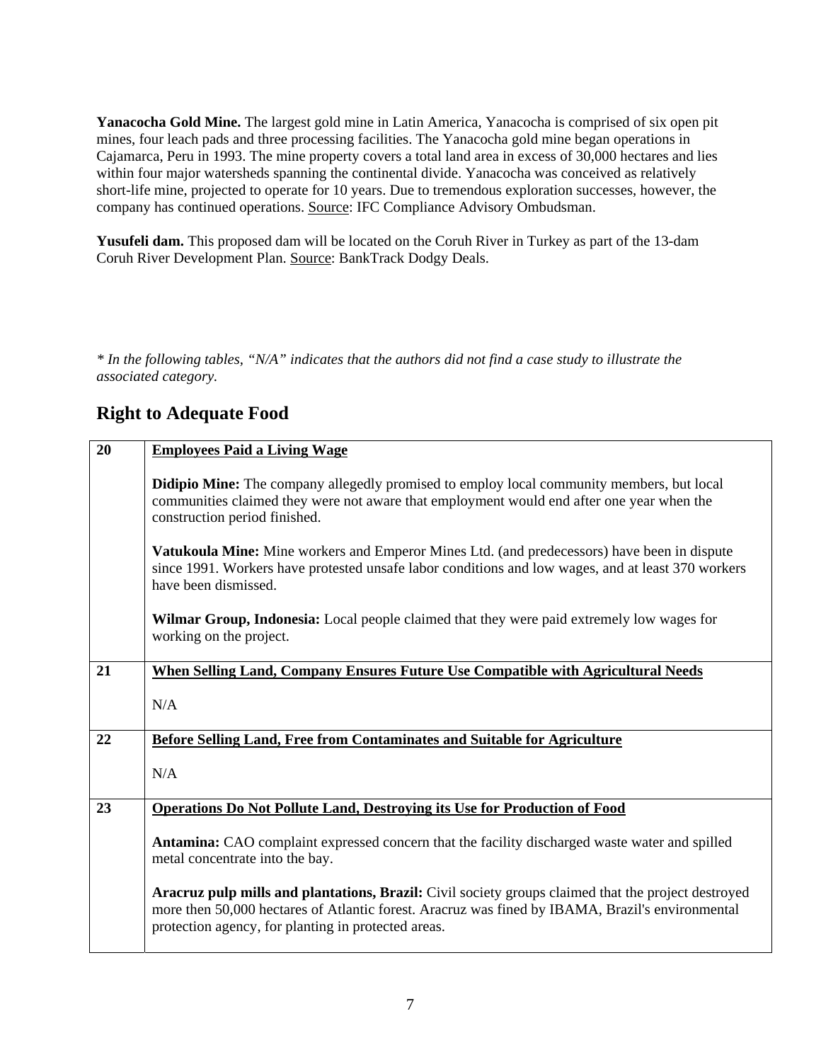**Yanacocha Gold Mine.** The largest gold mine in Latin America, Yanacocha is comprised of six open pit mines, four leach pads and three processing facilities. The Yanacocha gold mine began operations in Cajamarca, Peru in 1993. The mine property covers a total land area in excess of 30,000 hectares and lies within four major watersheds spanning the continental divide. Yanacocha was conceived as relatively short-life mine, projected to operate for 10 years. Due to tremendous exploration successes, however, the company has continued operations. Source: IFC Compliance Advisory Ombudsman.

**Yusufeli dam.** This proposed dam will be located on the Coruh River in Turkey as part of the 13-dam Coruh River Development Plan. Source: BankTrack Dodgy Deals.

*\* In the following tables, "N/A" indicates that the authors did not find a case study to illustrate the associated category.*

## Right to Adequate Food

| | |
|---|---|
| **20** | **Employees Paid a Living Wage**<br><br>**Didipio Mine:** The company allegedly promised to employ local community members, but local communities claimed they were not aware that employment would end after one year when the construction period finished.<br><br>**Vatukoula Mine:** Mine workers and Emperor Mines Ltd. (and predecessors) have been in dispute since 1991. Workers have protested unsafe labor conditions and low wages, and at least 370 workers have been dismissed.<br><br>**Wilmar Group, Indonesia:** Local people claimed that they were paid extremely low wages for working on the project. |
| **21** | **When Selling Land, Company Ensures Future Use Compatible with Agricultural Needs**<br><br>N/A |
| **22** | **Before Selling Land, Free from Contaminates and Suitable for Agriculture**<br><br>N/A |
| **23** | **Operations Do Not Pollute Land, Destroying its Use for Production of Food**<br><br>**Antamina:** CAO complaint expressed concern that the facility discharged waste water and spilled metal concentrate into the bay.<br><br>**Aracruz pulp mills and plantations, Brazil:** Civil society groups claimed that the project destroyed more then 50,000 hectares of Atlantic forest. Aracruz was fined by IBAMA, Brazil's environmental protection agency, for planting in protected areas. |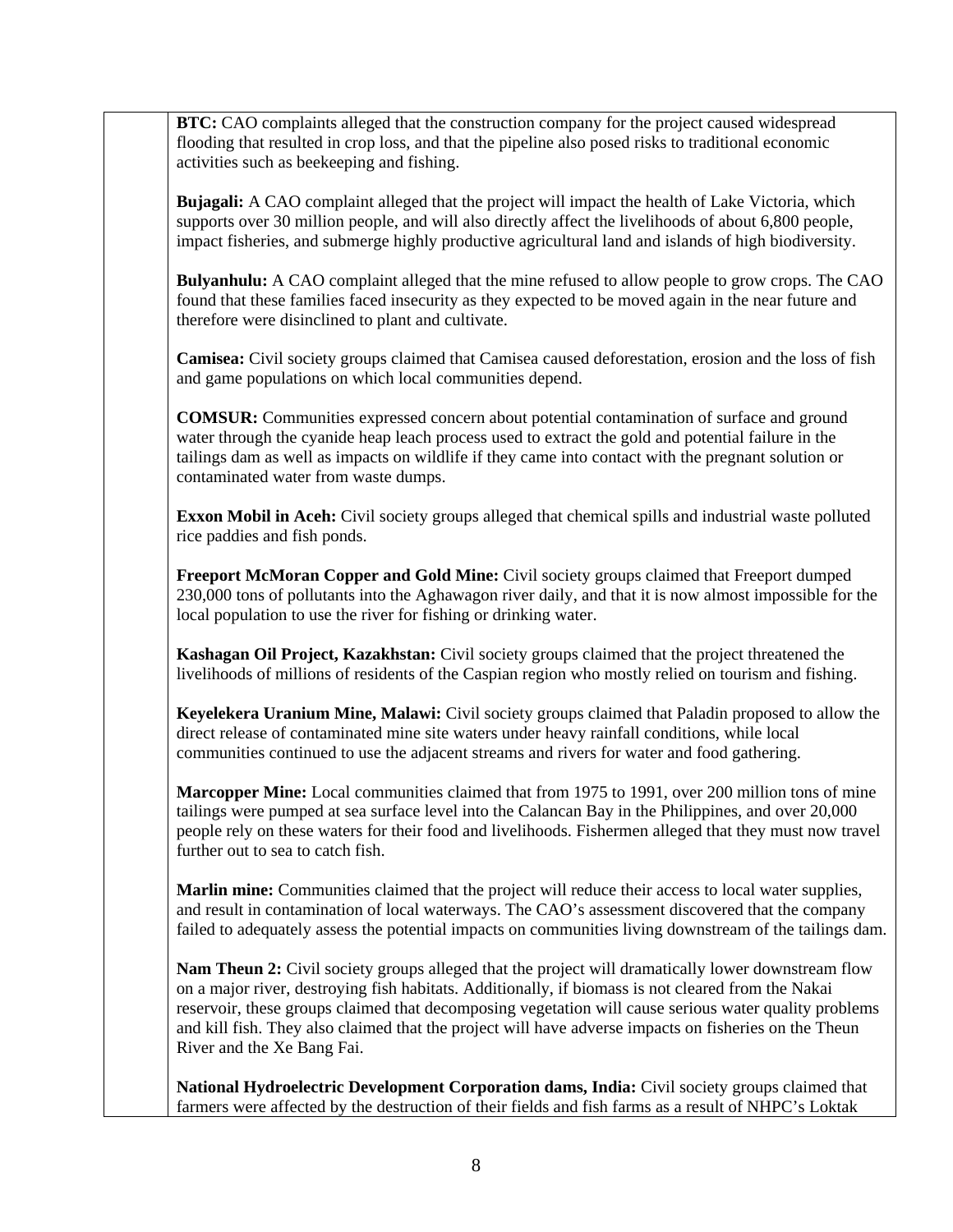**BTC:** CAO complaints alleged that the construction company for the project caused widespread flooding that resulted in crop loss, and that the pipeline also posed risks to traditional economic activities such as beekeeping and fishing.

**Bujagali:** A CAO complaint alleged that the project will impact the health of Lake Victoria, which supports over 30 million people, and will also directly affect the livelihoods of about 6,800 people, impact fisheries, and submerge highly productive agricultural land and islands of high biodiversity.

**Bulyanhulu:** A CAO complaint alleged that the mine refused to allow people to grow crops. The CAO found that these families faced insecurity as they expected to be moved again in the near future and therefore were disinclined to plant and cultivate.

**Camisea:** Civil society groups claimed that Camisea caused deforestation, erosion and the loss of fish and game populations on which local communities depend.

**COMSUR:** Communities expressed concern about potential contamination of surface and ground water through the cyanide heap leach process used to extract the gold and potential failure in the tailings dam as well as impacts on wildlife if they came into contact with the pregnant solution or contaminated water from waste dumps.

**Exxon Mobil in Aceh:** Civil society groups alleged that chemical spills and industrial waste polluted rice paddies and fish ponds.

**Freeport McMoran Copper and Gold Mine:** Civil society groups claimed that Freeport dumped 230,000 tons of pollutants into the Aghawagon river daily, and that it is now almost impossible for the local population to use the river for fishing or drinking water.

**Kashagan Oil Project, Kazakhstan:** Civil society groups claimed that the project threatened the livelihoods of millions of residents of the Caspian region who mostly relied on tourism and fishing.

**Keyelekera Uranium Mine, Malawi:** Civil society groups claimed that Paladin proposed to allow the direct release of contaminated mine site waters under heavy rainfall conditions, while local communities continued to use the adjacent streams and rivers for water and food gathering.

**Marcopper Mine:** Local communities claimed that from 1975 to 1991, over 200 million tons of mine tailings were pumped at sea surface level into the Calancan Bay in the Philippines, and over 20,000 people rely on these waters for their food and livelihoods. Fishermen alleged that they must now travel further out to sea to catch fish.

**Marlin mine:** Communities claimed that the project will reduce their access to local water supplies, and result in contamination of local waterways. The CAO's assessment discovered that the company failed to adequately assess the potential impacts on communities living downstream of the tailings dam.

**Nam Theun 2:** Civil society groups alleged that the project will dramatically lower downstream flow on a major river, destroying fish habitats. Additionally, if biomass is not cleared from the Nakai reservoir, these groups claimed that decomposing vegetation will cause serious water quality problems and kill fish. They also claimed that the project will have adverse impacts on fisheries on the Theun River and the Xe Bang Fai.

**National Hydroelectric Development Corporation dams, India:** Civil society groups claimed that farmers were affected by the destruction of their fields and fish farms as a result of NHPC's Loktak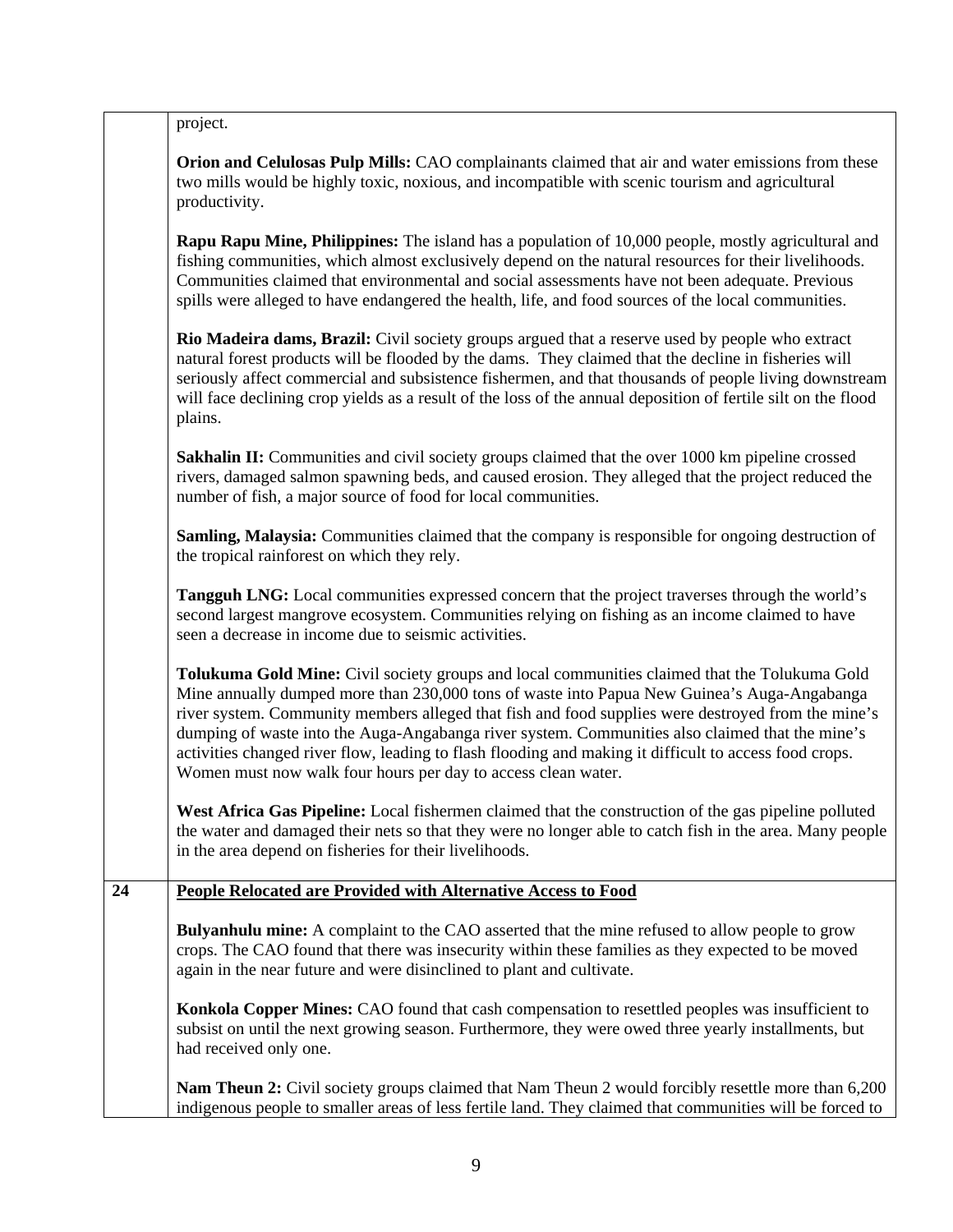| | |
|---|---|
| | project.<br><br>**Orion and Celulosas Pulp Mills:** CAO complainants claimed that air and water emissions from these two mills would be highly toxic, noxious, and incompatible with scenic tourism and agricultural productivity.<br><br>**Rapu Rapu Mine, Philippines:** The island has a population of 10,000 people, mostly agricultural and fishing communities, which almost exclusively depend on the natural resources for their livelihoods. Communities claimed that environmental and social assessments have not been adequate. Previous spills were alleged to have endangered the health, life, and food sources of the local communities.<br><br>**Rio Madeira dams, Brazil:** Civil society groups argued that a reserve used by people who extract natural forest products will be flooded by the dams. They claimed that the decline in fisheries will seriously affect commercial and subsistence fishermen, and that thousands of people living downstream will face declining crop yields as a result of the loss of the annual deposition of fertile silt on the flood plains.<br><br>**Sakhalin II:** Communities and civil society groups claimed that the over 1000 km pipeline crossed rivers, damaged salmon spawning beds, and caused erosion. They alleged that the project reduced the number of fish, a major source of food for local communities.<br><br>**Samling, Malaysia:** Communities claimed that the company is responsible for ongoing destruction of the tropical rainforest on which they rely.<br><br>**Tangguh LNG:** Local communities expressed concern that the project traverses through the world's second largest mangrove ecosystem. Communities relying on fishing as an income claimed to have seen a decrease in income due to seismic activities.<br><br>**Tolukuma Gold Mine:** Civil society groups and local communities claimed that the Tolukuma Gold Mine annually dumped more than 230,000 tons of waste into Papua New Guinea's Auga-Angabanga river system. Community members alleged that fish and food supplies were destroyed from the mine's dumping of waste into the Auga-Angabanga river system. Communities also claimed that the mine's activities changed river flow, leading to flash flooding and making it difficult to access food crops. Women must now walk four hours per day to access clean water.<br><br>**West Africa Gas Pipeline:** Local fishermen claimed that the construction of the gas pipeline polluted the water and damaged their nets so that they were no longer able to catch fish in the area. Many people in the area depend on fisheries for their livelihoods. |
| **24** | **<u>People Relocated are Provided with Alternative Access to Food</u>**<br><br>**Bulyanhulu mine:** A complaint to the CAO asserted that the mine refused to allow people to grow crops. The CAO found that there was insecurity within these families as they expected to be moved again in the near future and were disinclined to plant and cultivate.<br><br>**Konkola Copper Mines:** CAO found that cash compensation to resettled peoples was insufficient to subsist on until the next growing season. Furthermore, they were owed three yearly installments, but had received only one.<br><br>**Nam Theun 2:** Civil society groups claimed that Nam Theun 2 would forcibly resettle more than 6,200 indigenous people to smaller areas of less fertile land. They claimed that communities will be forced to |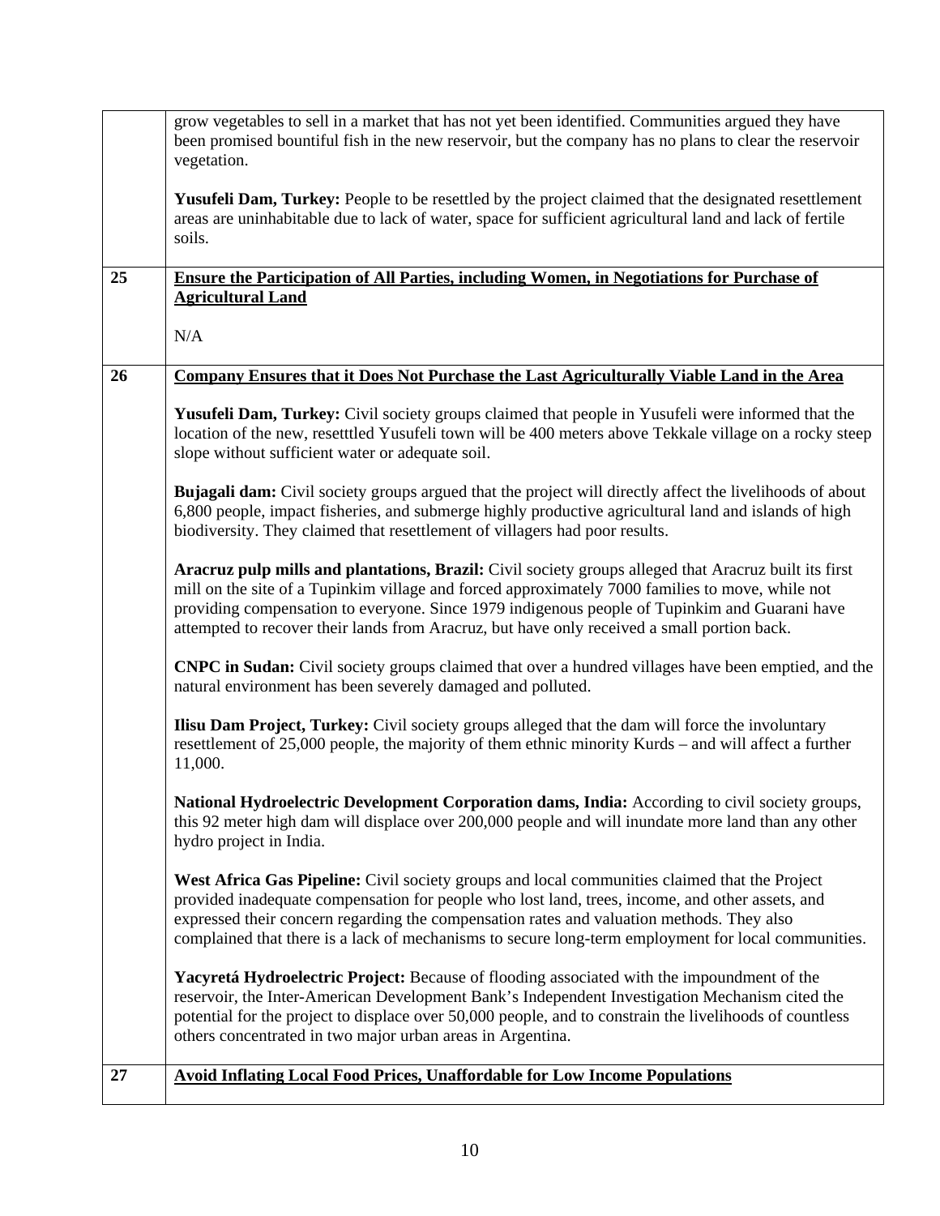| | |
|---|---|
| | grow vegetables to sell in a market that has not yet been identified. Communities argued they have been promised bountiful fish in the new reservoir, but the company has no plans to clear the reservoir vegetation.<br><br>**Yusufeli Dam, Turkey:** People to be resettled by the project claimed that the designated resettlement areas are uninhabitable due to lack of water, space for sufficient agricultural land and lack of fertile soils. |
| **25** | **<u>Ensure the Participation of All Parties, including Women, in Negotiations for Purchase of Agricultural Land</u>**<br><br>N/A |
| **26** | **<u>Company Ensures that it Does Not Purchase the Last Agriculturally Viable Land in the Area</u>**<br><br>**Yusufeli Dam, Turkey:** Civil society groups claimed that people in Yusufeli were informed that the location of the new, resetttled Yusufeli town will be 400 meters above Tekkale village on a rocky steep slope without sufficient water or adequate soil.<br><br>**Bujagali dam:** Civil society groups argued that the project will directly affect the livelihoods of about 6,800 people, impact fisheries, and submerge highly productive agricultural land and islands of high biodiversity. They claimed that resettlement of villagers had poor results.<br><br>**Aracruz pulp mills and plantations, Brazil:** Civil society groups alleged that Aracruz built its first mill on the site of a Tupinkim village and forced approximately 7000 families to move, while not providing compensation to everyone. Since 1979 indigenous people of Tupinkim and Guarani have attempted to recover their lands from Aracruz, but have only received a small portion back.<br><br>**CNPC in Sudan:** Civil society groups claimed that over a hundred villages have been emptied, and the natural environment has been severely damaged and polluted.<br><br>**Ilisu Dam Project, Turkey:** Civil society groups alleged that the dam will force the involuntary resettlement of 25,000 people, the majority of them ethnic minority Kurds – and will affect a further 11,000.<br><br>**National Hydroelectric Development Corporation dams, India:** According to civil society groups, this 92 meter high dam will displace over 200,000 people and will inundate more land than any other hydro project in India.<br><br>**West Africa Gas Pipeline:** Civil society groups and local communities claimed that the Project provided inadequate compensation for people who lost land, trees, income, and other assets, and expressed their concern regarding the compensation rates and valuation methods. They also complained that there is a lack of mechanisms to secure long-term employment for local communities.<br><br>**Yacyretá Hydroelectric Project:** Because of flooding associated with the impoundment of the reservoir, the Inter-American Development Bank's Independent Investigation Mechanism cited the potential for the project to displace over 50,000 people, and to constrain the livelihoods of countless others concentrated in two major urban areas in Argentina. |
| **27** | **<u>Avoid Inflating Local Food Prices, Unaffordable for Low Income Populations</u>** |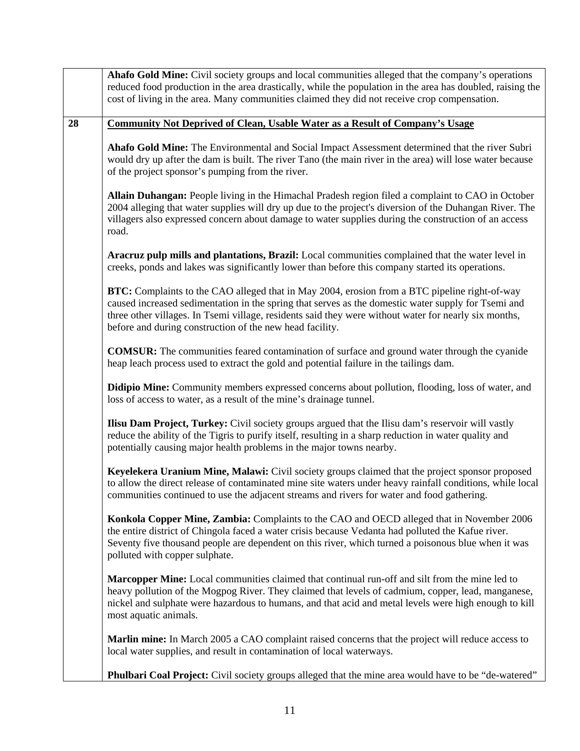| | |
|---|---|
| | **Ahafo Gold Mine:** Civil society groups and local communities alleged that the company's operations reduced food production in the area drastically, while the population in the area has doubled, raising the cost of living in the area. Many communities claimed they did not receive crop compensation. |
| 28 | **Community Not Deprived of Clean, Usable Water as a Result of Company's Usage**<br><br>**Ahafo Gold Mine:** The Environmental and Social Impact Assessment determined that the river Subri would dry up after the dam is built. The river Tano (the main river in the area) will lose water because of the project sponsor's pumping from the river.<br><br>**Allain Duhangan:** People living in the Himachal Pradesh region filed a complaint to CAO in October 2004 alleging that water supplies will dry up due to the project's diversion of the Duhangan River. The villagers also expressed concern about damage to water supplies during the construction of an access road.<br><br>**Aracruz pulp mills and plantations, Brazil:** Local communities complained that the water level in creeks, ponds and lakes was significantly lower than before this company started its operations.<br><br>**BTC:** Complaints to the CAO alleged that in May 2004, erosion from a BTC pipeline right-of-way caused increased sedimentation in the spring that serves as the domestic water supply for Tsemi and three other villages. In Tsemi village, residents said they were without water for nearly six months, before and during construction of the new head facility.<br><br>**COMSUR:** The communities feared contamination of surface and ground water through the cyanide heap leach process used to extract the gold and potential failure in the tailings dam.<br><br>**Didipio Mine:** Community members expressed concerns about pollution, flooding, loss of water, and loss of access to water, as a result of the mine's drainage tunnel.<br><br>**Ilisu Dam Project, Turkey:** Civil society groups argued that the Ilisu dam's reservoir will vastly reduce the ability of the Tigris to purify itself, resulting in a sharp reduction in water quality and potentially causing major health problems in the major towns nearby.<br><br>**Keyelekera Uranium Mine, Malawi:** Civil society groups claimed that the project sponsor proposed to allow the direct release of contaminated mine site waters under heavy rainfall conditions, while local communities continued to use the adjacent streams and rivers for water and food gathering.<br><br>**Konkola Copper Mine, Zambia:** Complaints to the CAO and OECD alleged that in November 2006 the entire district of Chingola faced a water crisis because Vedanta had polluted the Kafue river. Seventy five thousand people are dependent on this river, which turned a poisonous blue when it was polluted with copper sulphate.<br><br>**Marcopper Mine:** Local communities claimed that continual run-off and silt from the mine led to heavy pollution of the Mogpog River. They claimed that levels of cadmium, copper, lead, manganese, nickel and sulphate were hazardous to humans, and that acid and metal levels were high enough to kill most aquatic animals.<br><br>**Marlin mine:** In March 2005 a CAO complaint raised concerns that the project will reduce access to local water supplies, and result in contamination of local waterways.<br><br>**Phulbari Coal Project:** Civil society groups alleged that the mine area would have to be "de-watered" |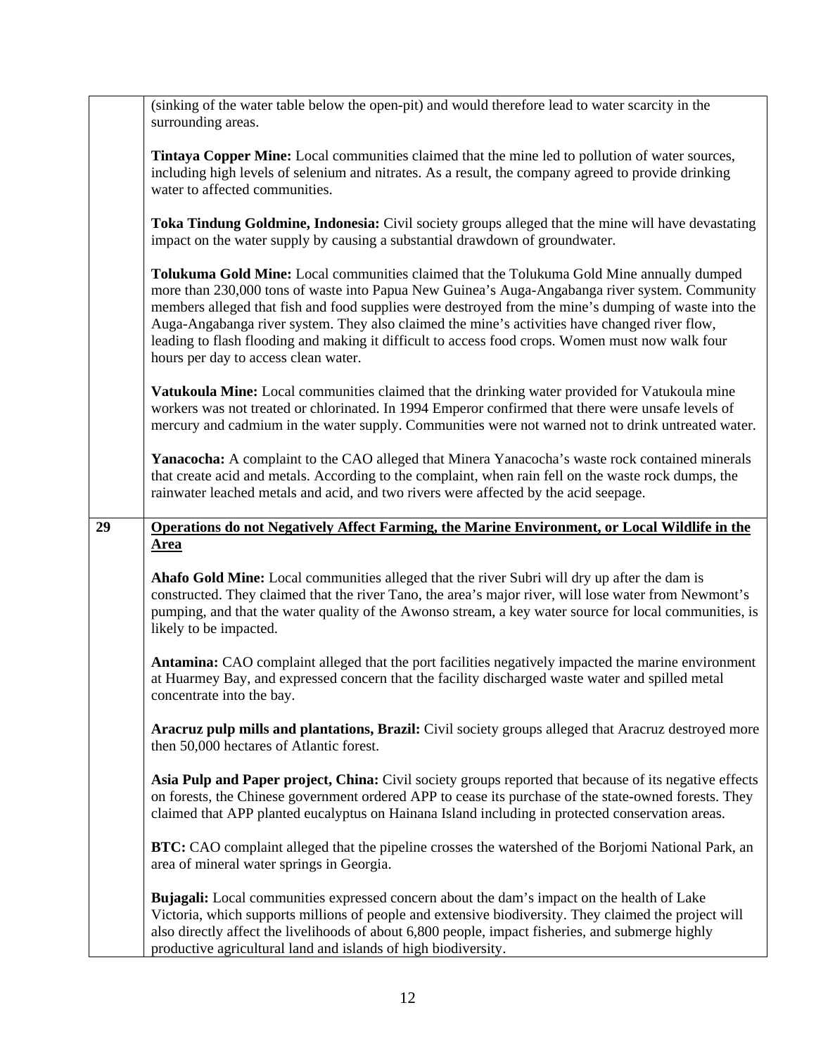| | |
|---|---|
| | (sinking of the water table below the open-pit) and would therefore lead to water scarcity in the surrounding areas.<br><br>**Tintaya Copper Mine:** Local communities claimed that the mine led to pollution of water sources, including high levels of selenium and nitrates. As a result, the company agreed to provide drinking water to affected communities.<br><br>**Toka Tindung Goldmine, Indonesia:** Civil society groups alleged that the mine will have devastating impact on the water supply by causing a substantial drawdown of groundwater.<br><br>**Tolukuma Gold Mine:** Local communities claimed that the Tolukuma Gold Mine annually dumped more than 230,000 tons of waste into Papua New Guinea's Auga-Angabanga river system. Community members alleged that fish and food supplies were destroyed from the mine's dumping of waste into the Auga-Angabanga river system. They also claimed the mine's activities have changed river flow, leading to flash flooding and making it difficult to access food crops. Women must now walk four hours per day to access clean water.<br><br>**Vatukoula Mine:** Local communities claimed that the drinking water provided for Vatukoula mine workers was not treated or chlorinated. In 1994 Emperor confirmed that there were unsafe levels of mercury and cadmium in the water supply. Communities were not warned not to drink untreated water.<br><br>**Yanacocha:** A complaint to the CAO alleged that Minera Yanacocha's waste rock contained minerals that create acid and metals. According to the complaint, when rain fell on the waste rock dumps, the rainwater leached metals and acid, and two rivers were affected by the acid seepage. |
| **29** | **Operations do not Negatively Affect Farming, the Marine Environment, or Local Wildlife in the Area**<br><br>**Ahafo Gold Mine:** Local communities alleged that the river Subri will dry up after the dam is constructed. They claimed that the river Tano, the area's major river, will lose water from Newmont's pumping, and that the water quality of the Awonso stream, a key water source for local communities, is likely to be impacted.<br><br>**Antamina:** CAO complaint alleged that the port facilities negatively impacted the marine environment at Huarmey Bay, and expressed concern that the facility discharged waste water and spilled metal concentrate into the bay.<br><br>**Aracruz pulp mills and plantations, Brazil:** Civil society groups alleged that Aracruz destroyed more then 50,000 hectares of Atlantic forest.<br><br>**Asia Pulp and Paper project, China:** Civil society groups reported that because of its negative effects on forests, the Chinese government ordered APP to cease its purchase of the state-owned forests. They claimed that APP planted eucalyptus on Hainana Island including in protected conservation areas.<br><br>**BTC:** CAO complaint alleged that the pipeline crosses the watershed of the Borjomi National Park, an area of mineral water springs in Georgia.<br><br>**Bujagali:** Local communities expressed concern about the dam's impact on the health of Lake Victoria, which supports millions of people and extensive biodiversity. They claimed the project will also directly affect the livelihoods of about 6,800 people, impact fisheries, and submerge highly productive agricultural land and islands of high biodiversity. |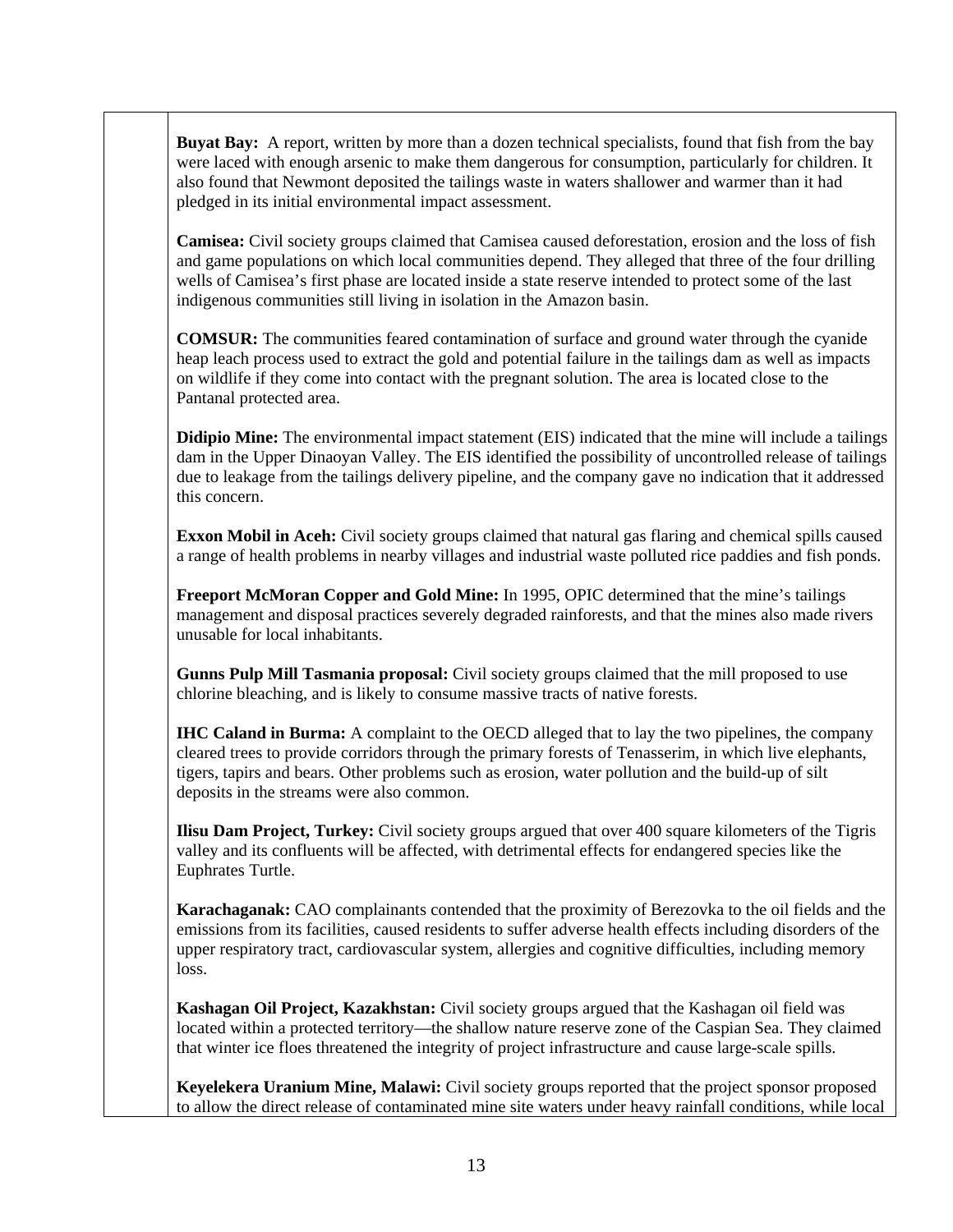**Buyat Bay:** A report, written by more than a dozen technical specialists, found that fish from the bay were laced with enough arsenic to make them dangerous for consumption, particularly for children. It also found that Newmont deposited the tailings waste in waters shallower and warmer than it had pledged in its initial environmental impact assessment.

**Camisea:** Civil society groups claimed that Camisea caused deforestation, erosion and the loss of fish and game populations on which local communities depend. They alleged that three of the four drilling wells of Camisea's first phase are located inside a state reserve intended to protect some of the last indigenous communities still living in isolation in the Amazon basin.

**COMSUR:** The communities feared contamination of surface and ground water through the cyanide heap leach process used to extract the gold and potential failure in the tailings dam as well as impacts on wildlife if they come into contact with the pregnant solution. The area is located close to the Pantanal protected area.

**Didipio Mine:** The environmental impact statement (EIS) indicated that the mine will include a tailings dam in the Upper Dinaoyan Valley. The EIS identified the possibility of uncontrolled release of tailings due to leakage from the tailings delivery pipeline, and the company gave no indication that it addressed this concern.

**Exxon Mobil in Aceh:** Civil society groups claimed that natural gas flaring and chemical spills caused a range of health problems in nearby villages and industrial waste polluted rice paddies and fish ponds.

**Freeport McMoran Copper and Gold Mine:** In 1995, OPIC determined that the mine's tailings management and disposal practices severely degraded rainforests, and that the mines also made rivers unusable for local inhabitants.

**Gunns Pulp Mill Tasmania proposal:** Civil society groups claimed that the mill proposed to use chlorine bleaching, and is likely to consume massive tracts of native forests.

**IHC Caland in Burma:** A complaint to the OECD alleged that to lay the two pipelines, the company cleared trees to provide corridors through the primary forests of Tenasserim, in which live elephants, tigers, tapirs and bears. Other problems such as erosion, water pollution and the build-up of silt deposits in the streams were also common.

**Ilisu Dam Project, Turkey:** Civil society groups argued that over 400 square kilometers of the Tigris valley and its confluents will be affected, with detrimental effects for endangered species like the Euphrates Turtle.

**Karachaganak:** CAO complainants contended that the proximity of Berezovka to the oil fields and the emissions from its facilities, caused residents to suffer adverse health effects including disorders of the upper respiratory tract, cardiovascular system, allergies and cognitive difficulties, including memory loss.

**Kashagan Oil Project, Kazakhstan:** Civil society groups argued that the Kashagan oil field was located within a protected territory—the shallow nature reserve zone of the Caspian Sea. They claimed that winter ice floes threatened the integrity of project infrastructure and cause large-scale spills.

**Keyelekera Uranium Mine, Malawi:** Civil society groups reported that the project sponsor proposed to allow the direct release of contaminated mine site waters under heavy rainfall conditions, while local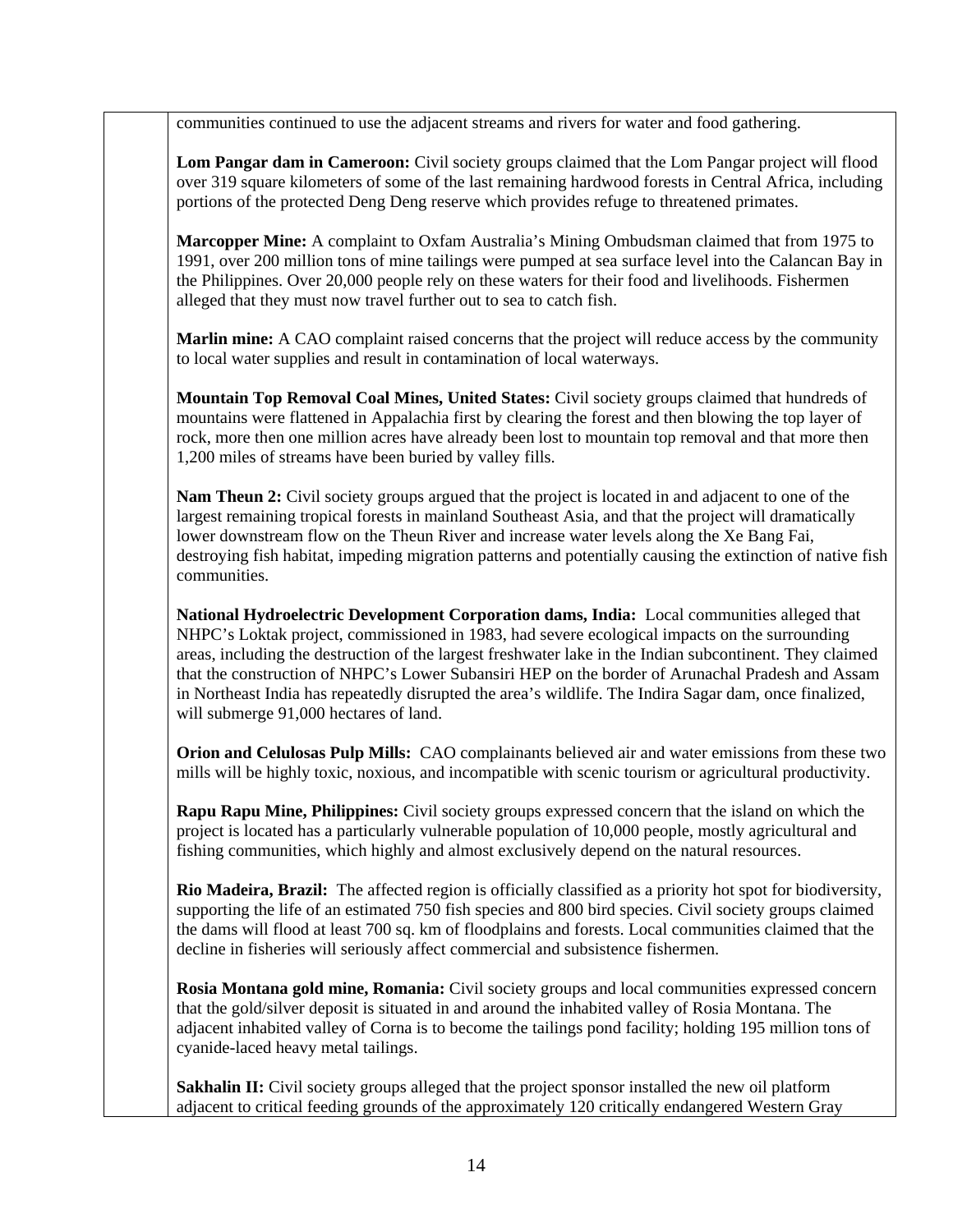communities continued to use the adjacent streams and rivers for water and food gathering.

**Lom Pangar dam in Cameroon:** Civil society groups claimed that the Lom Pangar project will flood over 319 square kilometers of some of the last remaining hardwood forests in Central Africa, including portions of the protected Deng Deng reserve which provides refuge to threatened primates.

**Marcopper Mine:** A complaint to Oxfam Australia's Mining Ombudsman claimed that from 1975 to 1991, over 200 million tons of mine tailings were pumped at sea surface level into the Calancan Bay in the Philippines. Over 20,000 people rely on these waters for their food and livelihoods. Fishermen alleged that they must now travel further out to sea to catch fish.

**Marlin mine:** A CAO complaint raised concerns that the project will reduce access by the community to local water supplies and result in contamination of local waterways.

**Mountain Top Removal Coal Mines, United States:** Civil society groups claimed that hundreds of mountains were flattened in Appalachia first by clearing the forest and then blowing the top layer of rock, more then one million acres have already been lost to mountain top removal and that more then 1,200 miles of streams have been buried by valley fills.

**Nam Theun 2:** Civil society groups argued that the project is located in and adjacent to one of the largest remaining tropical forests in mainland Southeast Asia, and that the project will dramatically lower downstream flow on the Theun River and increase water levels along the Xe Bang Fai, destroying fish habitat, impeding migration patterns and potentially causing the extinction of native fish communities.

**National Hydroelectric Development Corporation dams, India:** Local communities alleged that NHPC's Loktak project, commissioned in 1983, had severe ecological impacts on the surrounding areas, including the destruction of the largest freshwater lake in the Indian subcontinent. They claimed that the construction of NHPC's Lower Subansiri HEP on the border of Arunachal Pradesh and Assam in Northeast India has repeatedly disrupted the area's wildlife. The Indira Sagar dam, once finalized, will submerge 91,000 hectares of land.

**Orion and Celulosas Pulp Mills:** CAO complainants believed air and water emissions from these two mills will be highly toxic, noxious, and incompatible with scenic tourism or agricultural productivity.

**Rapu Rapu Mine, Philippines:** Civil society groups expressed concern that the island on which the project is located has a particularly vulnerable population of 10,000 people, mostly agricultural and fishing communities, which highly and almost exclusively depend on the natural resources.

**Rio Madeira, Brazil:** The affected region is officially classified as a priority hot spot for biodiversity, supporting the life of an estimated 750 fish species and 800 bird species. Civil society groups claimed the dams will flood at least 700 sq. km of floodplains and forests. Local communities claimed that the decline in fisheries will seriously affect commercial and subsistence fishermen.

**Rosia Montana gold mine, Romania:** Civil society groups and local communities expressed concern that the gold/silver deposit is situated in and around the inhabited valley of Rosia Montana. The adjacent inhabited valley of Corna is to become the tailings pond facility; holding 195 million tons of cyanide-laced heavy metal tailings.

**Sakhalin II:** Civil society groups alleged that the project sponsor installed the new oil platform adjacent to critical feeding grounds of the approximately 120 critically endangered Western Gray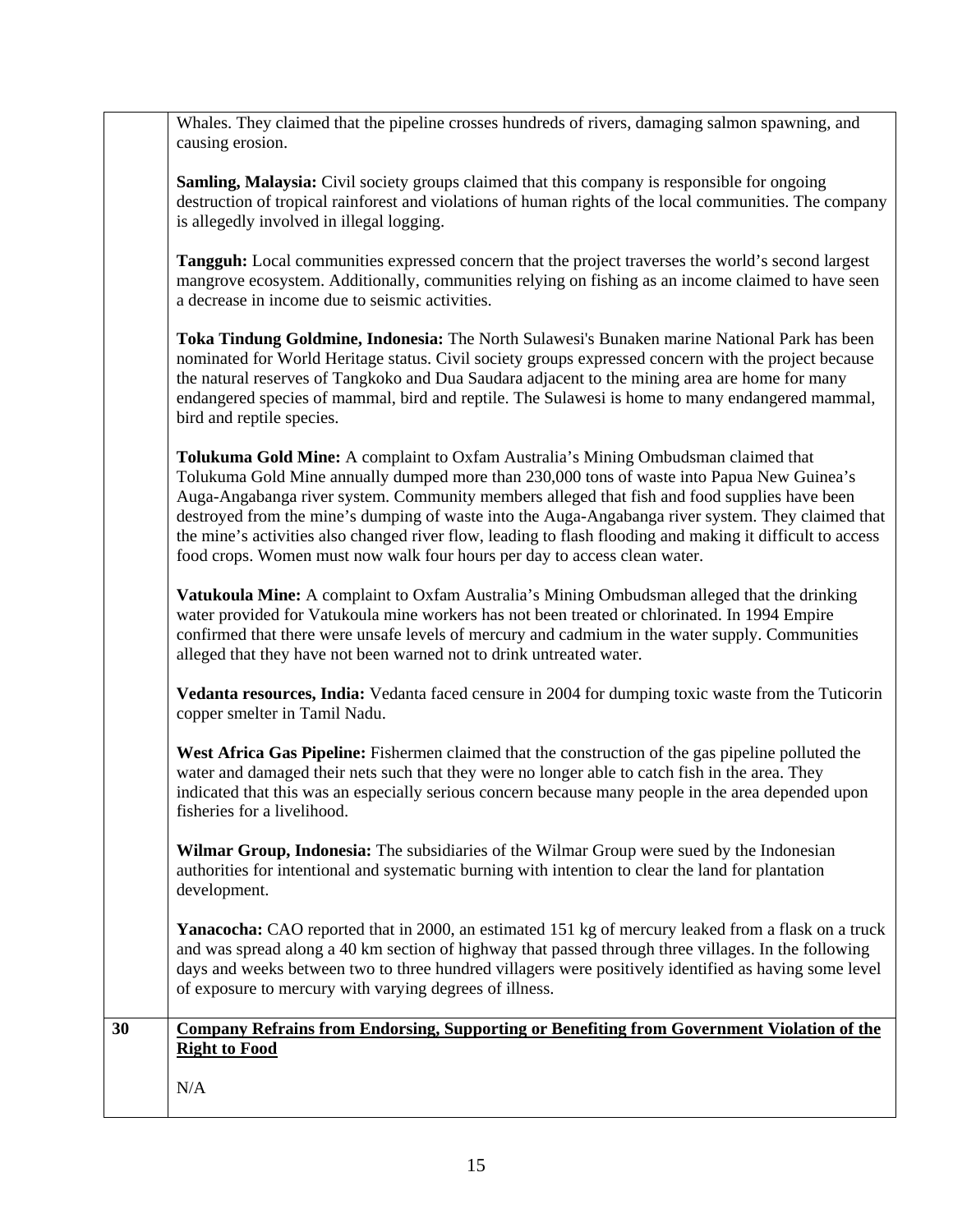| | |
|---|---|
| | Whales. They claimed that the pipeline crosses hundreds of rivers, damaging salmon spawning, and causing erosion.<br><br>**Samling, Malaysia:** Civil society groups claimed that this company is responsible for ongoing destruction of tropical rainforest and violations of human rights of the local communities. The company is allegedly involved in illegal logging.<br><br>**Tangguh:** Local communities expressed concern that the project traverses the world's second largest mangrove ecosystem. Additionally, communities relying on fishing as an income claimed to have seen a decrease in income due to seismic activities.<br><br>**Toka Tindung Goldmine, Indonesia:** The North Sulawesi's Bunaken marine National Park has been nominated for World Heritage status. Civil society groups expressed concern with the project because the natural reserves of Tangkoko and Dua Saudara adjacent to the mining area are home for many endangered species of mammal, bird and reptile. The Sulawesi is home to many endangered mammal, bird and reptile species.<br><br>**Tolukuma Gold Mine:** A complaint to Oxfam Australia's Mining Ombudsman claimed that Tolukuma Gold Mine annually dumped more than 230,000 tons of waste into Papua New Guinea's Auga-Angabanga river system. Community members alleged that fish and food supplies have been destroyed from the mine's dumping of waste into the Auga-Angabanga river system. They claimed that the mine's activities also changed river flow, leading to flash flooding and making it difficult to access food crops. Women must now walk four hours per day to access clean water.<br><br>**Vatukoula Mine:** A complaint to Oxfam Australia's Mining Ombudsman alleged that the drinking water provided for Vatukoula mine workers has not been treated or chlorinated. In 1994 Empire confirmed that there were unsafe levels of mercury and cadmium in the water supply. Communities alleged that they have not been warned not to drink untreated water.<br><br>**Vedanta resources, India:** Vedanta faced censure in 2004 for dumping toxic waste from the Tuticorin copper smelter in Tamil Nadu.<br><br>**West Africa Gas Pipeline:** Fishermen claimed that the construction of the gas pipeline polluted the water and damaged their nets such that they were no longer able to catch fish in the area. They indicated that this was an especially serious concern because many people in the area depended upon fisheries for a livelihood.<br><br>**Wilmar Group, Indonesia:** The subsidiaries of the Wilmar Group were sued by the Indonesian authorities for intentional and systematic burning with intention to clear the land for plantation development.<br><br>**Yanacocha:** CAO reported that in 2000, an estimated 151 kg of mercury leaked from a flask on a truck and was spread along a 40 km section of highway that passed through three villages. In the following days and weeks between two to three hundred villagers were positively identified as having some level of exposure to mercury with varying degrees of illness. |
| **30** | **<u>Company Refrains from Endorsing, Supporting or Benefiting from Government Violation of the Right to Food</u>**<br><br>N/A |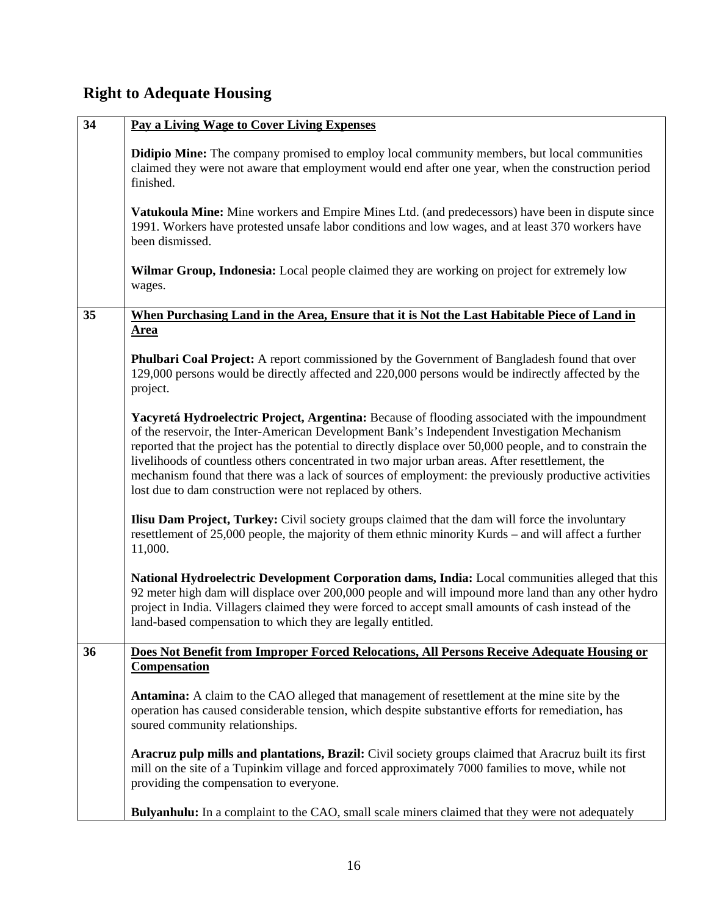## Right to Adequate Housing

| | |
|---|---|
| **34** | **Pay a Living Wage to Cover Living Expenses**<br><br>**Didipio Mine:** The company promised to employ local community members, but local communities claimed they were not aware that employment would end after one year, when the construction period finished.<br><br>**Vatukoula Mine:** Mine workers and Empire Mines Ltd. (and predecessors) have been in dispute since 1991. Workers have protested unsafe labor conditions and low wages, and at least 370 workers have been dismissed.<br><br>**Wilmar Group, Indonesia:** Local people claimed they are working on project for extremely low wages. |
| **35** | **When Purchasing Land in the Area, Ensure that it is Not the Last Habitable Piece of Land in Area**<br><br>**Phulbari Coal Project:** A report commissioned by the Government of Bangladesh found that over 129,000 persons would be directly affected and 220,000 persons would be indirectly affected by the project.<br><br>**Yacyretá Hydroelectric Project, Argentina:** Because of flooding associated with the impoundment of the reservoir, the Inter-American Development Bank's Independent Investigation Mechanism reported that the project has the potential to directly displace over 50,000 people, and to constrain the livelihoods of countless others concentrated in two major urban areas. After resettlement, the mechanism found that there was a lack of sources of employment: the previously productive activities lost due to dam construction were not replaced by others.<br><br>**Ilisu Dam Project, Turkey:** Civil society groups claimed that the dam will force the involuntary resettlement of 25,000 people, the majority of them ethnic minority Kurds – and will affect a further 11,000.<br><br>**National Hydroelectric Development Corporation dams, India:** Local communities alleged that this 92 meter high dam will displace over 200,000 people and will impound more land than any other hydro project in India. Villagers claimed they were forced to accept small amounts of cash instead of the land-based compensation to which they are legally entitled. |
| **36** | **Does Not Benefit from Improper Forced Relocations, All Persons Receive Adequate Housing or Compensation**<br><br>**Antamina:** A claim to the CAO alleged that management of resettlement at the mine site by the operation has caused considerable tension, which despite substantive efforts for remediation, has soured community relationships.<br><br>**Aracruz pulp mills and plantations, Brazil:** Civil society groups claimed that Aracruz built its first mill on the site of a Tupinkim village and forced approximately 7000 families to move, while not providing the compensation to everyone.<br><br>**Bulyanhulu:** In a complaint to the CAO, small scale miners claimed that they were not adequately |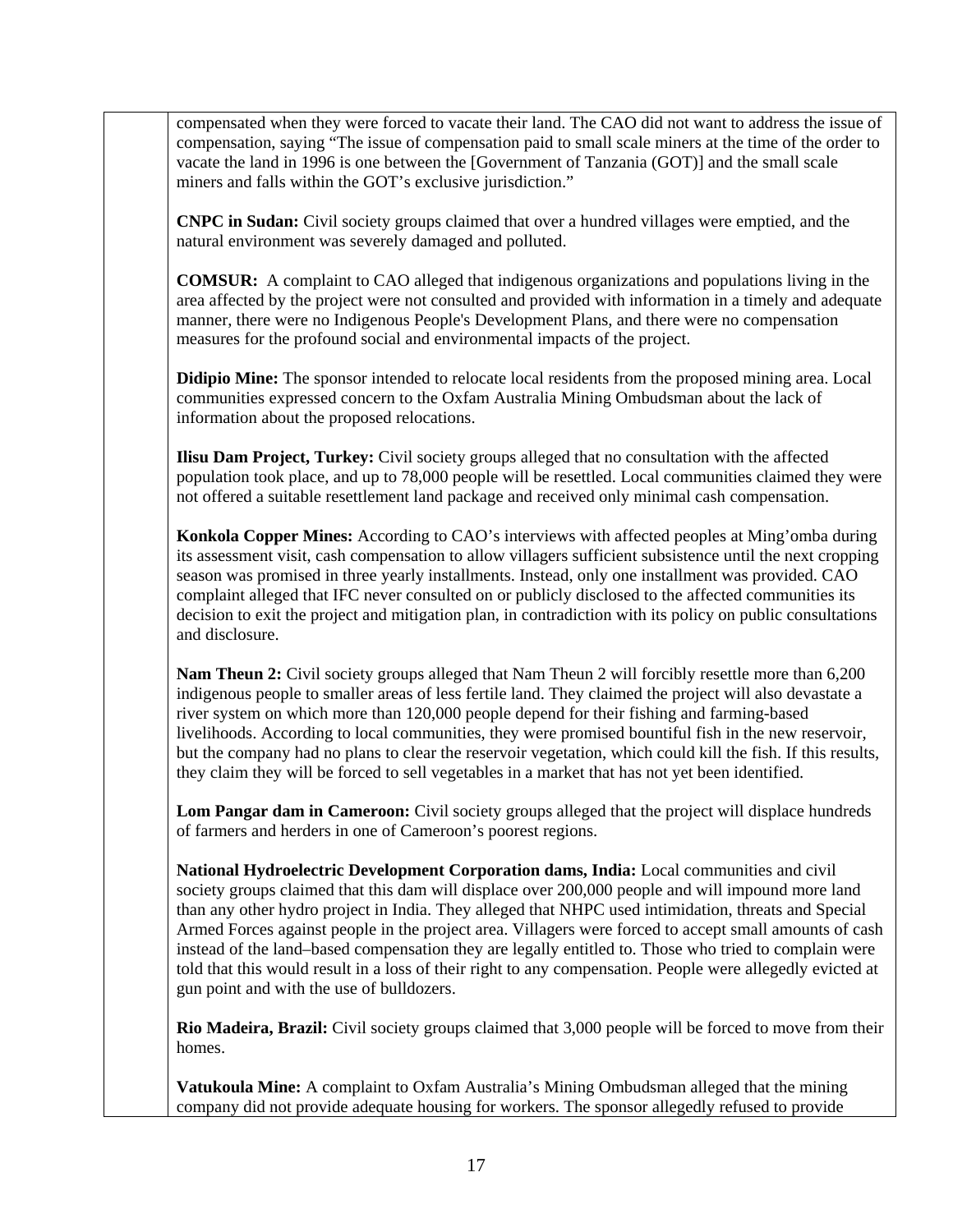compensated when they were forced to vacate their land. The CAO did not want to address the issue of compensation, saying "The issue of compensation paid to small scale miners at the time of the order to vacate the land in 1996 is one between the [Government of Tanzania (GOT)] and the small scale miners and falls within the GOT's exclusive jurisdiction."

**CNPC in Sudan:** Civil society groups claimed that over a hundred villages were emptied, and the natural environment was severely damaged and polluted.

**COMSUR:** A complaint to CAO alleged that indigenous organizations and populations living in the area affected by the project were not consulted and provided with information in a timely and adequate manner, there were no Indigenous People's Development Plans, and there were no compensation measures for the profound social and environmental impacts of the project.

**Didipio Mine:** The sponsor intended to relocate local residents from the proposed mining area. Local communities expressed concern to the Oxfam Australia Mining Ombudsman about the lack of information about the proposed relocations.

**Ilisu Dam Project, Turkey:** Civil society groups alleged that no consultation with the affected population took place, and up to 78,000 people will be resettled. Local communities claimed they were not offered a suitable resettlement land package and received only minimal cash compensation.

**Konkola Copper Mines:** According to CAO's interviews with affected peoples at Ming'omba during its assessment visit, cash compensation to allow villagers sufficient subsistence until the next cropping season was promised in three yearly installments. Instead, only one installment was provided. CAO complaint alleged that IFC never consulted on or publicly disclosed to the affected communities its decision to exit the project and mitigation plan, in contradiction with its policy on public consultations and disclosure.

**Nam Theun 2:** Civil society groups alleged that Nam Theun 2 will forcibly resettle more than 6,200 indigenous people to smaller areas of less fertile land. They claimed the project will also devastate a river system on which more than 120,000 people depend for their fishing and farming-based livelihoods. According to local communities, they were promised bountiful fish in the new reservoir, but the company had no plans to clear the reservoir vegetation, which could kill the fish. If this results, they claim they will be forced to sell vegetables in a market that has not yet been identified.

**Lom Pangar dam in Cameroon:** Civil society groups alleged that the project will displace hundreds of farmers and herders in one of Cameroon's poorest regions.

**National Hydroelectric Development Corporation dams, India:** Local communities and civil society groups claimed that this dam will displace over 200,000 people and will impound more land than any other hydro project in India. They alleged that NHPC used intimidation, threats and Special Armed Forces against people in the project area. Villagers were forced to accept small amounts of cash instead of the land–based compensation they are legally entitled to. Those who tried to complain were told that this would result in a loss of their right to any compensation. People were allegedly evicted at gun point and with the use of bulldozers.

**Rio Madeira, Brazil:** Civil society groups claimed that 3,000 people will be forced to move from their homes.

**Vatukoula Mine:** A complaint to Oxfam Australia's Mining Ombudsman alleged that the mining company did not provide adequate housing for workers. The sponsor allegedly refused to provide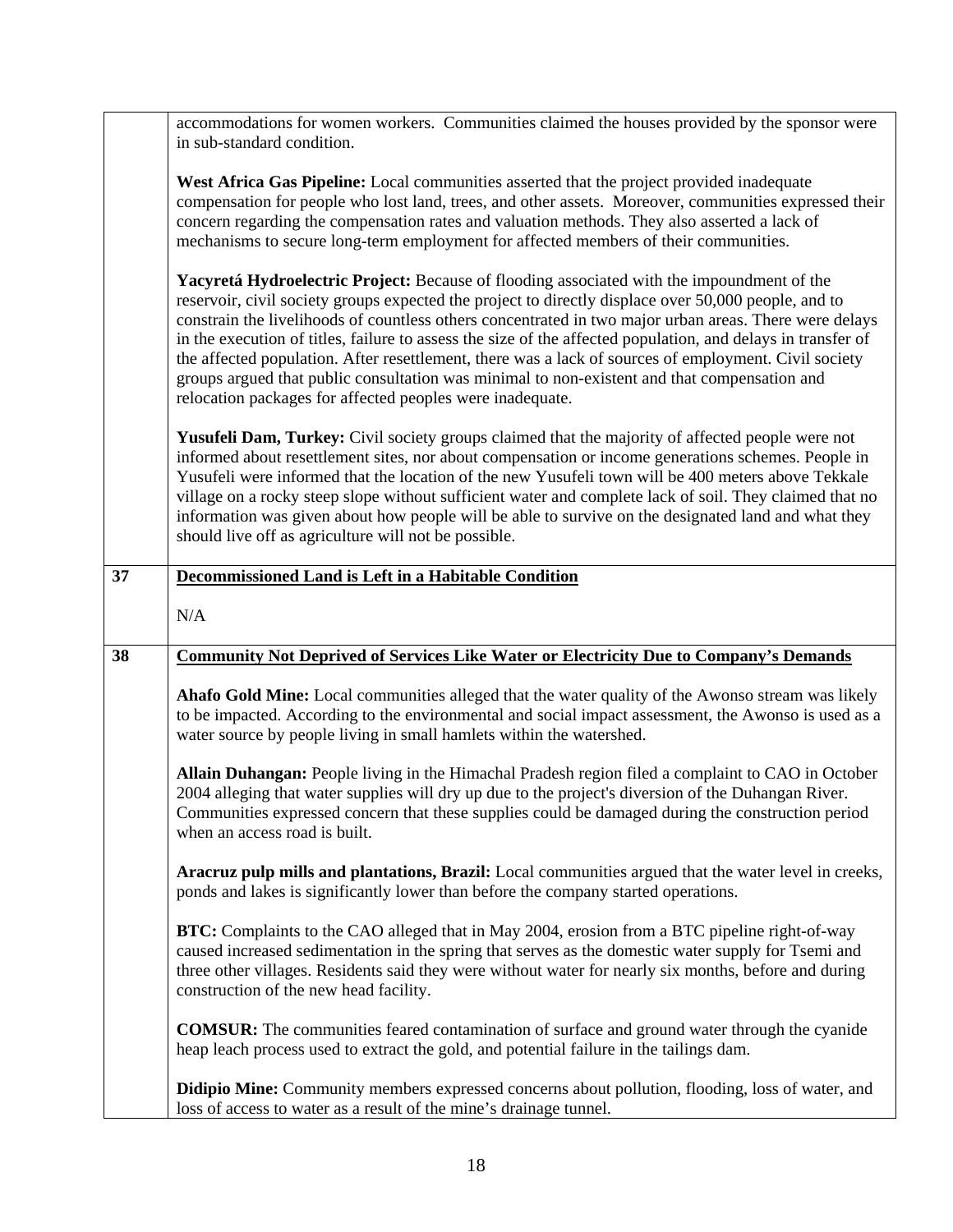| | |
|---|---|
| | accommodations for women workers. Communities claimed the houses provided by the sponsor were in sub-standard condition.<br><br>**West Africa Gas Pipeline:** Local communities asserted that the project provided inadequate compensation for people who lost land, trees, and other assets. Moreover, communities expressed their concern regarding the compensation rates and valuation methods. They also asserted a lack of mechanisms to secure long-term employment for affected members of their communities.<br><br>**Yacyretá Hydroelectric Project:** Because of flooding associated with the impoundment of the reservoir, civil society groups expected the project to directly displace over 50,000 people, and to constrain the livelihoods of countless others concentrated in two major urban areas. There were delays in the execution of titles, failure to assess the size of the affected population, and delays in transfer of the affected population. After resettlement, there was a lack of sources of employment. Civil society groups argued that public consultation was minimal to non-existent and that compensation and relocation packages for affected peoples were inadequate.<br><br>**Yusufeli Dam, Turkey:** Civil society groups claimed that the majority of affected people were not informed about resettlement sites, nor about compensation or income generations schemes. People in Yusufeli were informed that the location of the new Yusufeli town will be 400 meters above Tekkale village on a rocky steep slope without sufficient water and complete lack of soil. They claimed that no information was given about how people will be able to survive on the designated land and what they should live off as agriculture will not be possible. |
| **37** | **<u>Decommissioned Land is Left in a Habitable Condition</u>**<br><br>N/A |
| **38** | **<u>Community Not Deprived of Services Like Water or Electricity Due to Company's Demands</u>**<br><br>**Ahafo Gold Mine:** Local communities alleged that the water quality of the Awonso stream was likely to be impacted. According to the environmental and social impact assessment, the Awonso is used as a water source by people living in small hamlets within the watershed.<br><br>**Allain Duhangan:** People living in the Himachal Pradesh region filed a complaint to CAO in October 2004 alleging that water supplies will dry up due to the project's diversion of the Duhangan River. Communities expressed concern that these supplies could be damaged during the construction period when an access road is built.<br><br>**Aracruz pulp mills and plantations, Brazil:** Local communities argued that the water level in creeks, ponds and lakes is significantly lower than before the company started operations.<br><br>**BTC:** Complaints to the CAO alleged that in May 2004, erosion from a BTC pipeline right-of-way caused increased sedimentation in the spring that serves as the domestic water supply for Tsemi and three other villages. Residents said they were without water for nearly six months, before and during construction of the new head facility.<br><br>**COMSUR:** The communities feared contamination of surface and ground water through the cyanide heap leach process used to extract the gold, and potential failure in the tailings dam.<br><br>**Didipio Mine:** Community members expressed concerns about pollution, flooding, loss of water, and loss of access to water as a result of the mine's drainage tunnel. |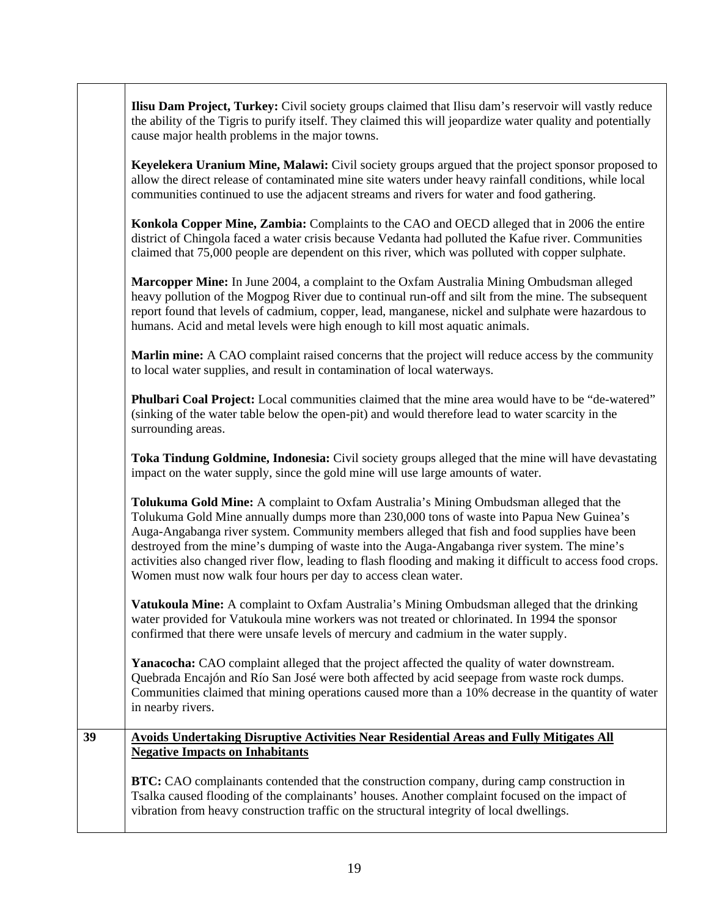| | |
|---|---|
| | **Ilisu Dam Project, Turkey:** Civil society groups claimed that Ilisu dam's reservoir will vastly reduce the ability of the Tigris to purify itself. They claimed this will jeopardize water quality and potentially cause major health problems in the major towns.<br><br>**Keyelekera Uranium Mine, Malawi:** Civil society groups argued that the project sponsor proposed to allow the direct release of contaminated mine site waters under heavy rainfall conditions, while local communities continued to use the adjacent streams and rivers for water and food gathering.<br><br>**Konkola Copper Mine, Zambia:** Complaints to the CAO and OECD alleged that in 2006 the entire district of Chingola faced a water crisis because Vedanta had polluted the Kafue river. Communities claimed that 75,000 people are dependent on this river, which was polluted with copper sulphate.<br><br>**Marcopper Mine:** In June 2004, a complaint to the Oxfam Australia Mining Ombudsman alleged heavy pollution of the Mogpog River due to continual run-off and silt from the mine. The subsequent report found that levels of cadmium, copper, lead, manganese, nickel and sulphate were hazardous to humans. Acid and metal levels were high enough to kill most aquatic animals.<br><br>**Marlin mine:** A CAO complaint raised concerns that the project will reduce access by the community to local water supplies, and result in contamination of local waterways.<br><br>**Phulbari Coal Project:** Local communities claimed that the mine area would have to be "de-watered" (sinking of the water table below the open-pit) and would therefore lead to water scarcity in the surrounding areas.<br><br>**Toka Tindung Goldmine, Indonesia:** Civil society groups alleged that the mine will have devastating impact on the water supply, since the gold mine will use large amounts of water.<br><br>**Tolukuma Gold Mine:** A complaint to Oxfam Australia's Mining Ombudsman alleged that the Tolukuma Gold Mine annually dumps more than 230,000 tons of waste into Papua New Guinea's Auga-Angabanga river system. Community members alleged that fish and food supplies have been destroyed from the mine's dumping of waste into the Auga-Angabanga river system. The mine's activities also changed river flow, leading to flash flooding and making it difficult to access food crops. Women must now walk four hours per day to access clean water.<br><br>**Vatukoula Mine:** A complaint to Oxfam Australia's Mining Ombudsman alleged that the drinking water provided for Vatukoula mine workers was not treated or chlorinated. In 1994 the sponsor confirmed that there were unsafe levels of mercury and cadmium in the water supply.<br><br>**Yanacocha:** CAO complaint alleged that the project affected the quality of water downstream. Quebrada Encajón and Río San José were both affected by acid seepage from waste rock dumps. Communities claimed that mining operations caused more than a 10% decrease in the quantity of water in nearby rivers. |
| **39** | **<u>Avoids Undertaking Disruptive Activities Near Residential Areas and Fully Mitigates All Negative Impacts on Inhabitants</u>**<br><br>**BTC:** CAO complainants contended that the construction company, during camp construction in Tsalka caused flooding of the complainants' houses. Another complaint focused on the impact of vibration from heavy construction traffic on the structural integrity of local dwellings. |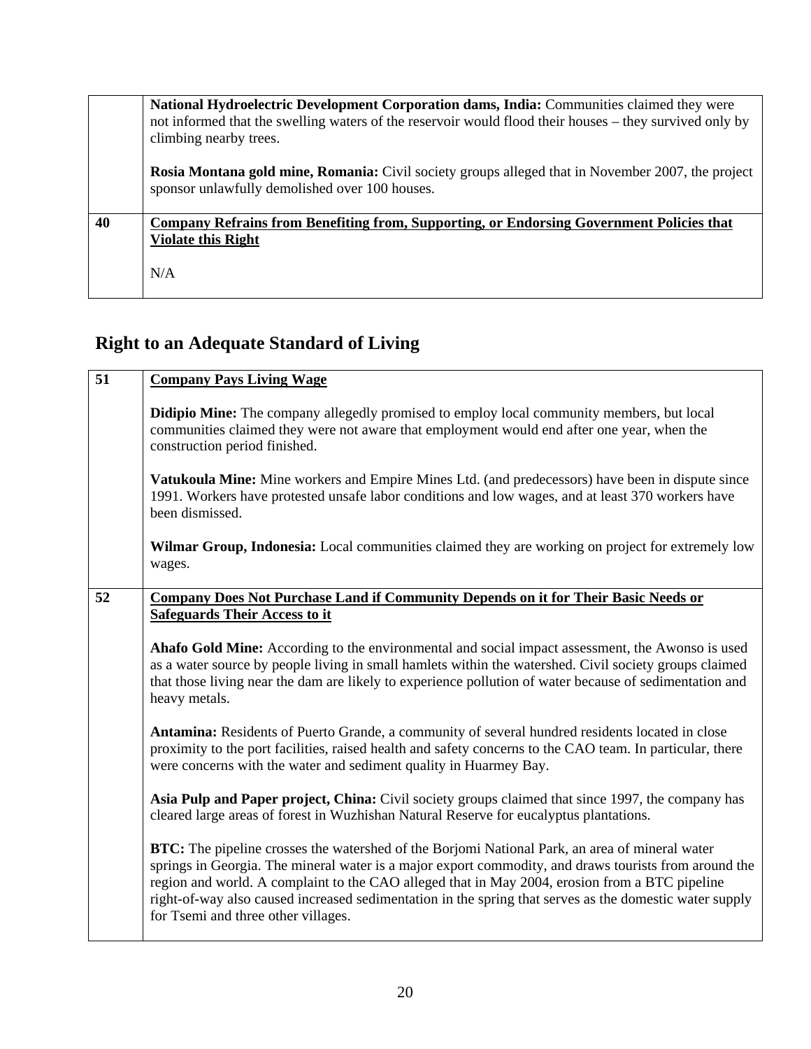| | |
|---|---|
| | **National Hydroelectric Development Corporation dams, India:** Communities claimed they were not informed that the swelling waters of the reservoir would flood their houses – they survived only by climbing nearby trees.<br><br>**Rosia Montana gold mine, Romania:** Civil society groups alleged that in November 2007, the project sponsor unlawfully demolished over 100 houses. |
| **40** | **Company Refrains from Benefiting from, Supporting, or Endorsing Government Policies that Violate this Right**<br><br>N/A |

## Right to an Adequate Standard of Living

| | |
|---|---|
| **51** | **Company Pays Living Wage**<br><br>**Didipio Mine:** The company allegedly promised to employ local community members, but local communities claimed they were not aware that employment would end after one year, when the construction period finished.<br><br>**Vatukoula Mine:** Mine workers and Empire Mines Ltd. (and predecessors) have been in dispute since 1991. Workers have protested unsafe labor conditions and low wages, and at least 370 workers have been dismissed.<br><br>**Wilmar Group, Indonesia:** Local communities claimed they are working on project for extremely low wages. |
| **52** | **Company Does Not Purchase Land if Community Depends on it for Their Basic Needs or Safeguards Their Access to it**<br><br>**Ahafo Gold Mine:** According to the environmental and social impact assessment, the Awonso is used as a water source by people living in small hamlets within the watershed. Civil society groups claimed that those living near the dam are likely to experience pollution of water because of sedimentation and heavy metals.<br><br>**Antamina:** Residents of Puerto Grande, a community of several hundred residents located in close proximity to the port facilities, raised health and safety concerns to the CAO team. In particular, there were concerns with the water and sediment quality in Huarmey Bay.<br><br>**Asia Pulp and Paper project, China:** Civil society groups claimed that since 1997, the company has cleared large areas of forest in Wuzhishan Natural Reserve for eucalyptus plantations.<br><br>**BTC:** The pipeline crosses the watershed of the Borjomi National Park, an area of mineral water springs in Georgia. The mineral water is a major export commodity, and draws tourists from around the region and world. A complaint to the CAO alleged that in May 2004, erosion from a BTC pipeline right-of-way also caused increased sedimentation in the spring that serves as the domestic water supply for Tsemi and three other villages. |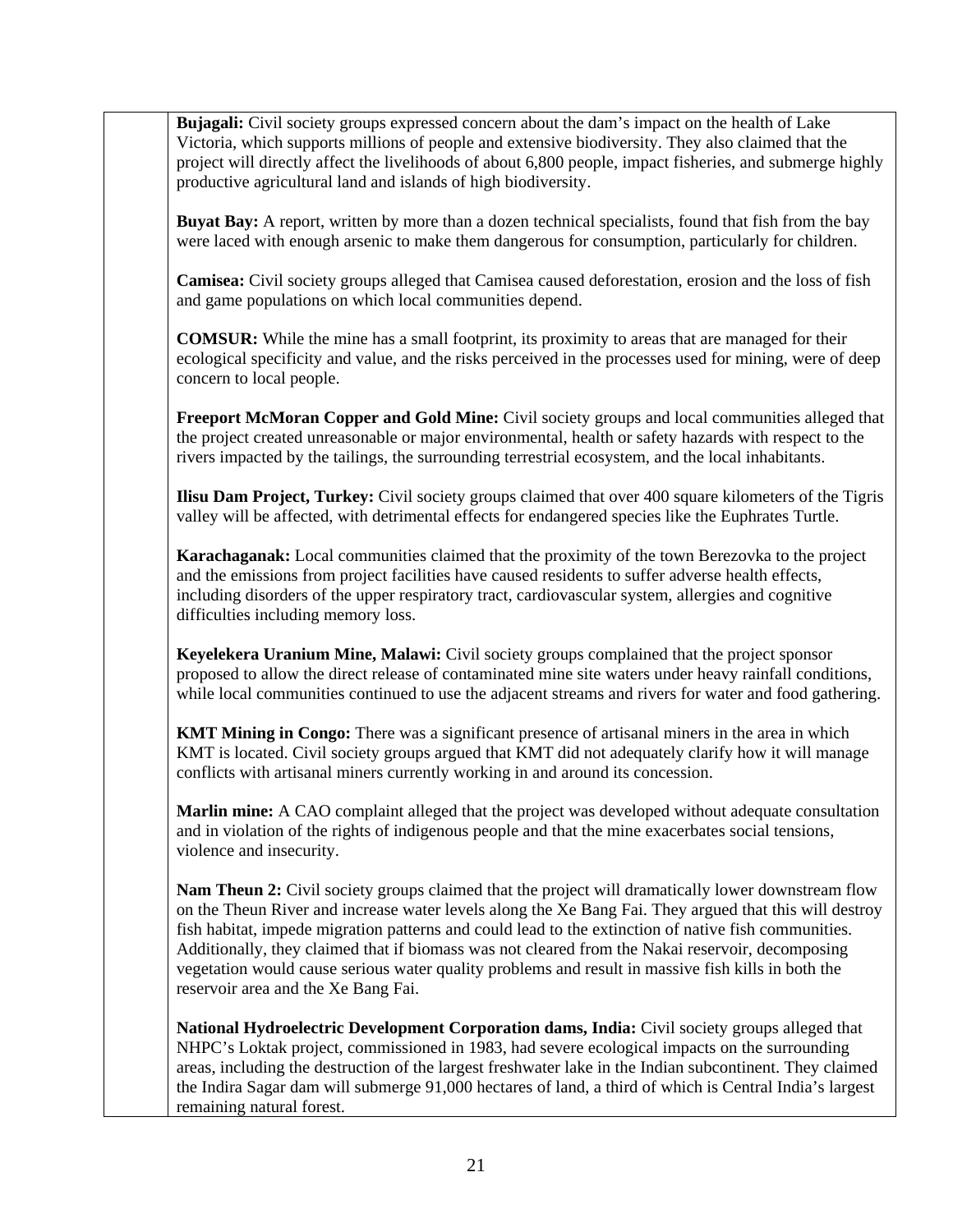**Bujagali:** Civil society groups expressed concern about the dam's impact on the health of Lake Victoria, which supports millions of people and extensive biodiversity. They also claimed that the project will directly affect the livelihoods of about 6,800 people, impact fisheries, and submerge highly productive agricultural land and islands of high biodiversity.

**Buyat Bay:** A report, written by more than a dozen technical specialists, found that fish from the bay were laced with enough arsenic to make them dangerous for consumption, particularly for children.

**Camisea:** Civil society groups alleged that Camisea caused deforestation, erosion and the loss of fish and game populations on which local communities depend.

**COMSUR:** While the mine has a small footprint, its proximity to areas that are managed for their ecological specificity and value, and the risks perceived in the processes used for mining, were of deep concern to local people.

**Freeport McMoran Copper and Gold Mine:** Civil society groups and local communities alleged that the project created unreasonable or major environmental, health or safety hazards with respect to the rivers impacted by the tailings, the surrounding terrestrial ecosystem, and the local inhabitants.

**Ilisu Dam Project, Turkey:** Civil society groups claimed that over 400 square kilometers of the Tigris valley will be affected, with detrimental effects for endangered species like the Euphrates Turtle.

**Karachaganak:** Local communities claimed that the proximity of the town Berezovka to the project and the emissions from project facilities have caused residents to suffer adverse health effects, including disorders of the upper respiratory tract, cardiovascular system, allergies and cognitive difficulties including memory loss.

**Keyelekera Uranium Mine, Malawi:** Civil society groups complained that the project sponsor proposed to allow the direct release of contaminated mine site waters under heavy rainfall conditions, while local communities continued to use the adjacent streams and rivers for water and food gathering.

**KMT Mining in Congo:** There was a significant presence of artisanal miners in the area in which KMT is located. Civil society groups argued that KMT did not adequately clarify how it will manage conflicts with artisanal miners currently working in and around its concession.

**Marlin mine:** A CAO complaint alleged that the project was developed without adequate consultation and in violation of the rights of indigenous people and that the mine exacerbates social tensions, violence and insecurity.

**Nam Theun 2:** Civil society groups claimed that the project will dramatically lower downstream flow on the Theun River and increase water levels along the Xe Bang Fai. They argued that this will destroy fish habitat, impede migration patterns and could lead to the extinction of native fish communities. Additionally, they claimed that if biomass was not cleared from the Nakai reservoir, decomposing vegetation would cause serious water quality problems and result in massive fish kills in both the reservoir area and the Xe Bang Fai.

**National Hydroelectric Development Corporation dams, India:** Civil society groups alleged that NHPC's Loktak project, commissioned in 1983, had severe ecological impacts on the surrounding areas, including the destruction of the largest freshwater lake in the Indian subcontinent. They claimed the Indira Sagar dam will submerge 91,000 hectares of land, a third of which is Central India's largest remaining natural forest.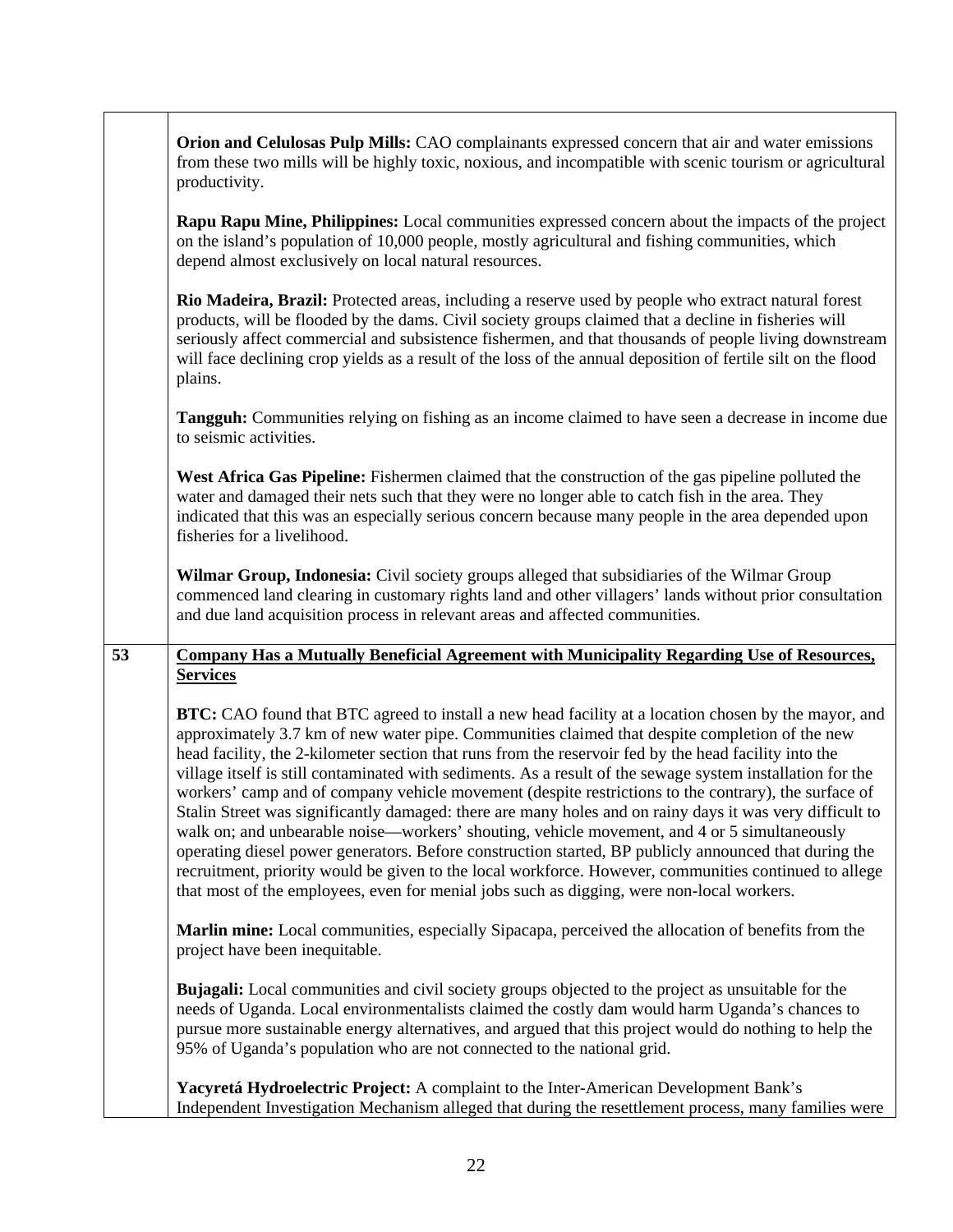| | |
|---|---|
| | **Orion and Celulosas Pulp Mills:** CAO complainants expressed concern that air and water emissions from these two mills will be highly toxic, noxious, and incompatible with scenic tourism or agricultural productivity.<br><br>**Rapu Rapu Mine, Philippines:** Local communities expressed concern about the impacts of the project on the island's population of 10,000 people, mostly agricultural and fishing communities, which depend almost exclusively on local natural resources.<br><br>**Rio Madeira, Brazil:** Protected areas, including a reserve used by people who extract natural forest products, will be flooded by the dams. Civil society groups claimed that a decline in fisheries will seriously affect commercial and subsistence fishermen, and that thousands of people living downstream will face declining crop yields as a result of the loss of the annual deposition of fertile silt on the flood plains.<br><br>**Tangguh:** Communities relying on fishing as an income claimed to have seen a decrease in income due to seismic activities.<br><br>**West Africa Gas Pipeline:** Fishermen claimed that the construction of the gas pipeline polluted the water and damaged their nets such that they were no longer able to catch fish in the area. They indicated that this was an especially serious concern because many people in the area depended upon fisheries for a livelihood.<br><br>**Wilmar Group, Indonesia:** Civil society groups alleged that subsidiaries of the Wilmar Group commenced land clearing in customary rights land and other villagers' lands without prior consultation and due land acquisition process in relevant areas and affected communities. |
| **53** | <u>**Company Has a Mutually Beneficial Agreement with Municipality Regarding Use of Resources, Services**</u><br><br>**BTC:** CAO found that BTC agreed to install a new head facility at a location chosen by the mayor, and approximately 3.7 km of new water pipe. Communities claimed that despite completion of the new head facility, the 2-kilometer section that runs from the reservoir fed by the head facility into the village itself is still contaminated with sediments. As a result of the sewage system installation for the workers' camp and of company vehicle movement (despite restrictions to the contrary), the surface of Stalin Street was significantly damaged: there are many holes and on rainy days it was very difficult to walk on; and unbearable noise—workers' shouting, vehicle movement, and 4 or 5 simultaneously operating diesel power generators. Before construction started, BP publicly announced that during the recruitment, priority would be given to the local workforce. However, communities continued to allege that most of the employees, even for menial jobs such as digging, were non-local workers.<br><br>**Marlin mine:** Local communities, especially Sipacapa, perceived the allocation of benefits from the project have been inequitable.<br><br>**Bujagali:** Local communities and civil society groups objected to the project as unsuitable for the needs of Uganda. Local environmentalists claimed the costly dam would harm Uganda's chances to pursue more sustainable energy alternatives, and argued that this project would do nothing to help the 95% of Uganda's population who are not connected to the national grid.<br><br>**Yacyretá Hydroelectric Project:** A complaint to the Inter-American Development Bank's Independent Investigation Mechanism alleged that during the resettlement process, many families were |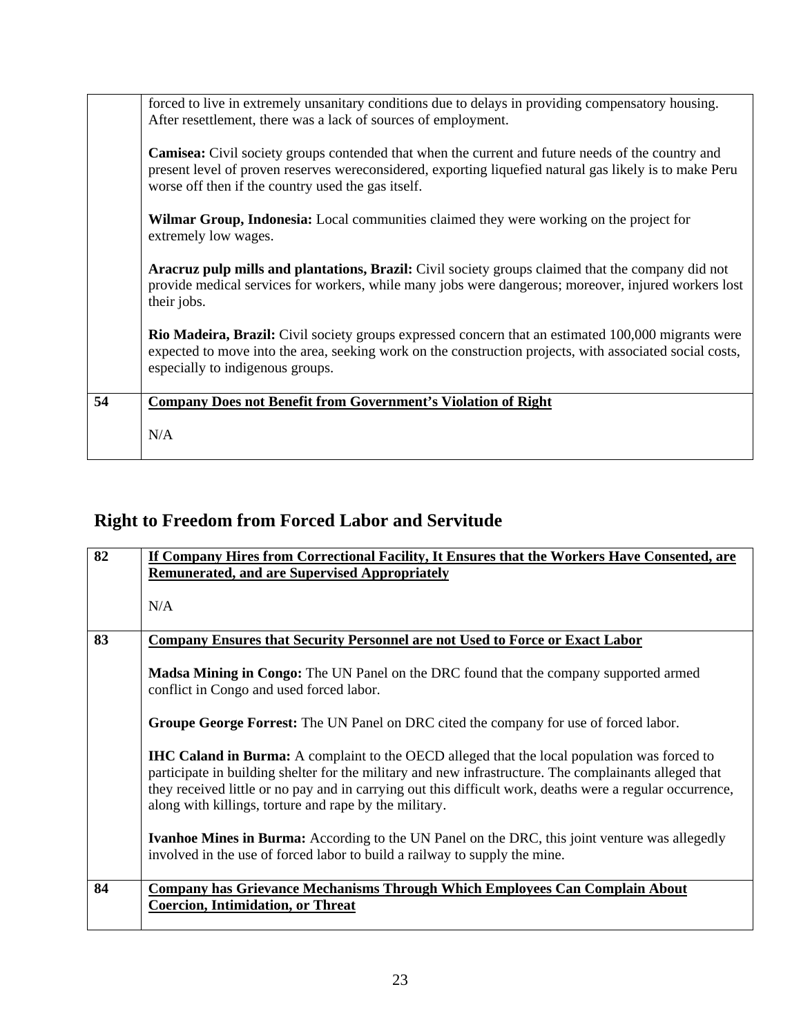| | |
|---|---|
| | forced to live in extremely unsanitary conditions due to delays in providing compensatory housing. After resettlement, there was a lack of sources of employment.<br><br>**Camisea:** Civil society groups contended that when the current and future needs of the country and present level of proven reserves wereconsidered, exporting liquefied natural gas likely is to make Peru worse off then if the country used the gas itself.<br><br>**Wilmar Group, Indonesia:** Local communities claimed they were working on the project for extremely low wages.<br><br>**Aracruz pulp mills and plantations, Brazil:** Civil society groups claimed that the company did not provide medical services for workers, while many jobs were dangerous; moreover, injured workers lost their jobs.<br><br>**Rio Madeira, Brazil:** Civil society groups expressed concern that an estimated 100,000 migrants were expected to move into the area, seeking work on the construction projects, with associated social costs, especially to indigenous groups. |
| **54** | **Company Does not Benefit from Government's Violation of Right**<br><br>N/A |

## Right to Freedom from Forced Labor and Servitude

| | |
|---|---|
| **82** | **If Company Hires from Correctional Facility, It Ensures that the Workers Have Consented, are Remunerated, and are Supervised Appropriately**<br><br>N/A |
| **83** | **Company Ensures that Security Personnel are not Used to Force or Exact Labor**<br><br>**Madsa Mining in Congo:** The UN Panel on the DRC found that the company supported armed conflict in Congo and used forced labor.<br><br>**Groupe George Forrest:** The UN Panel on DRC cited the company for use of forced labor.<br><br>**IHC Caland in Burma:** A complaint to the OECD alleged that the local population was forced to participate in building shelter for the military and new infrastructure. The complainants alleged that they received little or no pay and in carrying out this difficult work, deaths were a regular occurrence, along with killings, torture and rape by the military.<br><br>**Ivanhoe Mines in Burma:** According to the UN Panel on the DRC, this joint venture was allegedly involved in the use of forced labor to build a railway to supply the mine. |
| **84** | **Company has Grievance Mechanisms Through Which Employees Can Complain About Coercion, Intimidation, or Threat** |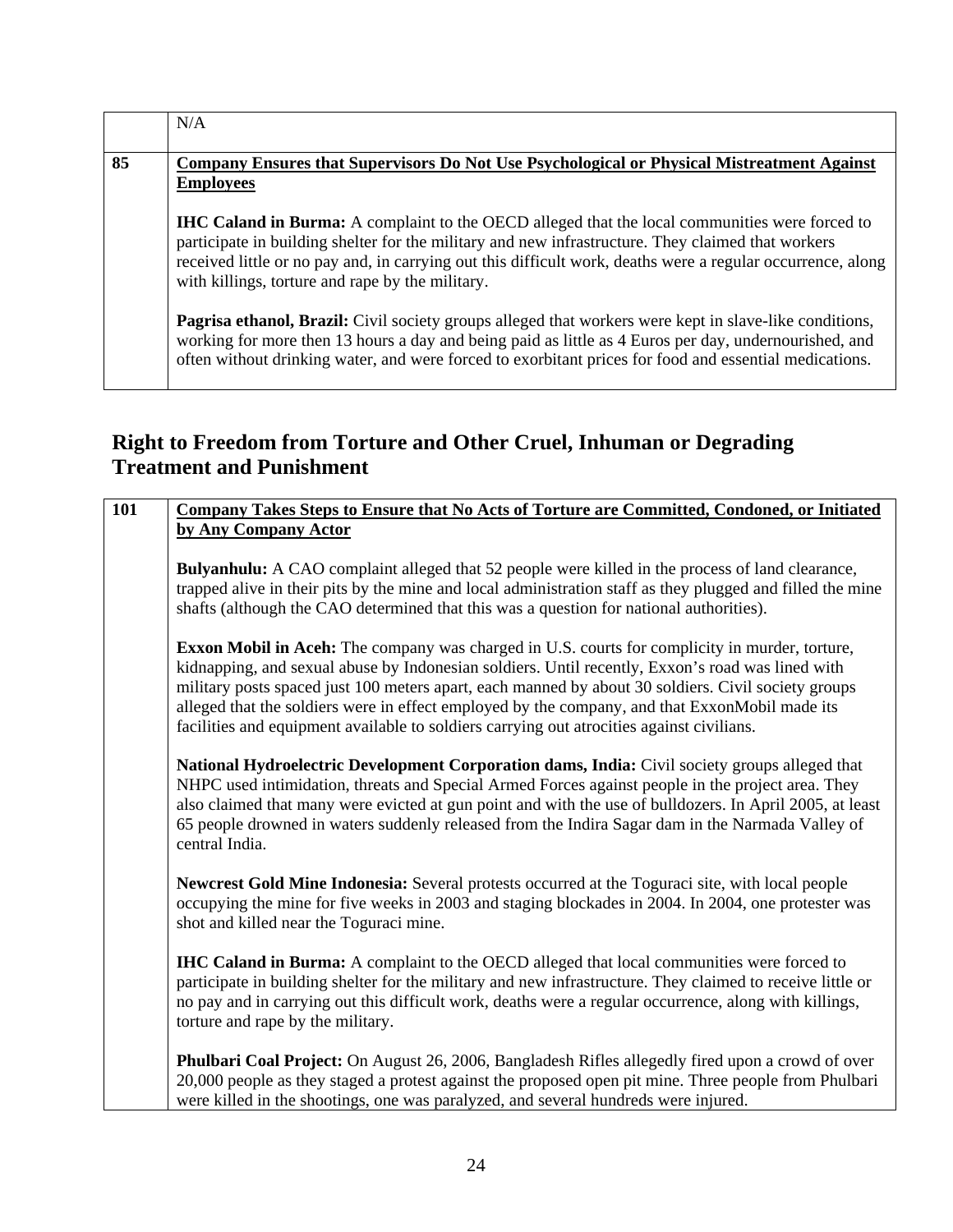| | N/A |
|---|---|
| 85 | **Company Ensures that Supervisors Do Not Use Psychological or Physical Mistreatment Against Employees**<br><br>**IHC Caland in Burma:** A complaint to the OECD alleged that the local communities were forced to participate in building shelter for the military and new infrastructure. They claimed that workers received little or no pay and, in carrying out this difficult work, deaths were a regular occurrence, along with killings, torture and rape by the military.<br><br>**Pagrisa ethanol, Brazil:** Civil society groups alleged that workers were kept in slave-like conditions, working for more then 13 hours a day and being paid as little as 4 Euros per day, undernourished, and often without drinking water, and were forced to exorbitant prices for food and essential medications. |

## Right to Freedom from Torture and Other Cruel, Inhuman or Degrading Treatment and Punishment

| 101 | **Company Takes Steps to Ensure that No Acts of Torture are Committed, Condoned, or Initiated by Any Company Actor**<br><br>**Bulyanhulu:** A CAO complaint alleged that 52 people were killed in the process of land clearance, trapped alive in their pits by the mine and local administration staff as they plugged and filled the mine shafts (although the CAO determined that this was a question for national authorities).<br><br>**Exxon Mobil in Aceh:** The company was charged in U.S. courts for complicity in murder, torture, kidnapping, and sexual abuse by Indonesian soldiers. Until recently, Exxon's road was lined with military posts spaced just 100 meters apart, each manned by about 30 soldiers. Civil society groups alleged that the soldiers were in effect employed by the company, and that ExxonMobil made its facilities and equipment available to soldiers carrying out atrocities against civilians.<br><br>**National Hydroelectric Development Corporation dams, India:** Civil society groups alleged that NHPC used intimidation, threats and Special Armed Forces against people in the project area. They also claimed that many were evicted at gun point and with the use of bulldozers. In April 2005, at least 65 people drowned in waters suddenly released from the Indira Sagar dam in the Narmada Valley of central India.<br><br>**Newcrest Gold Mine Indonesia:** Several protests occurred at the Toguraci site, with local people occupying the mine for five weeks in 2003 and staging blockades in 2004. In 2004, one protester was shot and killed near the Toguraci mine.<br><br>**IHC Caland in Burma:** A complaint to the OECD alleged that local communities were forced to participate in building shelter for the military and new infrastructure. They claimed to receive little or no pay and in carrying out this difficult work, deaths were a regular occurrence, along with killings, torture and rape by the military.<br><br>**Phulbari Coal Project:** On August 26, 2006, Bangladesh Rifles allegedly fired upon a crowd of over 20,000 people as they staged a protest against the proposed open pit mine. Three people from Phulbari were killed in the shootings, one was paralyzed, and several hundreds were injured. |
|---|---|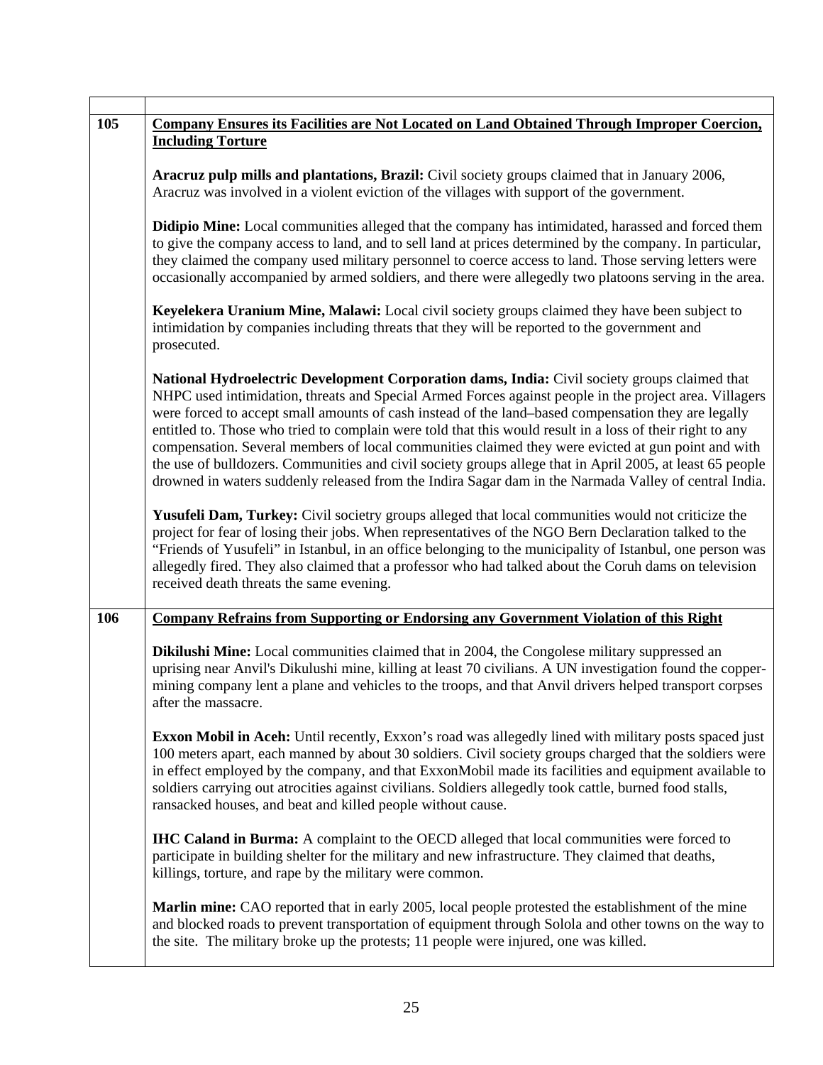| | |
|---|---|
| 105 | **Company Ensures its Facilities are Not Located on Land Obtained Through Improper Coercion, Including Torture**<br><br>**Aracruz pulp mills and plantations, Brazil:** Civil society groups claimed that in January 2006, Aracruz was involved in a violent eviction of the villages with support of the government.<br><br>**Didipio Mine:** Local communities alleged that the company has intimidated, harassed and forced them to give the company access to land, and to sell land at prices determined by the company. In particular, they claimed the company used military personnel to coerce access to land. Those serving letters were occasionally accompanied by armed soldiers, and there were allegedly two platoons serving in the area.<br><br>**Keyelekera Uranium Mine, Malawi:** Local civil society groups claimed they have been subject to intimidation by companies including threats that they will be reported to the government and prosecuted.<br><br>**National Hydroelectric Development Corporation dams, India:** Civil society groups claimed that NHPC used intimidation, threats and Special Armed Forces against people in the project area. Villagers were forced to accept small amounts of cash instead of the land–based compensation they are legally entitled to. Those who tried to complain were told that this would result in a loss of their right to any compensation. Several members of local communities claimed they were evicted at gun point and with the use of bulldozers. Communities and civil society groups allege that in April 2005, at least 65 people drowned in waters suddenly released from the Indira Sagar dam in the Narmada Valley of central India.<br><br>**Yusufeli Dam, Turkey:** Civil societry groups alleged that local communities would not criticize the project for fear of losing their jobs. When representatives of the NGO Bern Declaration talked to the "Friends of Yusufeli" in Istanbul, in an office belonging to the municipality of Istanbul, one person was allegedly fired. They also claimed that a professor who had talked about the Coruh dams on television received death threats the same evening. |
| 106 | **Company Refrains from Supporting or Endorsing any Government Violation of this Right**<br><br>**Dikilushi Mine:** Local communities claimed that in 2004, the Congolese military suppressed an uprising near Anvil's Dikulushi mine, killing at least 70 civilians. A UN investigation found the copper-mining company lent a plane and vehicles to the troops, and that Anvil drivers helped transport corpses after the massacre.<br><br>**Exxon Mobil in Aceh:** Until recently, Exxon's road was allegedly lined with military posts spaced just 100 meters apart, each manned by about 30 soldiers. Civil society groups charged that the soldiers were in effect employed by the company, and that ExxonMobil made its facilities and equipment available to soldiers carrying out atrocities against civilians. Soldiers allegedly took cattle, burned food stalls, ransacked houses, and beat and killed people without cause.<br><br>**IHC Caland in Burma:** A complaint to the OECD alleged that local communities were forced to participate in building shelter for the military and new infrastructure. They claimed that deaths, killings, torture, and rape by the military were common.<br><br>**Marlin mine:** CAO reported that in early 2005, local people protested the establishment of the mine and blocked roads to prevent transportation of equipment through Solola and other towns on the way to the site. The military broke up the protests; 11 people were injured, one was killed. |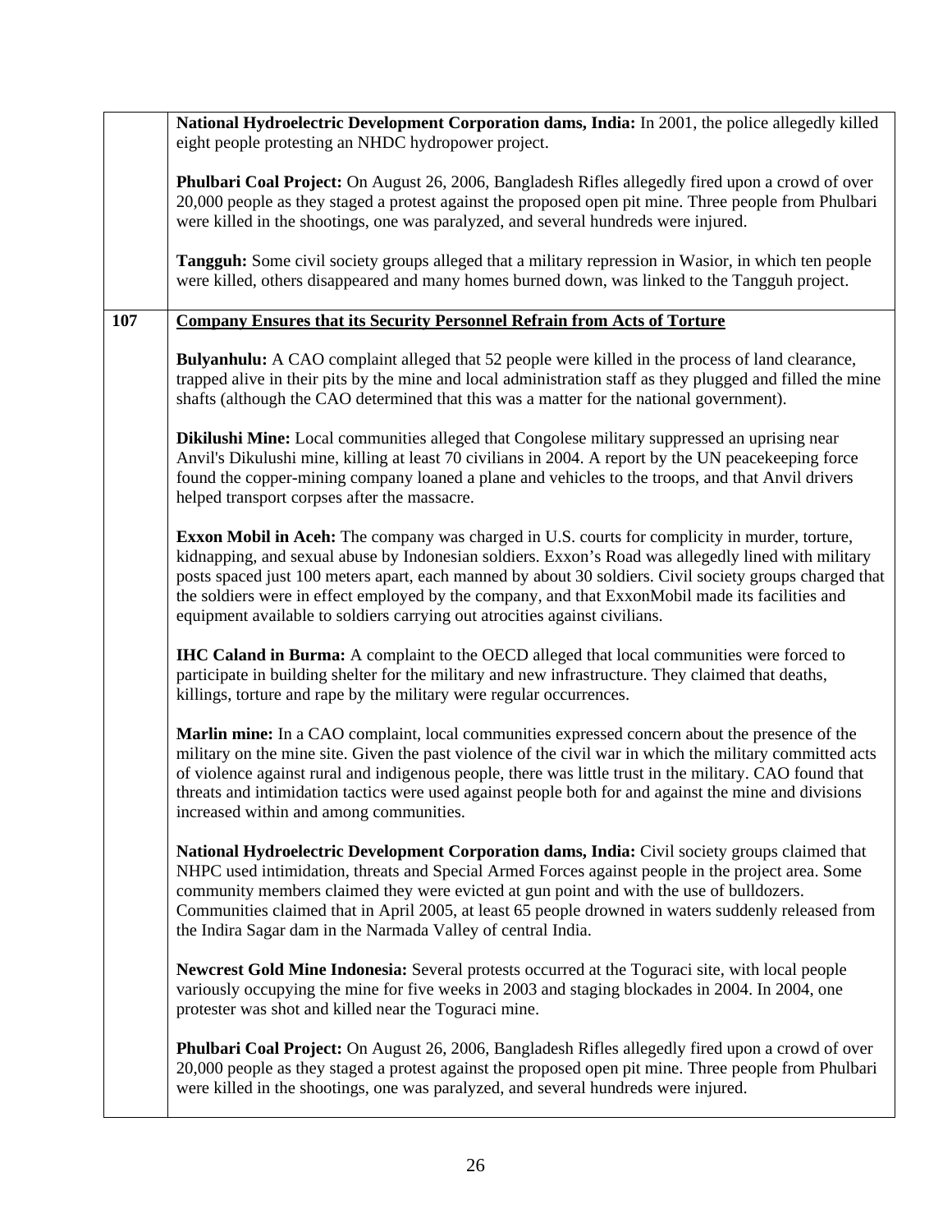| | |
|---|---|
| | **National Hydroelectric Development Corporation dams, India:** In 2001, the police allegedly killed eight people protesting an NHDC hydropower project.<br><br>**Phulbari Coal Project:** On August 26, 2006, Bangladesh Rifles allegedly fired upon a crowd of over 20,000 people as they staged a protest against the proposed open pit mine. Three people from Phulbari were killed in the shootings, one was paralyzed, and several hundreds were injured.<br><br>**Tangguh:** Some civil society groups alleged that a military repression in Wasior, in which ten people were killed, others disappeared and many homes burned down, was linked to the Tangguh project. |
| **107** | **<u>Company Ensures that its Security Personnel Refrain from Acts of Torture</u>**<br><br>**Bulyanhulu:** A CAO complaint alleged that 52 people were killed in the process of land clearance, trapped alive in their pits by the mine and local administration staff as they plugged and filled the mine shafts (although the CAO determined that this was a matter for the national government).<br><br>**Dikilushi Mine:** Local communities alleged that Congolese military suppressed an uprising near Anvil's Dikulushi mine, killing at least 70 civilians in 2004. A report by the UN peacekeeping force found the copper-mining company loaned a plane and vehicles to the troops, and that Anvil drivers helped transport corpses after the massacre.<br><br>**Exxon Mobil in Aceh:** The company was charged in U.S. courts for complicity in murder, torture, kidnapping, and sexual abuse by Indonesian soldiers. Exxon's Road was allegedly lined with military posts spaced just 100 meters apart, each manned by about 30 soldiers. Civil society groups charged that the soldiers were in effect employed by the company, and that ExxonMobil made its facilities and equipment available to soldiers carrying out atrocities against civilians.<br><br>**IHC Caland in Burma:** A complaint to the OECD alleged that local communities were forced to participate in building shelter for the military and new infrastructure. They claimed that deaths, killings, torture and rape by the military were regular occurrences.<br><br>**Marlin mine:** In a CAO complaint, local communities expressed concern about the presence of the military on the mine site. Given the past violence of the civil war in which the military committed acts of violence against rural and indigenous people, there was little trust in the military. CAO found that threats and intimidation tactics were used against people both for and against the mine and divisions increased within and among communities.<br><br>**National Hydroelectric Development Corporation dams, India:** Civil society groups claimed that NHPC used intimidation, threats and Special Armed Forces against people in the project area. Some community members claimed they were evicted at gun point and with the use of bulldozers. Communities claimed that in April 2005, at least 65 people drowned in waters suddenly released from the Indira Sagar dam in the Narmada Valley of central India.<br><br>**Newcrest Gold Mine Indonesia:** Several protests occurred at the Toguraci site, with local people variously occupying the mine for five weeks in 2003 and staging blockades in 2004. In 2004, one protester was shot and killed near the Toguraci mine.<br><br>**Phulbari Coal Project:** On August 26, 2006, Bangladesh Rifles allegedly fired upon a crowd of over 20,000 people as they staged a protest against the proposed open pit mine. Three people from Phulbari were killed in the shootings, one was paralyzed, and several hundreds were injured. |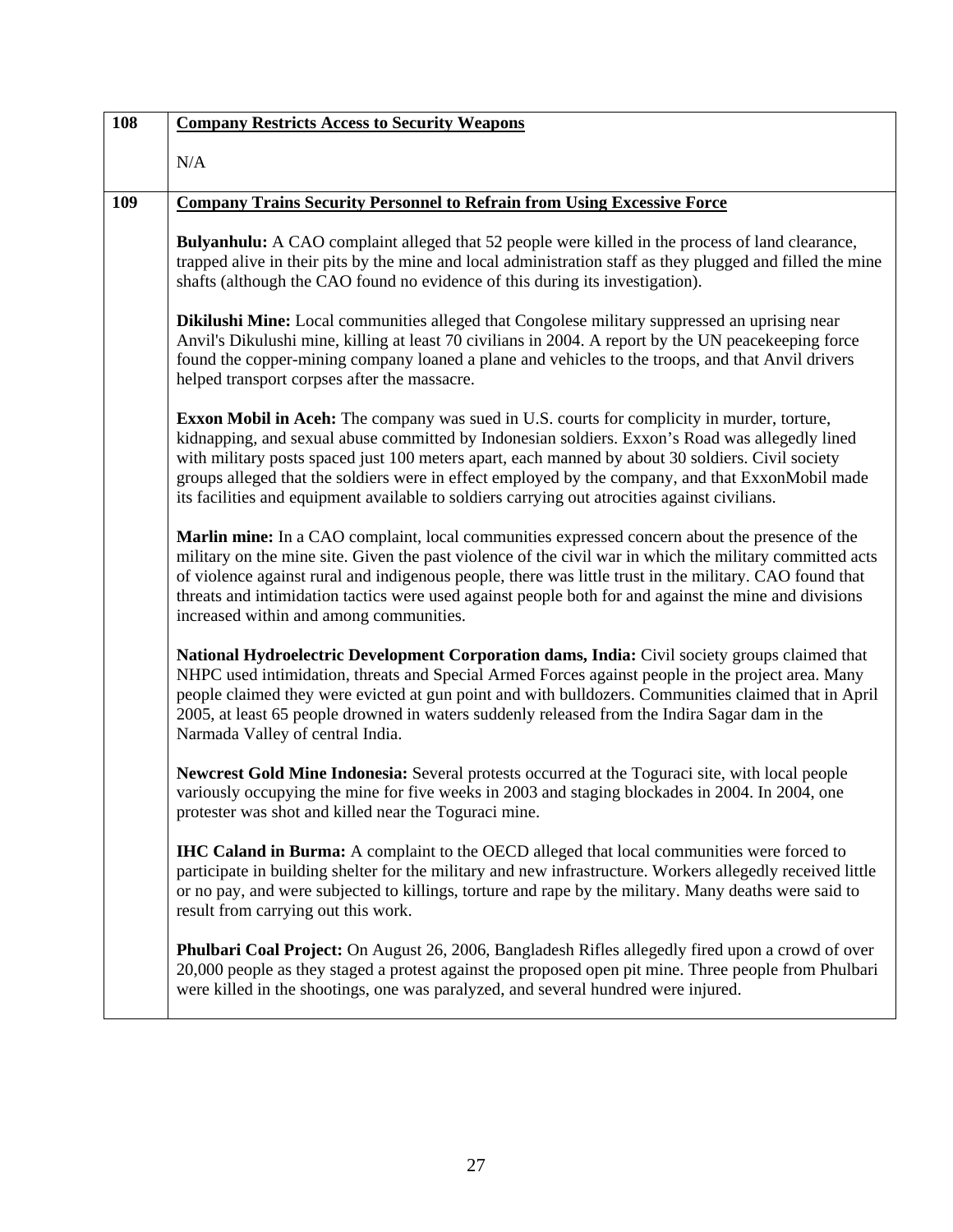| 108 | **Company Restricts Access to Security Weapons**<br><br>N/A |
|---|---|
| 109 | **Company Trains Security Personnel to Refrain from Using Excessive Force**<br><br>**Bulyanhulu:** A CAO complaint alleged that 52 people were killed in the process of land clearance, trapped alive in their pits by the mine and local administration staff as they plugged and filled the mine shafts (although the CAO found no evidence of this during its investigation).<br><br>**Dikilushi Mine:** Local communities alleged that Congolese military suppressed an uprising near Anvil's Dikulushi mine, killing at least 70 civilians in 2004. A report by the UN peacekeeping force found the copper-mining company loaned a plane and vehicles to the troops, and that Anvil drivers helped transport corpses after the massacre.<br><br>**Exxon Mobil in Aceh:** The company was sued in U.S. courts for complicity in murder, torture, kidnapping, and sexual abuse committed by Indonesian soldiers. Exxon's Road was allegedly lined with military posts spaced just 100 meters apart, each manned by about 30 soldiers. Civil society groups alleged that the soldiers were in effect employed by the company, and that ExxonMobil made its facilities and equipment available to soldiers carrying out atrocities against civilians.<br><br>**Marlin mine:** In a CAO complaint, local communities expressed concern about the presence of the military on the mine site. Given the past violence of the civil war in which the military committed acts of violence against rural and indigenous people, there was little trust in the military. CAO found that threats and intimidation tactics were used against people both for and against the mine and divisions increased within and among communities.<br><br>**National Hydroelectric Development Corporation dams, India:** Civil society groups claimed that NHPC used intimidation, threats and Special Armed Forces against people in the project area. Many people claimed they were evicted at gun point and with bulldozers. Communities claimed that in April 2005, at least 65 people drowned in waters suddenly released from the Indira Sagar dam in the Narmada Valley of central India.<br><br>**Newcrest Gold Mine Indonesia:** Several protests occurred at the Toguraci site, with local people variously occupying the mine for five weeks in 2003 and staging blockades in 2004. In 2004, one protester was shot and killed near the Toguraci mine.<br><br>**IHC Caland in Burma:** A complaint to the OECD alleged that local communities were forced to participate in building shelter for the military and new infrastructure. Workers allegedly received little or no pay, and were subjected to killings, torture and rape by the military. Many deaths were said to result from carrying out this work.<br><br>**Phulbari Coal Project:** On August 26, 2006, Bangladesh Rifles allegedly fired upon a crowd of over 20,000 people as they staged a protest against the proposed open pit mine. Three people from Phulbari were killed in the shootings, one was paralyzed, and several hundred were injured. |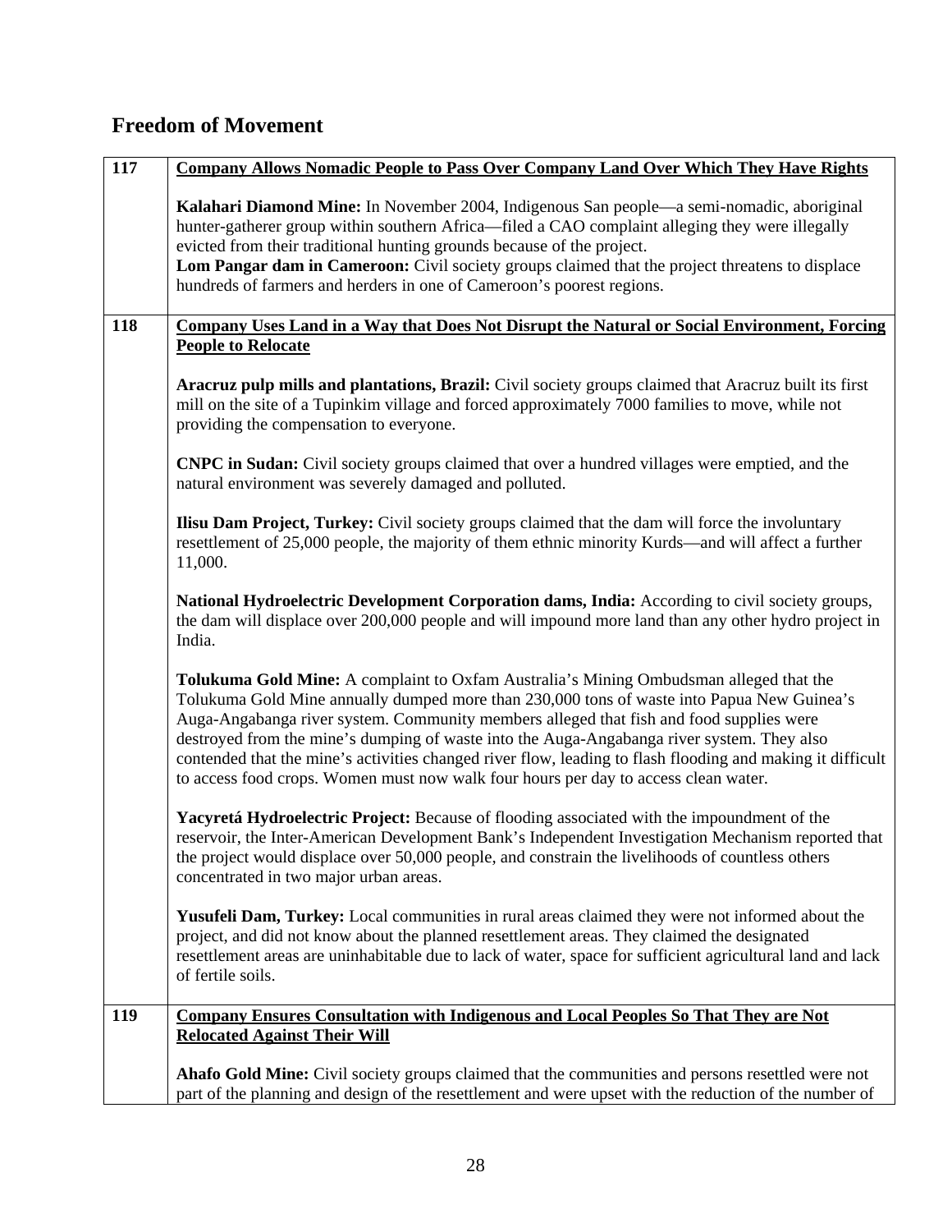## Freedom of Movement

| | |
|---|---|
| **117** | **Company Allows Nomadic People to Pass Over Company Land Over Which They Have Rights**<br><br>**Kalahari Diamond Mine:** In November 2004, Indigenous San people—a semi-nomadic, aboriginal hunter-gatherer group within southern Africa—filed a CAO complaint alleging they were illegally evicted from their traditional hunting grounds because of the project.<br>**Lom Pangar dam in Cameroon:** Civil society groups claimed that the project threatens to displace hundreds of farmers and herders in one of Cameroon's poorest regions. |
| **118** | **Company Uses Land in a Way that Does Not Disrupt the Natural or Social Environment, Forcing People to Relocate**<br><br>**Aracruz pulp mills and plantations, Brazil:** Civil society groups claimed that Aracruz built its first mill on the site of a Tupinkim village and forced approximately 7000 families to move, while not providing the compensation to everyone.<br><br>**CNPC in Sudan:** Civil society groups claimed that over a hundred villages were emptied, and the natural environment was severely damaged and polluted.<br><br>**Ilisu Dam Project, Turkey:** Civil society groups claimed that the dam will force the involuntary resettlement of 25,000 people, the majority of them ethnic minority Kurds—and will affect a further 11,000.<br><br>**National Hydroelectric Development Corporation dams, India:** According to civil society groups, the dam will displace over 200,000 people and will impound more land than any other hydro project in India.<br><br>**Tolukuma Gold Mine:** A complaint to Oxfam Australia's Mining Ombudsman alleged that the Tolukuma Gold Mine annually dumped more than 230,000 tons of waste into Papua New Guinea's Auga-Angabanga river system. Community members alleged that fish and food supplies were destroyed from the mine's dumping of waste into the Auga-Angabanga river system. They also contended that the mine's activities changed river flow, leading to flash flooding and making it difficult to access food crops. Women must now walk four hours per day to access clean water.<br><br>**Yacyretá Hydroelectric Project:** Because of flooding associated with the impoundment of the reservoir, the Inter-American Development Bank's Independent Investigation Mechanism reported that the project would displace over 50,000 people, and constrain the livelihoods of countless others concentrated in two major urban areas.<br><br>**Yusufeli Dam, Turkey:** Local communities in rural areas claimed they were not informed about the project, and did not know about the planned resettlement areas. They claimed the designated resettlement areas are uninhabitable due to lack of water, space for sufficient agricultural land and lack of fertile soils. |
| **119** | **Company Ensures Consultation with Indigenous and Local Peoples So That They are Not Relocated Against Their Will**<br><br>**Ahafo Gold Mine:** Civil society groups claimed that the communities and persons resettled were not part of the planning and design of the resettlement and were upset with the reduction of the number of |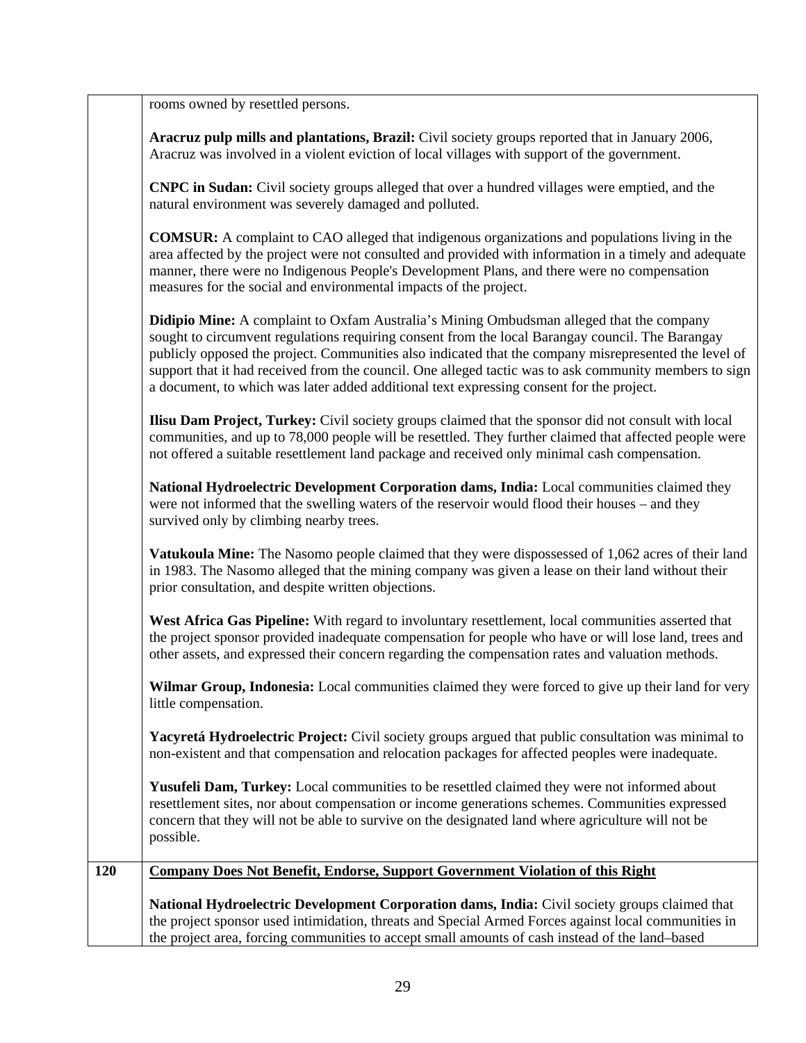| | |
|---|---|
| | rooms owned by resettled persons.<br><br>**Aracruz pulp mills and plantations, Brazil:** Civil society groups reported that in January 2006, Aracruz was involved in a violent eviction of local villages with support of the government.<br><br>**CNPC in Sudan:** Civil society groups alleged that over a hundred villages were emptied, and the natural environment was severely damaged and polluted.<br><br>**COMSUR:** A complaint to CAO alleged that indigenous organizations and populations living in the area affected by the project were not consulted and provided with information in a timely and adequate manner, there were no Indigenous People's Development Plans, and there were no compensation measures for the social and environmental impacts of the project.<br><br>**Didipio Mine:** A complaint to Oxfam Australia's Mining Ombudsman alleged that the company sought to circumvent regulations requiring consent from the local Barangay council. The Barangay publicly opposed the project. Communities also indicated that the company misrepresented the level of support that it had received from the council. One alleged tactic was to ask community members to sign a document, to which was later added additional text expressing consent for the project.<br><br>**Ilisu Dam Project, Turkey:** Civil society groups claimed that the sponsor did not consult with local communities, and up to 78,000 people will be resettled. They further claimed that affected people were not offered a suitable resettlement land package and received only minimal cash compensation.<br><br>**National Hydroelectric Development Corporation dams, India:** Local communities claimed they were not informed that the swelling waters of the reservoir would flood their houses – and they survived only by climbing nearby trees.<br><br>**Vatukoula Mine:** The Nasomo people claimed that they were dispossessed of 1,062 acres of their land in 1983. The Nasomo alleged that the mining company was given a lease on their land without their prior consultation, and despite written objections.<br><br>**West Africa Gas Pipeline:** With regard to involuntary resettlement, local communities asserted that the project sponsor provided inadequate compensation for people who have or will lose land, trees and other assets, and expressed their concern regarding the compensation rates and valuation methods.<br><br>**Wilmar Group, Indonesia:** Local communities claimed they were forced to give up their land for very little compensation.<br><br>**Yacyretá Hydroelectric Project:** Civil society groups argued that public consultation was minimal to non-existent and that compensation and relocation packages for affected peoples were inadequate.<br><br>**Yusufeli Dam, Turkey:** Local communities to be resettled claimed they were not informed about resettlement sites, nor about compensation or income generations schemes. Communities expressed concern that they will not be able to survive on the designated land where agriculture will not be possible. |
| **120** | **Company Does Not Benefit, Endorse, Support Government Violation of this Right**<br><br>**National Hydroelectric Development Corporation dams, India:** Civil society groups claimed that the project sponsor used intimidation, threats and Special Armed Forces against local communities in the project area, forcing communities to accept small amounts of cash instead of the land–based |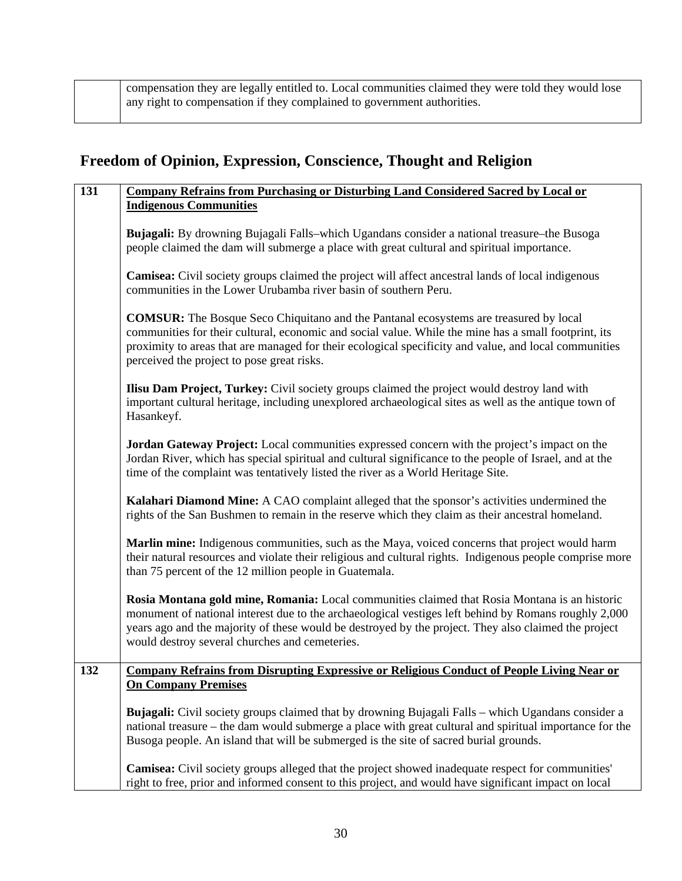| | compensation they are legally entitled to. Local communities claimed they were told they would lose any right to compensation if they complained to government authorities. |
|---|---|

## Freedom of Opinion, Expression, Conscience, Thought and Religion

| | |
|---|---|
| 131 | **Company Refrains from Purchasing or Disturbing Land Considered Sacred by Local or Indigenous Communities**<br><br>**Bujagali:** By drowning Bujagali Falls–which Ugandans consider a national treasure–the Busoga people claimed the dam will submerge a place with great cultural and spiritual importance.<br><br>**Camisea:** Civil society groups claimed the project will affect ancestral lands of local indigenous communities in the Lower Urubamba river basin of southern Peru.<br><br>**COMSUR:** The Bosque Seco Chiquitano and the Pantanal ecosystems are treasured by local communities for their cultural, economic and social value. While the mine has a small footprint, its proximity to areas that are managed for their ecological specificity and value, and local communities perceived the project to pose great risks.<br><br>**Ilisu Dam Project, Turkey:** Civil society groups claimed the project would destroy land with important cultural heritage, including unexplored archaeological sites as well as the antique town of Hasankeyf.<br><br>**Jordan Gateway Project:** Local communities expressed concern with the project's impact on the Jordan River, which has special spiritual and cultural significance to the people of Israel, and at the time of the complaint was tentatively listed the river as a World Heritage Site.<br><br>**Kalahari Diamond Mine:** A CAO complaint alleged that the sponsor's activities undermined the rights of the San Bushmen to remain in the reserve which they claim as their ancestral homeland.<br><br>**Marlin mine:** Indigenous communities, such as the Maya, voiced concerns that project would harm their natural resources and violate their religious and cultural rights. Indigenous people comprise more than 75 percent of the 12 million people in Guatemala.<br><br>**Rosia Montana gold mine, Romania:** Local communities claimed that Rosia Montana is an historic monument of national interest due to the archaeological vestiges left behind by Romans roughly 2,000 years ago and the majority of these would be destroyed by the project. They also claimed the project would destroy several churches and cemeteries. |
| 132 | **Company Refrains from Disrupting Expressive or Religious Conduct of People Living Near or On Company Premises**<br><br>**Bujagali:** Civil society groups claimed that by drowning Bujagali Falls – which Ugandans consider a national treasure – the dam would submerge a place with great cultural and spiritual importance for the Busoga people. An island that will be submerged is the site of sacred burial grounds.<br><br>**Camisea:** Civil society groups alleged that the project showed inadequate respect for communities' right to free, prior and informed consent to this project, and would have significant impact on local |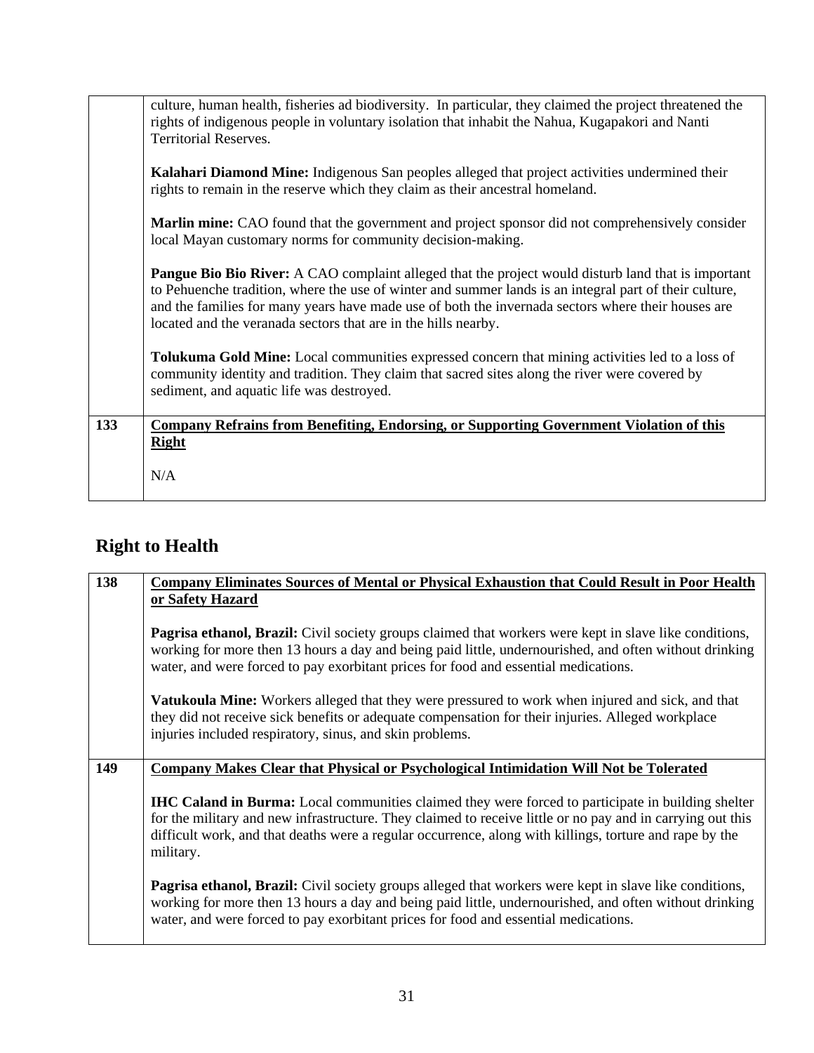| | |
|---|---|
| | culture, human health, fisheries ad biodiversity. In particular, they claimed the project threatened the rights of indigenous people in voluntary isolation that inhabit the Nahua, Kugapakori and Nanti Territorial Reserves.<br><br>**Kalahari Diamond Mine:** Indigenous San peoples alleged that project activities undermined their rights to remain in the reserve which they claim as their ancestral homeland.<br><br>**Marlin mine:** CAO found that the government and project sponsor did not comprehensively consider local Mayan customary norms for community decision-making.<br><br>**Pangue Bio Bio River:** A CAO complaint alleged that the project would disturb land that is important to Pehuenche tradition, where the use of winter and summer lands is an integral part of their culture, and the families for many years have made use of both the invernada sectors where their houses are located and the veranada sectors that are in the hills nearby.<br><br>**Tolukuma Gold Mine:** Local communities expressed concern that mining activities led to a loss of community identity and tradition. They claim that sacred sites along the river were covered by sediment, and aquatic life was destroyed. |
| **133** | **<u>Company Refrains from Benefiting, Endorsing, or Supporting Government Violation of this Right</u>**<br><br>N/A |

## Right to Health

| | |
|---|---|
| **138** | **<u>Company Eliminates Sources of Mental or Physical Exhaustion that Could Result in Poor Health or Safety Hazard</u>**<br><br>**Pagrisa ethanol, Brazil:** Civil society groups claimed that workers were kept in slave like conditions, working for more then 13 hours a day and being paid little, undernourished, and often without drinking water, and were forced to pay exorbitant prices for food and essential medications.<br><br>**Vatukoula Mine:** Workers alleged that they were pressured to work when injured and sick, and that they did not receive sick benefits or adequate compensation for their injuries. Alleged workplace injuries included respiratory, sinus, and skin problems. |
| **149** | **<u>Company Makes Clear that Physical or Psychological Intimidation Will Not be Tolerated</u>**<br><br>**IHC Caland in Burma:** Local communities claimed they were forced to participate in building shelter for the military and new infrastructure. They claimed to receive little or no pay and in carrying out this difficult work, and that deaths were a regular occurrence, along with killings, torture and rape by the military.<br><br>**Pagrisa ethanol, Brazil:** Civil society groups alleged that workers were kept in slave like conditions, working for more then 13 hours a day and being paid little, undernourished, and often without drinking water, and were forced to pay exorbitant prices for food and essential medications. |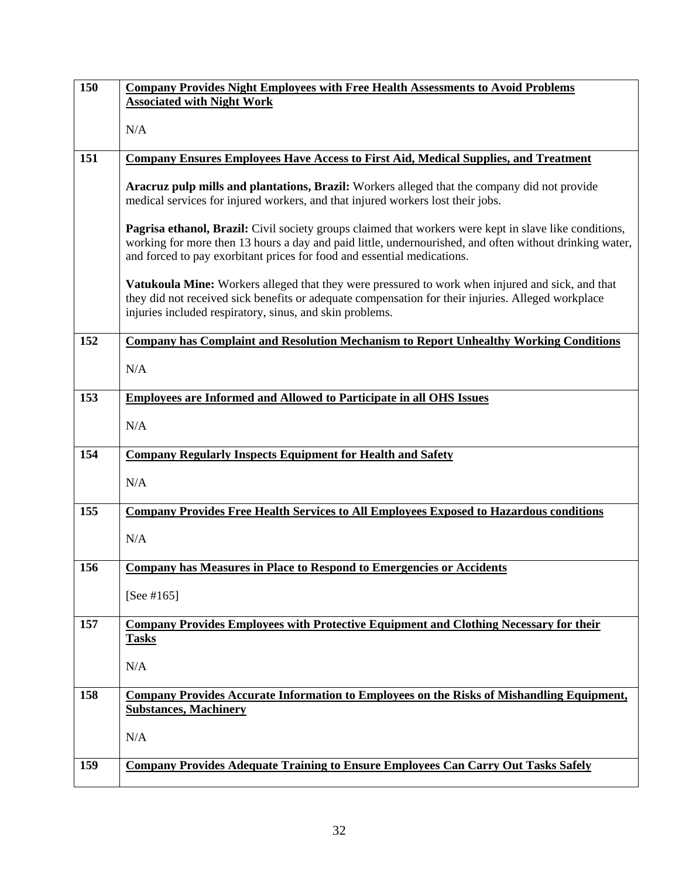| | |
|---|---|
| 150 | **Company Provides Night Employees with Free Health Assessments to Avoid Problems Associated with Night Work**<br><br>N/A |
| 151 | **Company Ensures Employees Have Access to First Aid, Medical Supplies, and Treatment**<br><br>**Aracruz pulp mills and plantations, Brazil:** Workers alleged that the company did not provide medical services for injured workers, and that injured workers lost their jobs.<br><br>**Pagrisa ethanol, Brazil:** Civil society groups claimed that workers were kept in slave like conditions, working for more then 13 hours a day and paid little, undernourished, and often without drinking water, and forced to pay exorbitant prices for food and essential medications.<br><br>**Vatukoula Mine:** Workers alleged that they were pressured to work when injured and sick, and that they did not received sick benefits or adequate compensation for their injuries. Alleged workplace injuries included respiratory, sinus, and skin problems. |
| 152 | **Company has Complaint and Resolution Mechanism to Report Unhealthy Working Conditions**<br><br>N/A |
| 153 | **Employees are Informed and Allowed to Participate in all OHS Issues**<br><br>N/A |
| 154 | **Company Regularly Inspects Equipment for Health and Safety**<br><br>N/A |
| 155 | **Company Provides Free Health Services to All Employees Exposed to Hazardous conditions**<br><br>N/A |
| 156 | **Company has Measures in Place to Respond to Emergencies or Accidents**<br><br>[See #165] |
| 157 | **Company Provides Employees with Protective Equipment and Clothing Necessary for their Tasks**<br><br>N/A |
| 158 | **Company Provides Accurate Information to Employees on the Risks of Mishandling Equipment, Substances, Machinery**<br><br>N/A |
| 159 | **Company Provides Adequate Training to Ensure Employees Can Carry Out Tasks Safely** |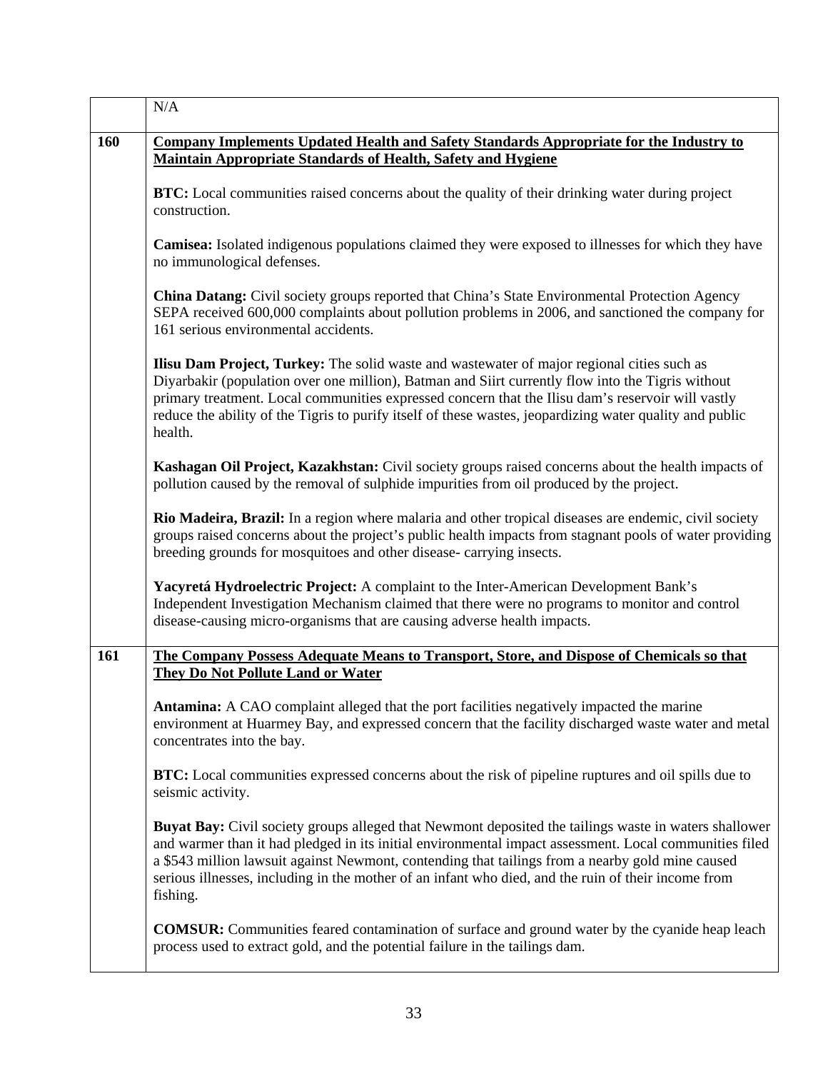| | |
|---|---|
| | N/A |
| **160** | **<u>Company Implements Updated Health and Safety Standards Appropriate for the Industry to Maintain Appropriate Standards of Health, Safety and Hygiene</u>**<br><br>**BTC:** Local communities raised concerns about the quality of their drinking water during project construction.<br><br>**Camisea:** Isolated indigenous populations claimed they were exposed to illnesses for which they have no immunological defenses.<br><br>**China Datang:** Civil society groups reported that China's State Environmental Protection Agency SEPA received 600,000 complaints about pollution problems in 2006, and sanctioned the company for 161 serious environmental accidents.<br><br>**Ilisu Dam Project, Turkey:** The solid waste and wastewater of major regional cities such as Diyarbakir (population over one million), Batman and Siirt currently flow into the Tigris without primary treatment. Local communities expressed concern that the Ilisu dam's reservoir will vastly reduce the ability of the Tigris to purify itself of these wastes, jeopardizing water quality and public health.<br><br>**Kashagan Oil Project, Kazakhstan:** Civil society groups raised concerns about the health impacts of pollution caused by the removal of sulphide impurities from oil produced by the project.<br><br>**Rio Madeira, Brazil:** In a region where malaria and other tropical diseases are endemic, civil society groups raised concerns about the project's public health impacts from stagnant pools of water providing breeding grounds for mosquitoes and other disease- carrying insects.<br><br>**Yacyretá Hydroelectric Project:** A complaint to the Inter-American Development Bank's Independent Investigation Mechanism claimed that there were no programs to monitor and control disease-causing micro-organisms that are causing adverse health impacts. |
| **161** | **<u>The Company Possess Adequate Means to Transport, Store, and Dispose of Chemicals so that They Do Not Pollute Land or Water</u>**<br><br>**Antamina:** A CAO complaint alleged that the port facilities negatively impacted the marine environment at Huarmey Bay, and expressed concern that the facility discharged waste water and metal concentrates into the bay.<br><br>**BTC:** Local communities expressed concerns about the risk of pipeline ruptures and oil spills due to seismic activity.<br><br>**Buyat Bay:** Civil society groups alleged that Newmont deposited the tailings waste in waters shallower and warmer than it had pledged in its initial environmental impact assessment. Local communities filed a $543 million lawsuit against Newmont, contending that tailings from a nearby gold mine caused serious illnesses, including in the mother of an infant who died, and the ruin of their income from fishing.<br><br>**COMSUR:** Communities feared contamination of surface and ground water by the cyanide heap leach process used to extract gold, and the potential failure in the tailings dam. |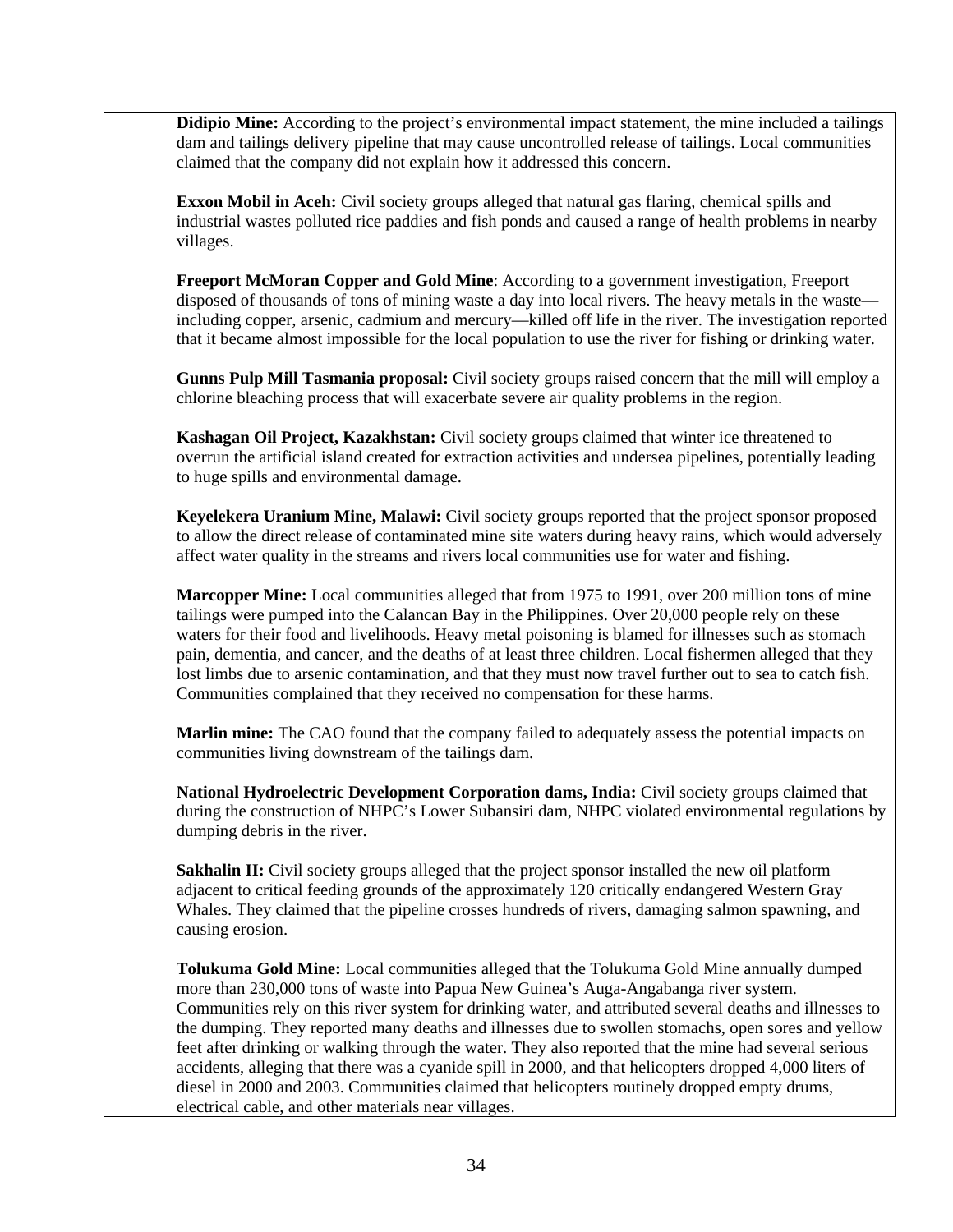| | |
|---|---|
| | **Didipio Mine:** According to the project's environmental impact statement, the mine included a tailings dam and tailings delivery pipeline that may cause uncontrolled release of tailings. Local communities claimed that the company did not explain how it addressed this concern.<br><br>**Exxon Mobil in Aceh:** Civil society groups alleged that natural gas flaring, chemical spills and industrial wastes polluted rice paddies and fish ponds and caused a range of health problems in nearby villages.<br><br>**Freeport McMoran Copper and Gold Mine**: According to a government investigation, Freeport disposed of thousands of tons of mining waste a day into local rivers. The heavy metals in the waste—including copper, arsenic, cadmium and mercury—killed off life in the river. The investigation reported that it became almost impossible for the local population to use the river for fishing or drinking water.<br><br>**Gunns Pulp Mill Tasmania proposal:** Civil society groups raised concern that the mill will employ a chlorine bleaching process that will exacerbate severe air quality problems in the region.<br><br>**Kashagan Oil Project, Kazakhstan:** Civil society groups claimed that winter ice threatened to overrun the artificial island created for extraction activities and undersea pipelines, potentially leading to huge spills and environmental damage.<br><br>**Keyelekera Uranium Mine, Malawi:** Civil society groups reported that the project sponsor proposed to allow the direct release of contaminated mine site waters during heavy rains, which would adversely affect water quality in the streams and rivers local communities use for water and fishing.<br><br>**Marcopper Mine:** Local communities alleged that from 1975 to 1991, over 200 million tons of mine tailings were pumped into the Calancan Bay in the Philippines. Over 20,000 people rely on these waters for their food and livelihoods. Heavy metal poisoning is blamed for illnesses such as stomach pain, dementia, and cancer, and the deaths of at least three children. Local fishermen alleged that they lost limbs due to arsenic contamination, and that they must now travel further out to sea to catch fish. Communities complained that they received no compensation for these harms.<br><br>**Marlin mine:** The CAO found that the company failed to adequately assess the potential impacts on communities living downstream of the tailings dam.<br><br>**National Hydroelectric Development Corporation dams, India:** Civil society groups claimed that during the construction of NHPC's Lower Subansiri dam, NHPC violated environmental regulations by dumping debris in the river.<br><br>**Sakhalin II:** Civil society groups alleged that the project sponsor installed the new oil platform adjacent to critical feeding grounds of the approximately 120 critically endangered Western Gray Whales. They claimed that the pipeline crosses hundreds of rivers, damaging salmon spawning, and causing erosion.<br><br>**Tolukuma Gold Mine:** Local communities alleged that the Tolukuma Gold Mine annually dumped more than 230,000 tons of waste into Papua New Guinea's Auga-Angabanga river system. Communities rely on this river system for drinking water, and attributed several deaths and illnesses to the dumping. They reported many deaths and illnesses due to swollen stomachs, open sores and yellow feet after drinking or walking through the water. They also reported that the mine had several serious accidents, alleging that there was a cyanide spill in 2000, and that helicopters dropped 4,000 liters of diesel in 2000 and 2003. Communities claimed that helicopters routinely dropped empty drums, electrical cable, and other materials near villages. |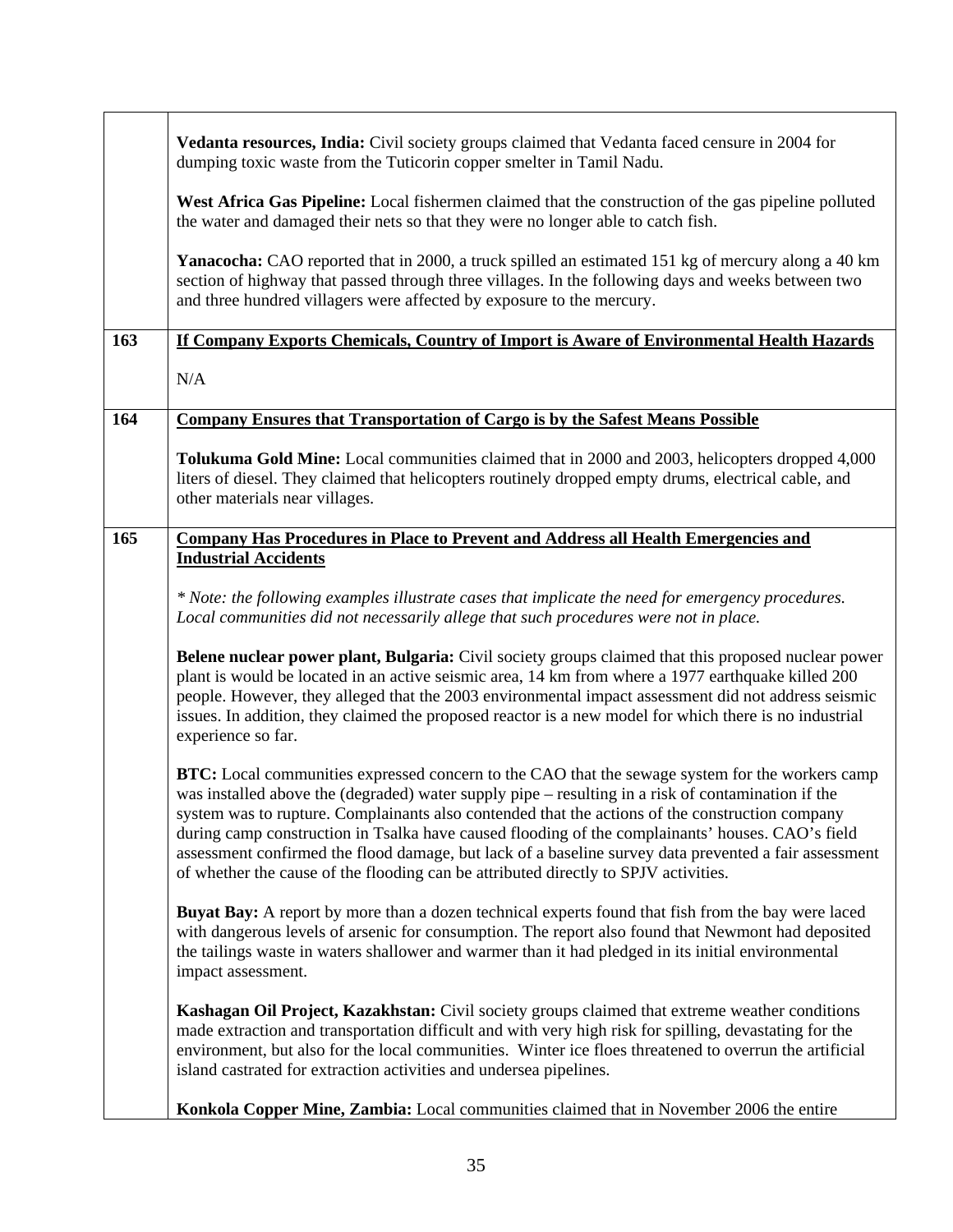| | |
|---|---|
| | **Vedanta resources, India:** Civil society groups claimed that Vedanta faced censure in 2004 for dumping toxic waste from the Tuticorin copper smelter in Tamil Nadu.<br><br>**West Africa Gas Pipeline:** Local fishermen claimed that the construction of the gas pipeline polluted the water and damaged their nets so that they were no longer able to catch fish.<br><br>**Yanacocha:** CAO reported that in 2000, a truck spilled an estimated 151 kg of mercury along a 40 km section of highway that passed through three villages. In the following days and weeks between two and three hundred villagers were affected by exposure to the mercury. |
| **163** | **<u>If Company Exports Chemicals, Country of Import is Aware of Environmental Health Hazards</u>**<br><br>N/A |
| **164** | **<u>Company Ensures that Transportation of Cargo is by the Safest Means Possible</u>**<br><br>**Tolukuma Gold Mine:** Local communities claimed that in 2000 and 2003, helicopters dropped 4,000 liters of diesel. They claimed that helicopters routinely dropped empty drums, electrical cable, and other materials near villages. |
| **165** | **<u>Company Has Procedures in Place to Prevent and Address all Health Emergencies and Industrial Accidents</u>**<br><br>*\* Note: the following examples illustrate cases that implicate the need for emergency procedures. Local communities did not necessarily allege that such procedures were not in place.*<br><br>**Belene nuclear power plant, Bulgaria:** Civil society groups claimed that this proposed nuclear power plant is would be located in an active seismic area, 14 km from where a 1977 earthquake killed 200 people. However, they alleged that the 2003 environmental impact assessment did not address seismic issues. In addition, they claimed the proposed reactor is a new model for which there is no industrial experience so far.<br><br>**BTC:** Local communities expressed concern to the CAO that the sewage system for the workers camp was installed above the (degraded) water supply pipe – resulting in a risk of contamination if the system was to rupture. Complainants also contended that the actions of the construction company during camp construction in Tsalka have caused flooding of the complainants' houses. CAO's field assessment confirmed the flood damage, but lack of a baseline survey data prevented a fair assessment of whether the cause of the flooding can be attributed directly to SPJV activities.<br><br>**Buyat Bay:** A report by more than a dozen technical experts found that fish from the bay were laced with dangerous levels of arsenic for consumption. The report also found that Newmont had deposited the tailings waste in waters shallower and warmer than it had pledged in its initial environmental impact assessment.<br><br>**Kashagan Oil Project, Kazakhstan:** Civil society groups claimed that extreme weather conditions made extraction and transportation difficult and with very high risk for spilling, devastating for the environment, but also for the local communities. Winter ice floes threatened to overrun the artificial island castrated for extraction activities and undersea pipelines.<br><br>**Konkola Copper Mine, Zambia:** Local communities claimed that in November 2006 the entire |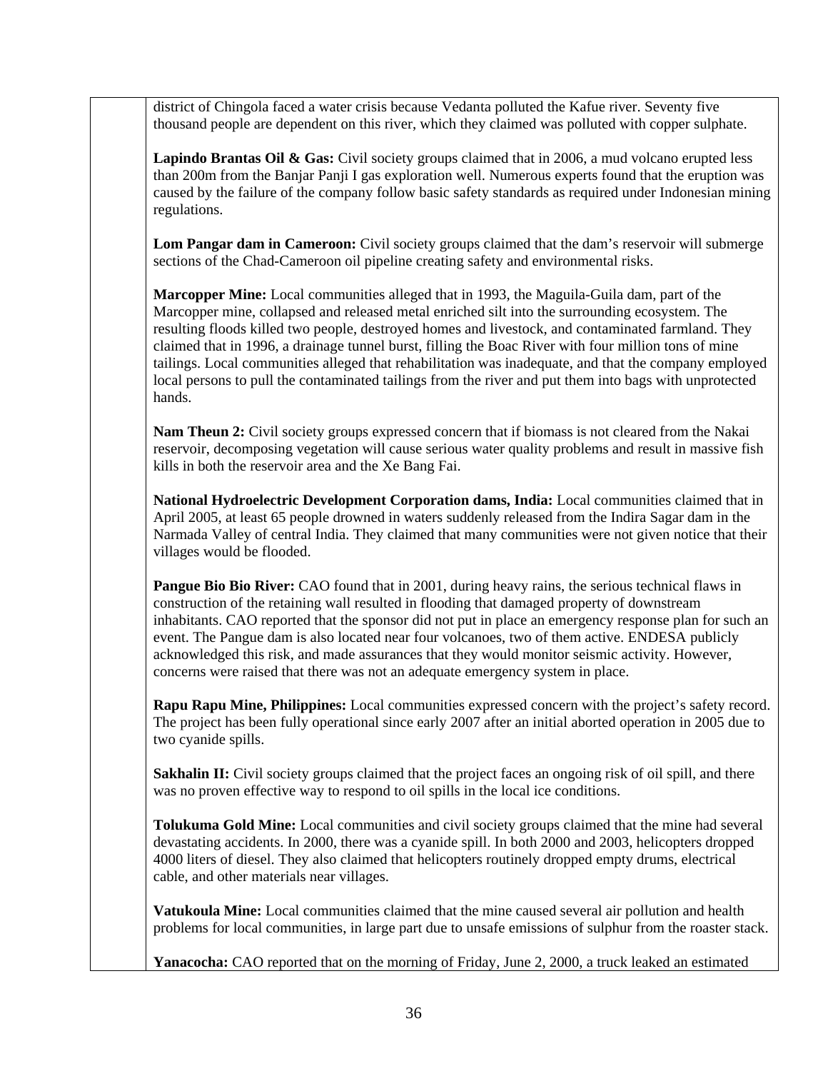district of Chingola faced a water crisis because Vedanta polluted the Kafue river. Seventy five thousand people are dependent on this river, which they claimed was polluted with copper sulphate.

**Lapindo Brantas Oil & Gas:** Civil society groups claimed that in 2006, a mud volcano erupted less than 200m from the Banjar Panji I gas exploration well. Numerous experts found that the eruption was caused by the failure of the company follow basic safety standards as required under Indonesian mining regulations.

**Lom Pangar dam in Cameroon:** Civil society groups claimed that the dam's reservoir will submerge sections of the Chad-Cameroon oil pipeline creating safety and environmental risks.

**Marcopper Mine:** Local communities alleged that in 1993, the Maguila-Guila dam, part of the Marcopper mine, collapsed and released metal enriched silt into the surrounding ecosystem. The resulting floods killed two people, destroyed homes and livestock, and contaminated farmland. They claimed that in 1996, a drainage tunnel burst, filling the Boac River with four million tons of mine tailings. Local communities alleged that rehabilitation was inadequate, and that the company employed local persons to pull the contaminated tailings from the river and put them into bags with unprotected hands.

**Nam Theun 2:** Civil society groups expressed concern that if biomass is not cleared from the Nakai reservoir, decomposing vegetation will cause serious water quality problems and result in massive fish kills in both the reservoir area and the Xe Bang Fai.

**National Hydroelectric Development Corporation dams, India:** Local communities claimed that in April 2005, at least 65 people drowned in waters suddenly released from the Indira Sagar dam in the Narmada Valley of central India. They claimed that many communities were not given notice that their villages would be flooded.

**Pangue Bio Bio River:** CAO found that in 2001, during heavy rains, the serious technical flaws in construction of the retaining wall resulted in flooding that damaged property of downstream inhabitants. CAO reported that the sponsor did not put in place an emergency response plan for such an event. The Pangue dam is also located near four volcanoes, two of them active. ENDESA publicly acknowledged this risk, and made assurances that they would monitor seismic activity. However, concerns were raised that there was not an adequate emergency system in place.

**Rapu Rapu Mine, Philippines:** Local communities expressed concern with the project's safety record. The project has been fully operational since early 2007 after an initial aborted operation in 2005 due to two cyanide spills.

**Sakhalin II:** Civil society groups claimed that the project faces an ongoing risk of oil spill, and there was no proven effective way to respond to oil spills in the local ice conditions.

**Tolukuma Gold Mine:** Local communities and civil society groups claimed that the mine had several devastating accidents. In 2000, there was a cyanide spill. In both 2000 and 2003, helicopters dropped 4000 liters of diesel. They also claimed that helicopters routinely dropped empty drums, electrical cable, and other materials near villages.

**Vatukoula Mine:** Local communities claimed that the mine caused several air pollution and health problems for local communities, in large part due to unsafe emissions of sulphur from the roaster stack.

**Yanacocha:** CAO reported that on the morning of Friday, June 2, 2000, a truck leaked an estimated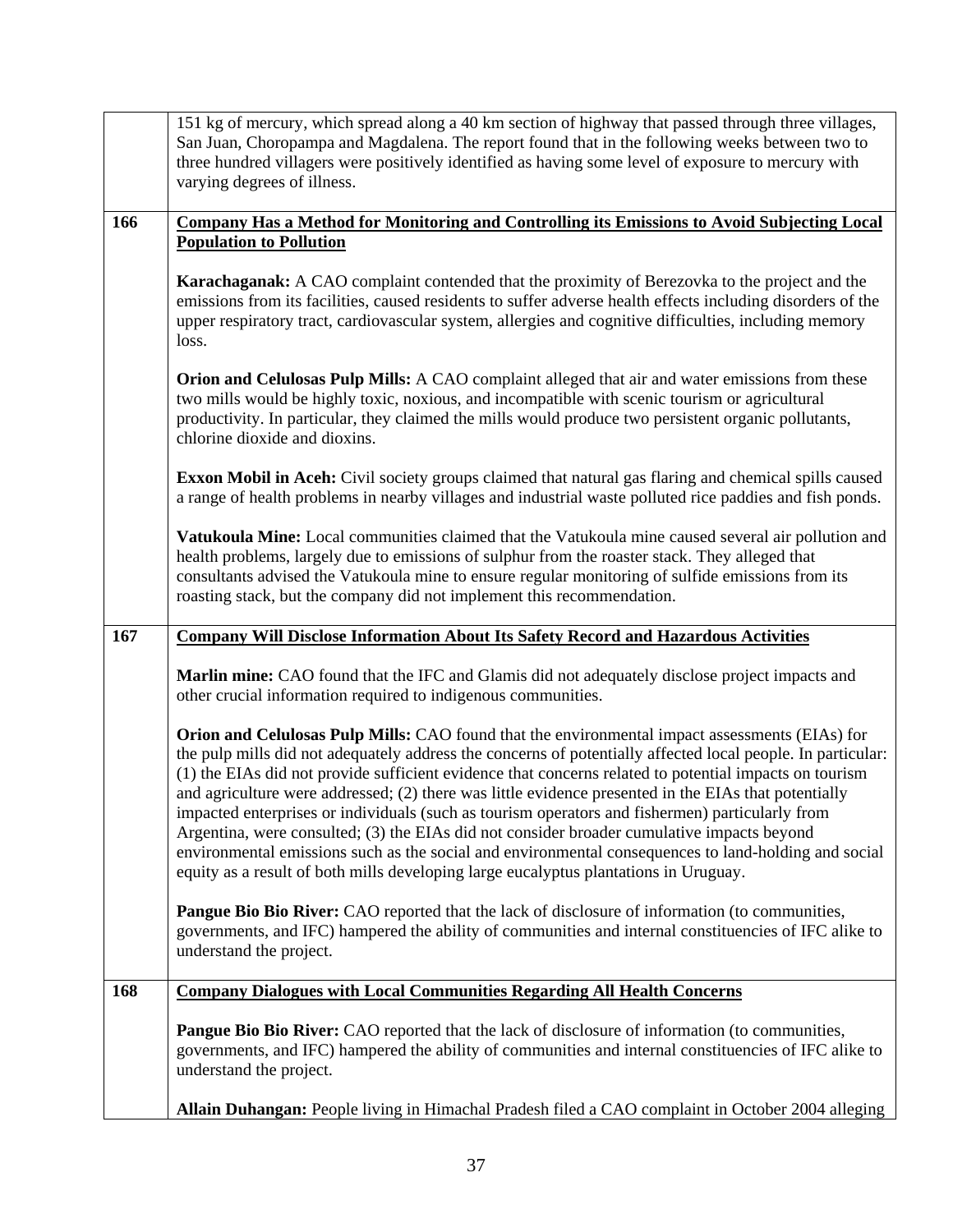| | |
|---|---|
| | 151 kg of mercury, which spread along a 40 km section of highway that passed through three villages, San Juan, Choropampa and Magdalena. The report found that in the following weeks between two to three hundred villagers were positively identified as having some level of exposure to mercury with varying degrees of illness. |
| **166** | <u>**Company Has a Method for Monitoring and Controlling its Emissions to Avoid Subjecting Local Population to Pollution**</u><br><br>**Karachaganak:** A CAO complaint contended that the proximity of Berezovka to the project and the emissions from its facilities, caused residents to suffer adverse health effects including disorders of the upper respiratory tract, cardiovascular system, allergies and cognitive difficulties, including memory loss.<br><br>**Orion and Celulosas Pulp Mills:** A CAO complaint alleged that air and water emissions from these two mills would be highly toxic, noxious, and incompatible with scenic tourism or agricultural productivity. In particular, they claimed the mills would produce two persistent organic pollutants, chlorine dioxide and dioxins.<br><br>**Exxon Mobil in Aceh:** Civil society groups claimed that natural gas flaring and chemical spills caused a range of health problems in nearby villages and industrial waste polluted rice paddies and fish ponds.<br><br>**Vatukoula Mine:** Local communities claimed that the Vatukoula mine caused several air pollution and health problems, largely due to emissions of sulphur from the roaster stack. They alleged that consultants advised the Vatukoula mine to ensure regular monitoring of sulfide emissions from its roasting stack, but the company did not implement this recommendation. |
| **167** | <u>**Company Will Disclose Information About Its Safety Record and Hazardous Activities**</u><br><br>**Marlin mine:** CAO found that the IFC and Glamis did not adequately disclose project impacts and other crucial information required to indigenous communities.<br><br>**Orion and Celulosas Pulp Mills:** CAO found that the environmental impact assessments (EIAs) for the pulp mills did not adequately address the concerns of potentially affected local people. In particular: (1) the EIAs did not provide sufficient evidence that concerns related to potential impacts on tourism and agriculture were addressed; (2) there was little evidence presented in the EIAs that potentially impacted enterprises or individuals (such as tourism operators and fishermen) particularly from Argentina, were consulted; (3) the EIAs did not consider broader cumulative impacts beyond environmental emissions such as the social and environmental consequences to land-holding and social equity as a result of both mills developing large eucalyptus plantations in Uruguay.<br><br>**Pangue Bio Bio River:** CAO reported that the lack of disclosure of information (to communities, governments, and IFC) hampered the ability of communities and internal constituencies of IFC alike to understand the project. |
| **168** | <u>**Company Dialogues with Local Communities Regarding All Health Concerns**</u><br><br>**Pangue Bio Bio River:** CAO reported that the lack of disclosure of information (to communities, governments, and IFC) hampered the ability of communities and internal constituencies of IFC alike to understand the project.<br><br>**Allain Duhangan:** People living in Himachal Pradesh filed a CAO complaint in October 2004 alleging |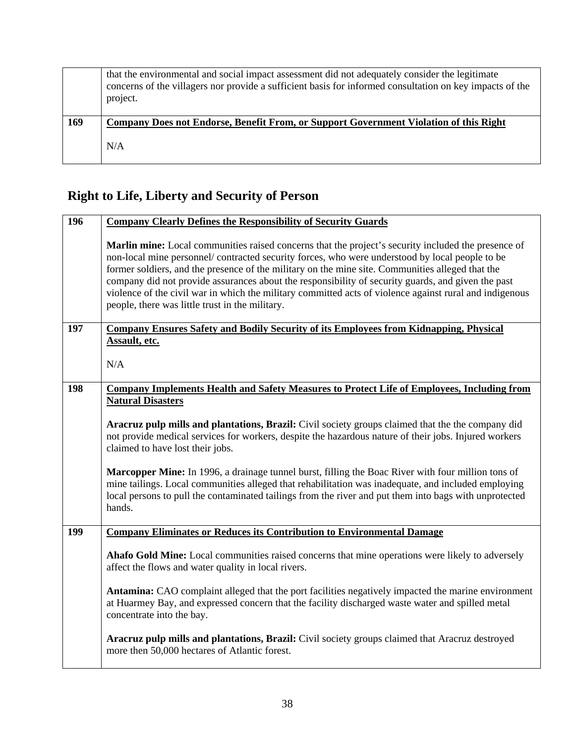| | |
|---|---|
| | that the environmental and social impact assessment did not adequately consider the legitimate concerns of the villagers nor provide a sufficient basis for informed consultation on key impacts of the project. |
| 169 | **Company Does not Endorse, Benefit From, or Support Government Violation of this Right**<br><br>N/A |

## Right to Life, Liberty and Security of Person

| | |
|---|---|
| 196 | **Company Clearly Defines the Responsibility of Security Guards**<br><br>**Marlin mine:** Local communities raised concerns that the project's security included the presence of non-local mine personnel/ contracted security forces, who were understood by local people to be former soldiers, and the presence of the military on the mine site. Communities alleged that the company did not provide assurances about the responsibility of security guards, and given the past violence of the civil war in which the military committed acts of violence against rural and indigenous people, there was little trust in the military. |
| 197 | **Company Ensures Safety and Bodily Security of its Employees from Kidnapping, Physical Assault, etc.**<br><br>N/A |
| 198 | **Company Implements Health and Safety Measures to Protect Life of Employees, Including from Natural Disasters**<br><br>**Aracruz pulp mills and plantations, Brazil:** Civil society groups claimed that the the company did not provide medical services for workers, despite the hazardous nature of their jobs. Injured workers claimed to have lost their jobs.<br><br>**Marcopper Mine:** In 1996, a drainage tunnel burst, filling the Boac River with four million tons of mine tailings. Local communities alleged that rehabilitation was inadequate, and included employing local persons to pull the contaminated tailings from the river and put them into bags with unprotected hands. |
| 199 | **Company Eliminates or Reduces its Contribution to Environmental Damage**<br><br>**Ahafo Gold Mine:** Local communities raised concerns that mine operations were likely to adversely affect the flows and water quality in local rivers.<br><br>**Antamina:** CAO complaint alleged that the port facilities negatively impacted the marine environment at Huarmey Bay, and expressed concern that the facility discharged waste water and spilled metal concentrate into the bay.<br><br>**Aracruz pulp mills and plantations, Brazil:** Civil society groups claimed that Aracruz destroyed more then 50,000 hectares of Atlantic forest. |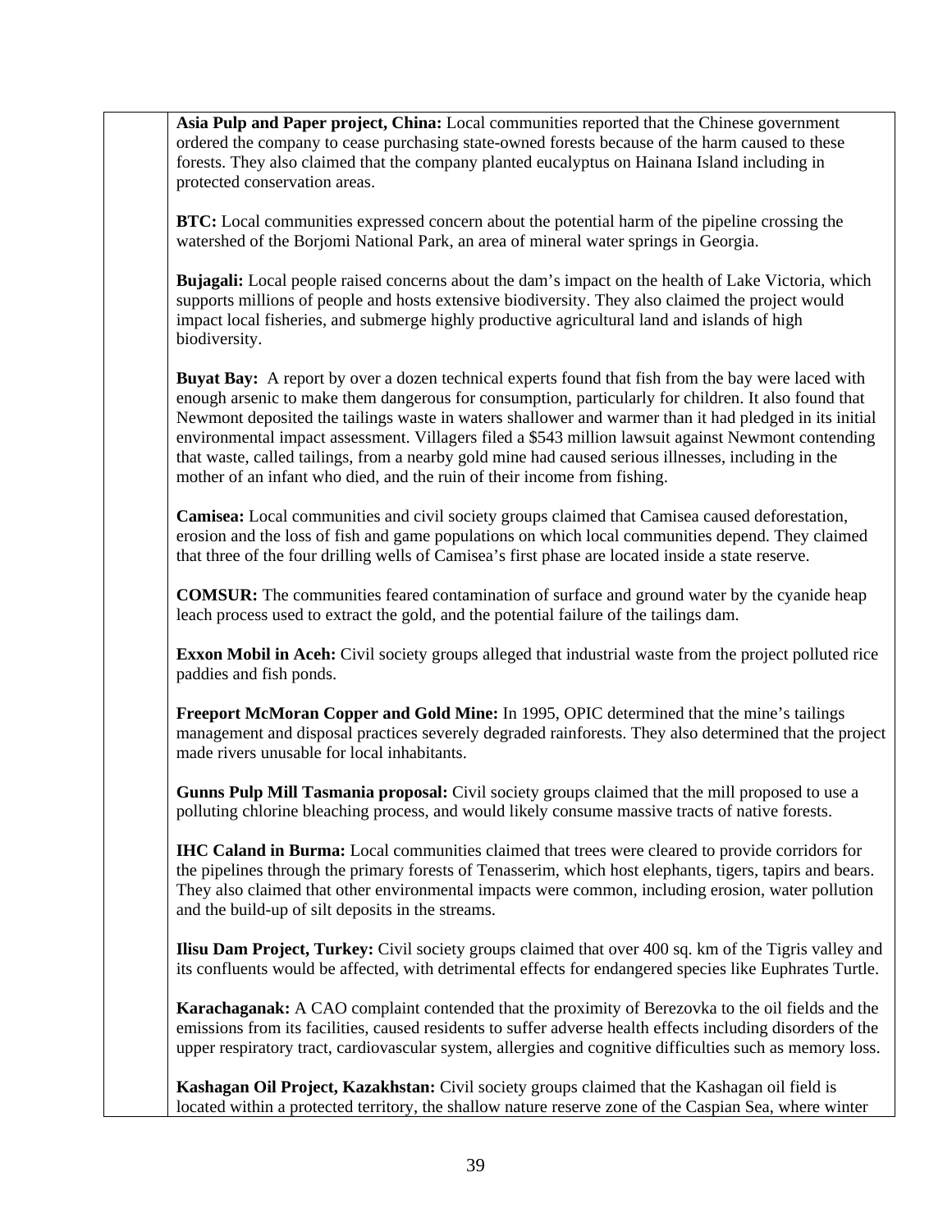**Asia Pulp and Paper project, China:** Local communities reported that the Chinese government ordered the company to cease purchasing state-owned forests because of the harm caused to these forests. They also claimed that the company planted eucalyptus on Hainana Island including in protected conservation areas.

**BTC:** Local communities expressed concern about the potential harm of the pipeline crossing the watershed of the Borjomi National Park, an area of mineral water springs in Georgia.

**Bujagali:** Local people raised concerns about the dam's impact on the health of Lake Victoria, which supports millions of people and hosts extensive biodiversity. They also claimed the project would impact local fisheries, and submerge highly productive agricultural land and islands of high biodiversity.

**Buyat Bay:** A report by over a dozen technical experts found that fish from the bay were laced with enough arsenic to make them dangerous for consumption, particularly for children. It also found that Newmont deposited the tailings waste in waters shallower and warmer than it had pledged in its initial environmental impact assessment. Villagers filed a $543 million lawsuit against Newmont contending that waste, called tailings, from a nearby gold mine had caused serious illnesses, including in the mother of an infant who died, and the ruin of their income from fishing.

**Camisea:** Local communities and civil society groups claimed that Camisea caused deforestation, erosion and the loss of fish and game populations on which local communities depend. They claimed that three of the four drilling wells of Camisea's first phase are located inside a state reserve.

**COMSUR:** The communities feared contamination of surface and ground water by the cyanide heap leach process used to extract the gold, and the potential failure of the tailings dam.

**Exxon Mobil in Aceh:** Civil society groups alleged that industrial waste from the project polluted rice paddies and fish ponds.

**Freeport McMoran Copper and Gold Mine:** In 1995, OPIC determined that the mine's tailings management and disposal practices severely degraded rainforests. They also determined that the project made rivers unusable for local inhabitants.

**Gunns Pulp Mill Tasmania proposal:** Civil society groups claimed that the mill proposed to use a polluting chlorine bleaching process, and would likely consume massive tracts of native forests.

**IHC Caland in Burma:** Local communities claimed that trees were cleared to provide corridors for the pipelines through the primary forests of Tenasserim, which host elephants, tigers, tapirs and bears. They also claimed that other environmental impacts were common, including erosion, water pollution and the build-up of silt deposits in the streams.

**Ilisu Dam Project, Turkey:** Civil society groups claimed that over 400 sq. km of the Tigris valley and its confluents would be affected, with detrimental effects for endangered species like Euphrates Turtle.

**Karachaganak:** A CAO complaint contended that the proximity of Berezovka to the oil fields and the emissions from its facilities, caused residents to suffer adverse health effects including disorders of the upper respiratory tract, cardiovascular system, allergies and cognitive difficulties such as memory loss.

**Kashagan Oil Project, Kazakhstan:** Civil society groups claimed that the Kashagan oil field is located within a protected territory, the shallow nature reserve zone of the Caspian Sea, where winter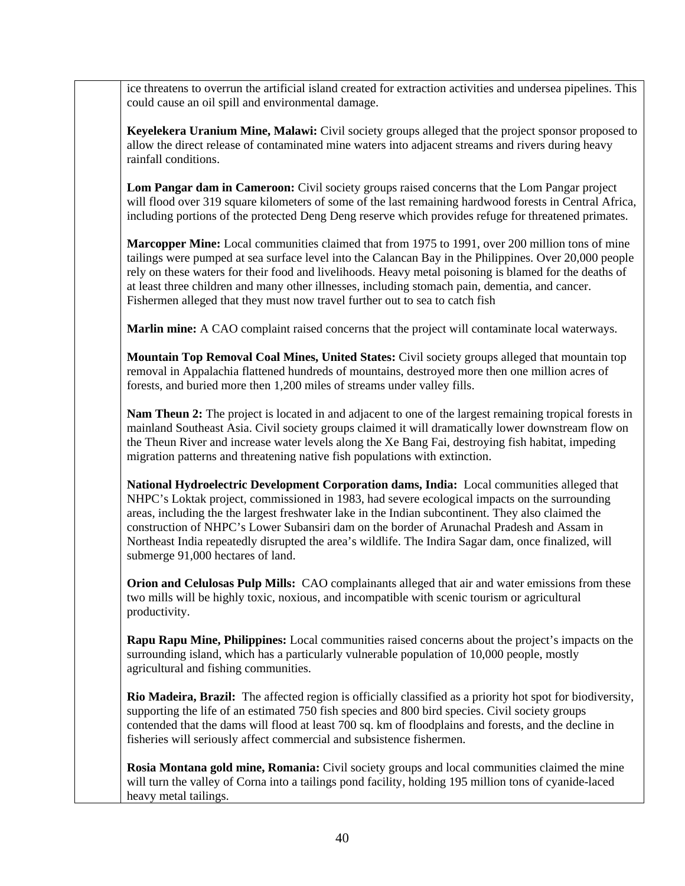| | ice threatens to overrun the artificial island created for extraction activities and undersea pipelines. This could cause an oil spill and environmental damage.<br><br>**Keyelekera Uranium Mine, Malawi:** Civil society groups alleged that the project sponsor proposed to allow the direct release of contaminated mine waters into adjacent streams and rivers during heavy rainfall conditions.<br><br>**Lom Pangar dam in Cameroon:** Civil society groups raised concerns that the Lom Pangar project will flood over 319 square kilometers of some of the last remaining hardwood forests in Central Africa, including portions of the protected Deng Deng reserve which provides refuge for threatened primates.<br><br>**Marcopper Mine:** Local communities claimed that from 1975 to 1991, over 200 million tons of mine tailings were pumped at sea surface level into the Calancan Bay in the Philippines. Over 20,000 people rely on these waters for their food and livelihoods. Heavy metal poisoning is blamed for the deaths of at least three children and many other illnesses, including stomach pain, dementia, and cancer. Fishermen alleged that they must now travel further out to sea to catch fish<br><br>**Marlin mine:** A CAO complaint raised concerns that the project will contaminate local waterways.<br><br>**Mountain Top Removal Coal Mines, United States:** Civil society groups alleged that mountain top removal in Appalachia flattened hundreds of mountains, destroyed more then one million acres of forests, and buried more then 1,200 miles of streams under valley fills.<br><br>**Nam Theun 2:** The project is located in and adjacent to one of the largest remaining tropical forests in mainland Southeast Asia. Civil society groups claimed it will dramatically lower downstream flow on the Theun River and increase water levels along the Xe Bang Fai, destroying fish habitat, impeding migration patterns and threatening native fish populations with extinction.<br><br>**National Hydroelectric Development Corporation dams, India:** Local communities alleged that NHPC's Loktak project, commissioned in 1983, had severe ecological impacts on the surrounding areas, including the the largest freshwater lake in the Indian subcontinent. They also claimed the construction of NHPC's Lower Subansiri dam on the border of Arunachal Pradesh and Assam in Northeast India repeatedly disrupted the area's wildlife. The Indira Sagar dam, once finalized, will submerge 91,000 hectares of land.<br><br>**Orion and Celulosas Pulp Mills:** CAO complainants alleged that air and water emissions from these two mills will be highly toxic, noxious, and incompatible with scenic tourism or agricultural productivity.<br><br>**Rapu Rapu Mine, Philippines:** Local communities raised concerns about the project's impacts on the surrounding island, which has a particularly vulnerable population of 10,000 people, mostly agricultural and fishing communities.<br><br>**Rio Madeira, Brazil:** The affected region is officially classified as a priority hot spot for biodiversity, supporting the life of an estimated 750 fish species and 800 bird species. Civil society groups contended that the dams will flood at least 700 sq. km of floodplains and forests, and the decline in fisheries will seriously affect commercial and subsistence fishermen.<br><br>**Rosia Montana gold mine, Romania:** Civil society groups and local communities claimed the mine will turn the valley of Corna into a tailings pond facility, holding 195 million tons of cyanide-laced heavy metal tailings. |
|---|---|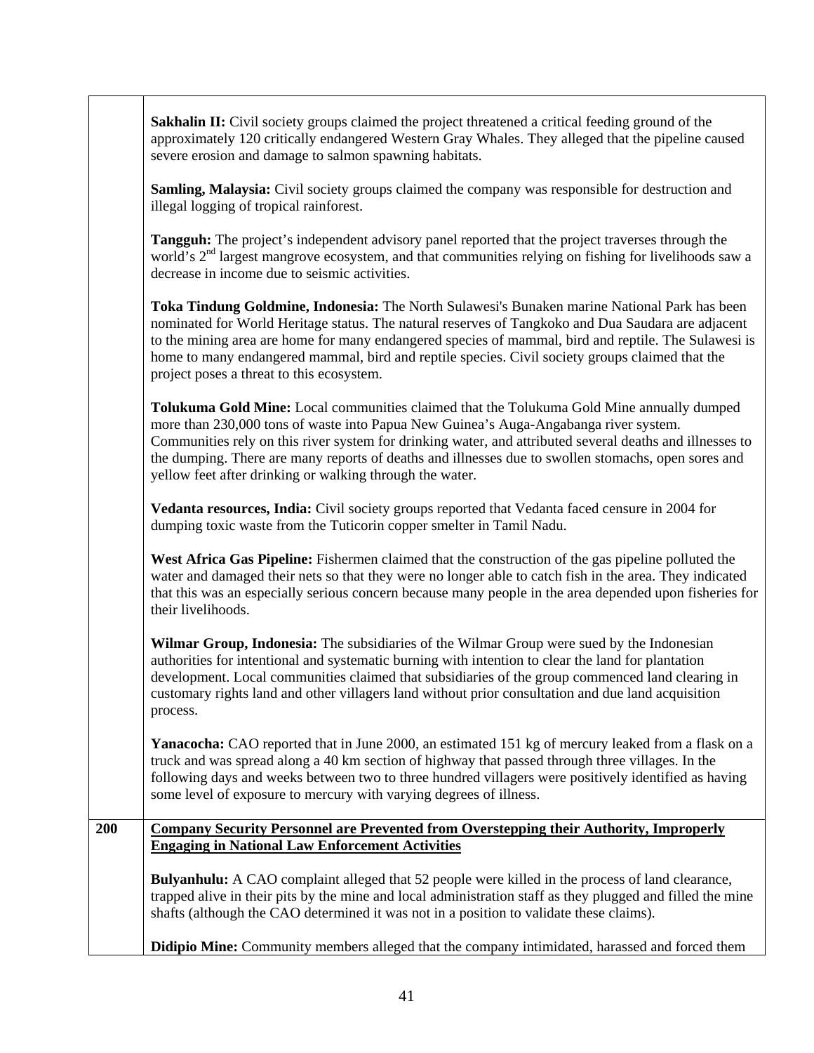| | |
|---|---|
| | **Sakhalin II:** Civil society groups claimed the project threatened a critical feeding ground of the approximately 120 critically endangered Western Gray Whales. They alleged that the pipeline caused severe erosion and damage to salmon spawning habitats.<br><br>**Samling, Malaysia:** Civil society groups claimed the company was responsible for destruction and illegal logging of tropical rainforest.<br><br>**Tangguh:** The project's independent advisory panel reported that the project traverses through the world's 2nd largest mangrove ecosystem, and that communities relying on fishing for livelihoods saw a decrease in income due to seismic activities.<br><br>**Toka Tindung Goldmine, Indonesia:** The North Sulawesi's Bunaken marine National Park has been nominated for World Heritage status. The natural reserves of Tangkoko and Dua Saudara are adjacent to the mining area are home for many endangered species of mammal, bird and reptile. The Sulawesi is home to many endangered mammal, bird and reptile species. Civil society groups claimed that the project poses a threat to this ecosystem.<br><br>**Tolukuma Gold Mine:** Local communities claimed that the Tolukuma Gold Mine annually dumped more than 230,000 tons of waste into Papua New Guinea's Auga-Angabanga river system. Communities rely on this river system for drinking water, and attributed several deaths and illnesses to the dumping. There are many reports of deaths and illnesses due to swollen stomachs, open sores and yellow feet after drinking or walking through the water.<br><br>**Vedanta resources, India:** Civil society groups reported that Vedanta faced censure in 2004 for dumping toxic waste from the Tuticorin copper smelter in Tamil Nadu.<br><br>**West Africa Gas Pipeline:** Fishermen claimed that the construction of the gas pipeline polluted the water and damaged their nets so that they were no longer able to catch fish in the area. They indicated that this was an especially serious concern because many people in the area depended upon fisheries for their livelihoods.<br><br>**Wilmar Group, Indonesia:** The subsidiaries of the Wilmar Group were sued by the Indonesian authorities for intentional and systematic burning with intention to clear the land for plantation development. Local communities claimed that subsidiaries of the group commenced land clearing in customary rights land and other villagers land without prior consultation and due land acquisition process.<br><br>**Yanacocha:** CAO reported that in June 2000, an estimated 151 kg of mercury leaked from a flask on a truck and was spread along a 40 km section of highway that passed through three villages. In the following days and weeks between two to three hundred villagers were positively identified as having some level of exposure to mercury with varying degrees of illness. |
| **200** | **<u>Company Security Personnel are Prevented from Overstepping their Authority, Improperly Engaging in National Law Enforcement Activities</u>**<br><br>**Bulyanhulu:** A CAO complaint alleged that 52 people were killed in the process of land clearance, trapped alive in their pits by the mine and local administration staff as they plugged and filled the mine shafts (although the CAO determined it was not in a position to validate these claims).<br><br>**Didipio Mine:** Community members alleged that the company intimidated, harassed and forced them |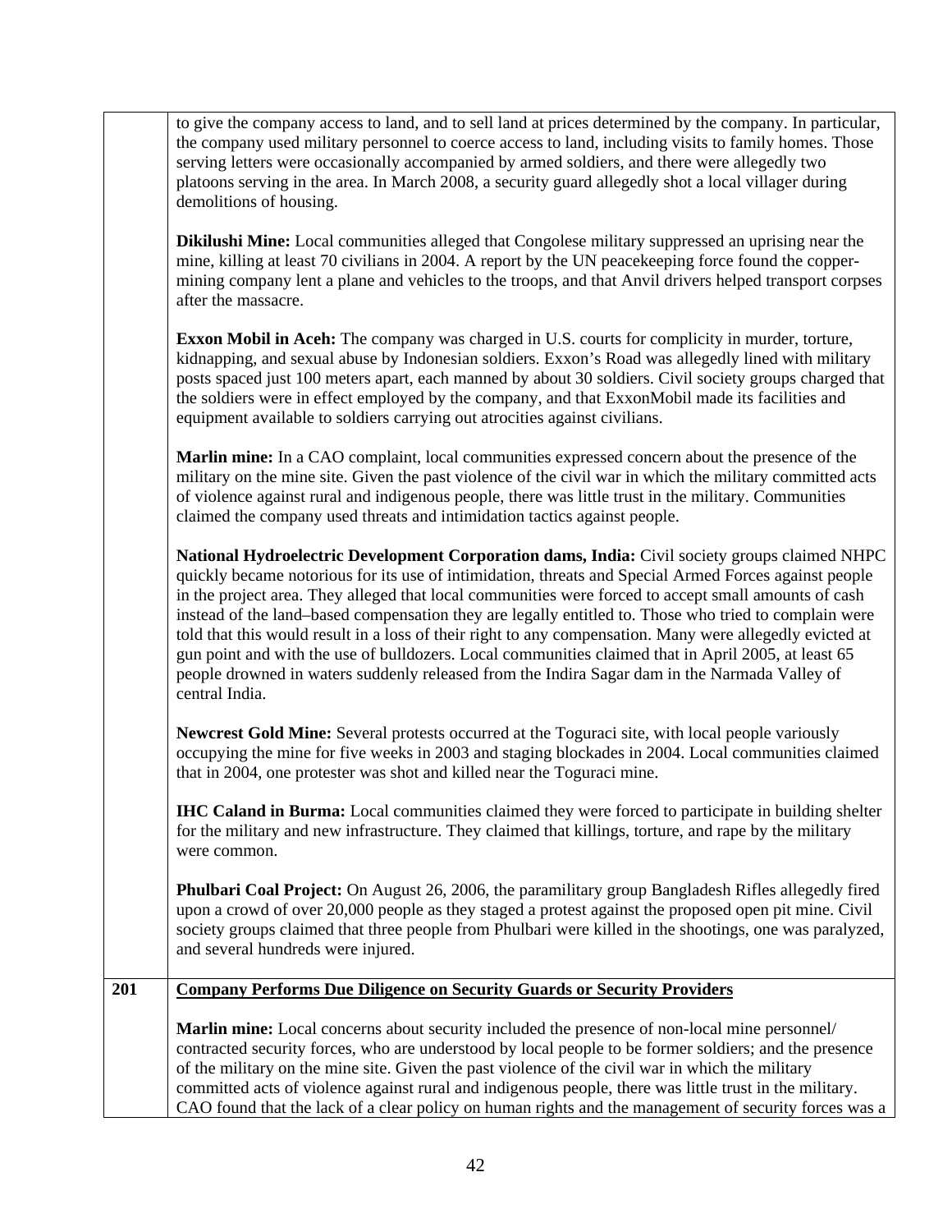| | |
|---|---|
| | to give the company access to land, and to sell land at prices determined by the company. In particular, the company used military personnel to coerce access to land, including visits to family homes. Those serving letters were occasionally accompanied by armed soldiers, and there were allegedly two platoons serving in the area. In March 2008, a security guard allegedly shot a local villager during demolitions of housing.<br><br>**Dikilushi Mine:** Local communities alleged that Congolese military suppressed an uprising near the mine, killing at least 70 civilians in 2004. A report by the UN peacekeeping force found the copper-mining company lent a plane and vehicles to the troops, and that Anvil drivers helped transport corpses after the massacre.<br><br>**Exxon Mobil in Aceh:** The company was charged in U.S. courts for complicity in murder, torture, kidnapping, and sexual abuse by Indonesian soldiers. Exxon's Road was allegedly lined with military posts spaced just 100 meters apart, each manned by about 30 soldiers. Civil society groups charged that the soldiers were in effect employed by the company, and that ExxonMobil made its facilities and equipment available to soldiers carrying out atrocities against civilians.<br><br>**Marlin mine:** In a CAO complaint, local communities expressed concern about the presence of the military on the mine site. Given the past violence of the civil war in which the military committed acts of violence against rural and indigenous people, there was little trust in the military. Communities claimed the company used threats and intimidation tactics against people.<br><br>**National Hydroelectric Development Corporation dams, India:** Civil society groups claimed NHPC quickly became notorious for its use of intimidation, threats and Special Armed Forces against people in the project area. They alleged that local communities were forced to accept small amounts of cash instead of the land–based compensation they are legally entitled to. Those who tried to complain were told that this would result in a loss of their right to any compensation. Many were allegedly evicted at gun point and with the use of bulldozers. Local communities claimed that in April 2005, at least 65 people drowned in waters suddenly released from the Indira Sagar dam in the Narmada Valley of central India.<br><br>**Newcrest Gold Mine:** Several protests occurred at the Toguraci site, with local people variously occupying the mine for five weeks in 2003 and staging blockades in 2004. Local communities claimed that in 2004, one protester was shot and killed near the Toguraci mine.<br><br>**IHC Caland in Burma:** Local communities claimed they were forced to participate in building shelter for the military and new infrastructure. They claimed that killings, torture, and rape by the military were common.<br><br>**Phulbari Coal Project:** On August 26, 2006, the paramilitary group Bangladesh Rifles allegedly fired upon a crowd of over 20,000 people as they staged a protest against the proposed open pit mine. Civil society groups claimed that three people from Phulbari were killed in the shootings, one was paralyzed, and several hundreds were injured. |
| **201** | **Company Performs Due Diligence on Security Guards or Security Providers**<br><br>**Marlin mine:** Local concerns about security included the presence of non-local mine personnel/ contracted security forces, who are understood by local people to be former soldiers; and the presence of the military on the mine site. Given the past violence of the civil war in which the military committed acts of violence against rural and indigenous people, there was little trust in the military. CAO found that the lack of a clear policy on human rights and the management of security forces was a |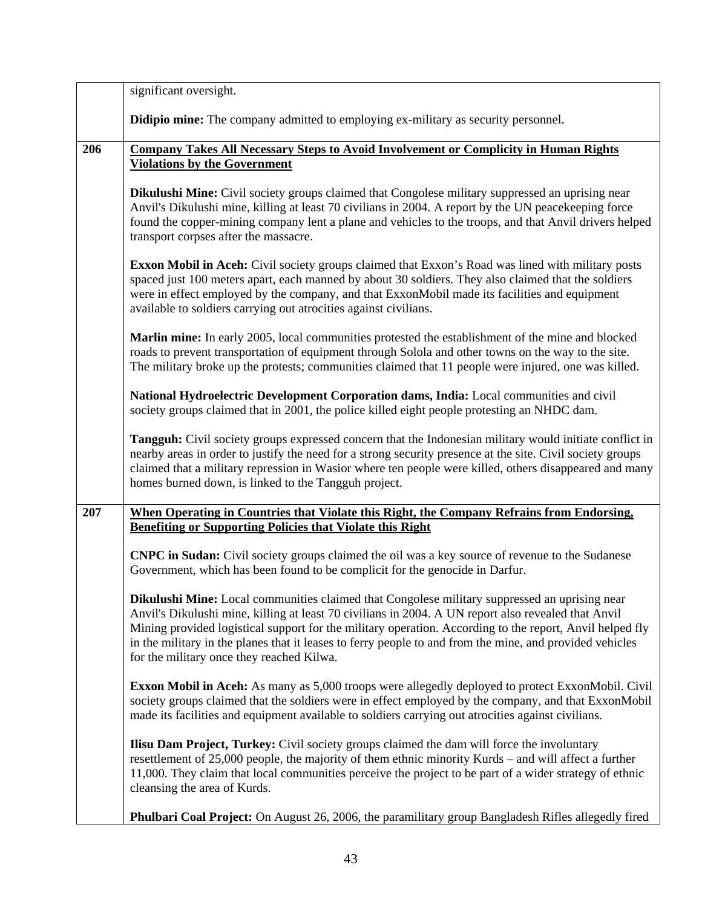| | |
|---|---|
| | significant oversight.<br><br>**Didipio mine:** The company admitted to employing ex-military as security personnel. |
| **206** | **<u>Company Takes All Necessary Steps to Avoid Involvement or Complicity in Human Rights Violations by the Government</u>**<br><br>**Dikulushi Mine:** Civil society groups claimed that Congolese military suppressed an uprising near Anvil's Dikulushi mine, killing at least 70 civilians in 2004. A report by the UN peacekeeping force found the copper-mining company lent a plane and vehicles to the troops, and that Anvil drivers helped transport corpses after the massacre.<br><br>**Exxon Mobil in Aceh:** Civil society groups claimed that Exxon's Road was lined with military posts spaced just 100 meters apart, each manned by about 30 soldiers. They also claimed that the soldiers were in effect employed by the company, and that ExxonMobil made its facilities and equipment available to soldiers carrying out atrocities against civilians.<br><br>**Marlin mine:** In early 2005, local communities protested the establishment of the mine and blocked roads to prevent transportation of equipment through Solola and other towns on the way to the site. The military broke up the protests; communities claimed that 11 people were injured, one was killed.<br><br>**National Hydroelectric Development Corporation dams, India:** Local communities and civil society groups claimed that in 2001, the police killed eight people protesting an NHDC dam.<br><br>**Tangguh:** Civil society groups expressed concern that the Indonesian military would initiate conflict in nearby areas in order to justify the need for a strong security presence at the site. Civil society groups claimed that a military repression in Wasior where ten people were killed, others disappeared and many homes burned down, is linked to the Tangguh project. |
| **207** | **<u>When Operating in Countries that Violate this Right, the Company Refrains from Endorsing, Benefiting or Supporting Policies that Violate this Right</u>**<br><br>**CNPC in Sudan:** Civil society groups claimed the oil was a key source of revenue to the Sudanese Government, which has been found to be complicit for the genocide in Darfur.<br><br>**Dikulushi Mine:** Local communities claimed that Congolese military suppressed an uprising near Anvil's Dikulushi mine, killing at least 70 civilians in 2004. A UN report also revealed that Anvil Mining provided logistical support for the military operation. According to the report, Anvil helped fly in the military in the planes that it leases to ferry people to and from the mine, and provided vehicles for the military once they reached Kilwa.<br><br>**Exxon Mobil in Aceh:** As many as 5,000 troops were allegedly deployed to protect ExxonMobil. Civil society groups claimed that the soldiers were in effect employed by the company, and that ExxonMobil made its facilities and equipment available to soldiers carrying out atrocities against civilians.<br><br>**Ilisu Dam Project, Turkey:** Civil society groups claimed the dam will force the involuntary resettlement of 25,000 people, the majority of them ethnic minority Kurds – and will affect a further 11,000. They claim that local communities perceive the project to be part of a wider strategy of ethnic cleansing the area of Kurds.<br><br>**Phulbari Coal Project:** On August 26, 2006, the paramilitary group Bangladesh Rifles allegedly fired |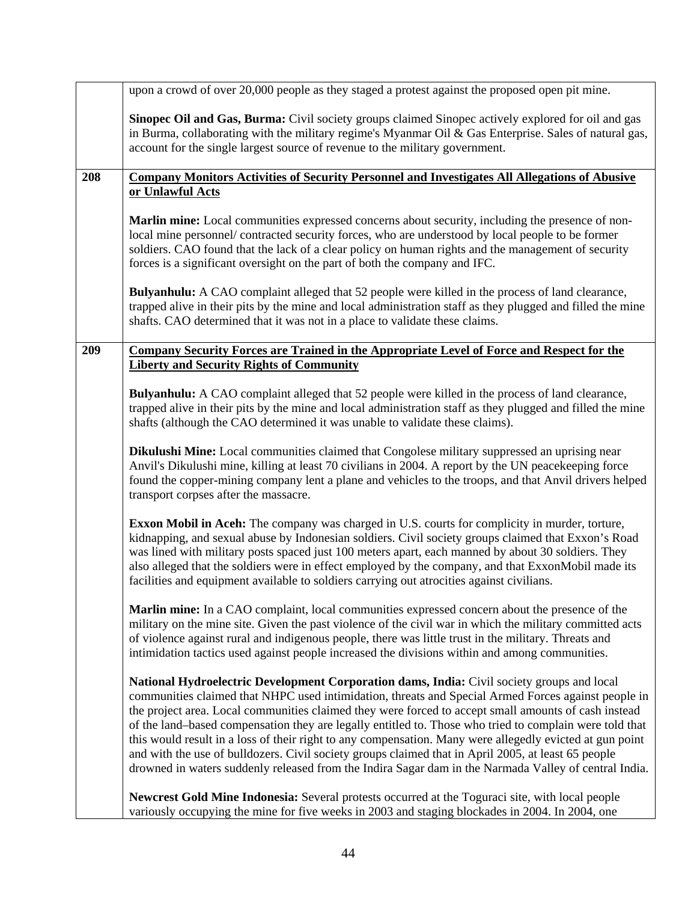| | |
|---|---|
| | upon a crowd of over 20,000 people as they staged a protest against the proposed open pit mine.<br><br>**Sinopec Oil and Gas, Burma:** Civil society groups claimed Sinopec actively explored for oil and gas in Burma, collaborating with the military regime's Myanmar Oil & Gas Enterprise. Sales of natural gas, account for the single largest source of revenue to the military government. |
| **208** | <u>**Company Monitors Activities of Security Personnel and Investigates All Allegations of Abusive or Unlawful Acts**</u><br><br>**Marlin mine:** Local communities expressed concerns about security, including the presence of non-local mine personnel/ contracted security forces, who are understood by local people to be former soldiers. CAO found that the lack of a clear policy on human rights and the management of security forces is a significant oversight on the part of both the company and IFC.<br><br>**Bulyanhulu:** A CAO complaint alleged that 52 people were killed in the process of land clearance, trapped alive in their pits by the mine and local administration staff as they plugged and filled the mine shafts. CAO determined that it was not in a place to validate these claims. |
| **209** | <u>**Company Security Forces are Trained in the Appropriate Level of Force and Respect for the Liberty and Security Rights of Community**</u><br><br>**Bulyanhulu:** A CAO complaint alleged that 52 people were killed in the process of land clearance, trapped alive in their pits by the mine and local administration staff as they plugged and filled the mine shafts (although the CAO determined it was unable to validate these claims).<br><br>**Dikulushi Mine:** Local communities claimed that Congolese military suppressed an uprising near Anvil's Dikulushi mine, killing at least 70 civilians in 2004. A report by the UN peacekeeping force found the copper-mining company lent a plane and vehicles to the troops, and that Anvil drivers helped transport corpses after the massacre.<br><br>**Exxon Mobil in Aceh:** The company was charged in U.S. courts for complicity in murder, torture, kidnapping, and sexual abuse by Indonesian soldiers. Civil society groups claimed that Exxon's Road was lined with military posts spaced just 100 meters apart, each manned by about 30 soldiers. They also alleged that the soldiers were in effect employed by the company, and that ExxonMobil made its facilities and equipment available to soldiers carrying out atrocities against civilians.<br><br>**Marlin mine:** In a CAO complaint, local communities expressed concern about the presence of the military on the mine site. Given the past violence of the civil war in which the military committed acts of violence against rural and indigenous people, there was little trust in the military. Threats and intimidation tactics used against people increased the divisions within and among communities.<br><br>**National Hydroelectric Development Corporation dams, India:** Civil society groups and local communities claimed that NHPC used intimidation, threats and Special Armed Forces against people in the project area. Local communities claimed they were forced to accept small amounts of cash instead of the land–based compensation they are legally entitled to. Those who tried to complain were told that this would result in a loss of their right to any compensation. Many were allegedly evicted at gun point and with the use of bulldozers. Civil society groups claimed that in April 2005, at least 65 people drowned in waters suddenly released from the Indira Sagar dam in the Narmada Valley of central India.<br><br>**Newcrest Gold Mine Indonesia:** Several protests occurred at the Toguraci site, with local people variously occupying the mine for five weeks in 2003 and staging blockades in 2004. In 2004, one |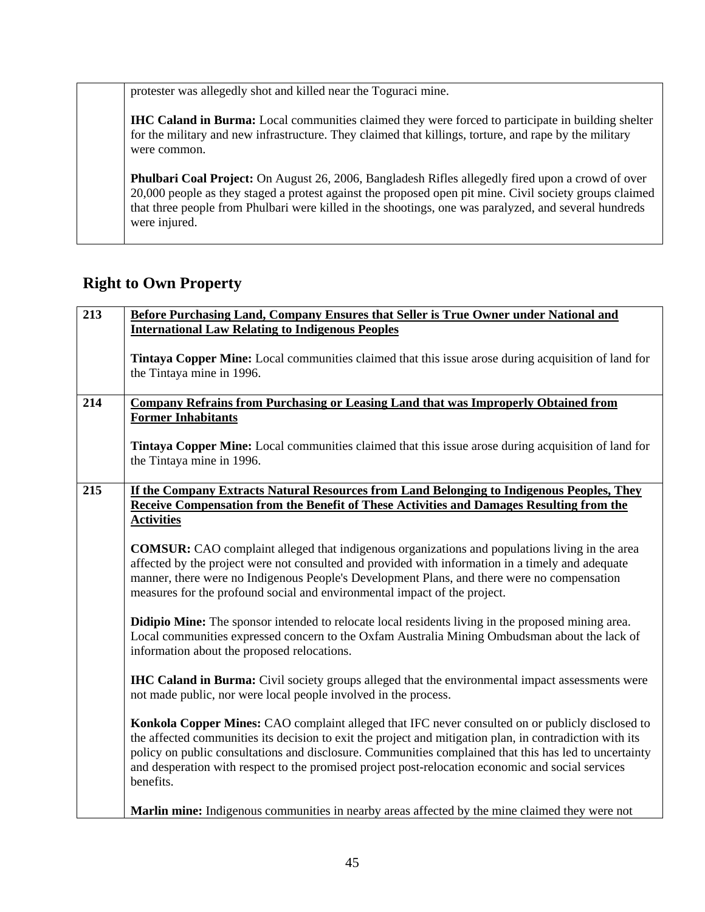| | |
|---|---|
| | protester was allegedly shot and killed near the Toguraci mine.<br><br>**IHC Caland in Burma:** Local communities claimed they were forced to participate in building shelter for the military and new infrastructure. They claimed that killings, torture, and rape by the military were common.<br><br>**Phulbari Coal Project:** On August 26, 2006, Bangladesh Rifles allegedly fired upon a crowd of over 20,000 people as they staged a protest against the proposed open pit mine. Civil society groups claimed that three people from Phulbari were killed in the shootings, one was paralyzed, and several hundreds were injured. |

## Right to Own Property

| | |
|---|---|
| **213** | **Before Purchasing Land, Company Ensures that Seller is True Owner under National and International Law Relating to Indigenous Peoples**<br><br>**Tintaya Copper Mine:** Local communities claimed that this issue arose during acquisition of land for the Tintaya mine in 1996. |
| **214** | **Company Refrains from Purchasing or Leasing Land that was Improperly Obtained from Former Inhabitants**<br><br>**Tintaya Copper Mine:** Local communities claimed that this issue arose during acquisition of land for the Tintaya mine in 1996. |
| **215** | **If the Company Extracts Natural Resources from Land Belonging to Indigenous Peoples, They Receive Compensation from the Benefit of These Activities and Damages Resulting from the Activities**<br><br>**COMSUR:** CAO complaint alleged that indigenous organizations and populations living in the area affected by the project were not consulted and provided with information in a timely and adequate manner, there were no Indigenous People's Development Plans, and there were no compensation measures for the profound social and environmental impact of the project.<br><br>**Didipio Mine:** The sponsor intended to relocate local residents living in the proposed mining area. Local communities expressed concern to the Oxfam Australia Mining Ombudsman about the lack of information about the proposed relocations.<br><br>**IHC Caland in Burma:** Civil society groups alleged that the environmental impact assessments were not made public, nor were local people involved in the process.<br><br>**Konkola Copper Mines:** CAO complaint alleged that IFC never consulted on or publicly disclosed to the affected communities its decision to exit the project and mitigation plan, in contradiction with its policy on public consultations and disclosure. Communities complained that this has led to uncertainty and desperation with respect to the promised project post-relocation economic and social services benefits.<br><br>**Marlin mine:** Indigenous communities in nearby areas affected by the mine claimed they were not |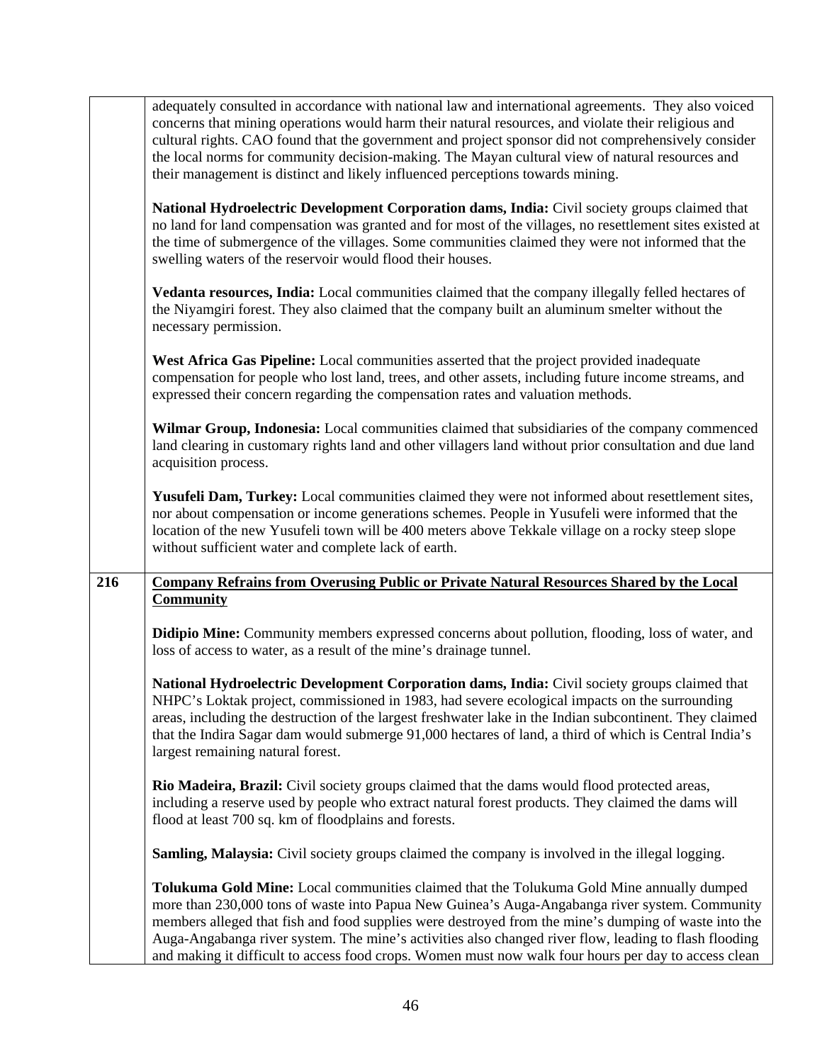| | |
|---|---|
| | adequately consulted in accordance with national law and international agreements. They also voiced concerns that mining operations would harm their natural resources, and violate their religious and cultural rights. CAO found that the government and project sponsor did not comprehensively consider the local norms for community decision-making. The Mayan cultural view of natural resources and their management is distinct and likely influenced perceptions towards mining.<br><br>**National Hydroelectric Development Corporation dams, India:** Civil society groups claimed that no land for land compensation was granted and for most of the villages, no resettlement sites existed at the time of submergence of the villages. Some communities claimed they were not informed that the swelling waters of the reservoir would flood their houses.<br><br>**Vedanta resources, India:** Local communities claimed that the company illegally felled hectares of the Niyamgiri forest. They also claimed that the company built an aluminum smelter without the necessary permission.<br><br>**West Africa Gas Pipeline:** Local communities asserted that the project provided inadequate compensation for people who lost land, trees, and other assets, including future income streams, and expressed their concern regarding the compensation rates and valuation methods.<br><br>**Wilmar Group, Indonesia:** Local communities claimed that subsidiaries of the company commenced land clearing in customary rights land and other villagers land without prior consultation and due land acquisition process.<br><br>**Yusufeli Dam, Turkey:** Local communities claimed they were not informed about resettlement sites, nor about compensation or income generations schemes. People in Yusufeli were informed that the location of the new Yusufeli town will be 400 meters above Tekkale village on a rocky steep slope without sufficient water and complete lack of earth. |
| **216** | **<u>Company Refrains from Overusing Public or Private Natural Resources Shared by the Local Community</u>**<br><br>**Didipio Mine:** Community members expressed concerns about pollution, flooding, loss of water, and loss of access to water, as a result of the mine's drainage tunnel.<br><br>**National Hydroelectric Development Corporation dams, India:** Civil society groups claimed that NHPC's Loktak project, commissioned in 1983, had severe ecological impacts on the surrounding areas, including the destruction of the largest freshwater lake in the Indian subcontinent. They claimed that the Indira Sagar dam would submerge 91,000 hectares of land, a third of which is Central India's largest remaining natural forest.<br><br>**Rio Madeira, Brazil:** Civil society groups claimed that the dams would flood protected areas, including a reserve used by people who extract natural forest products. They claimed the dams will flood at least 700 sq. km of floodplains and forests.<br><br>**Samling, Malaysia:** Civil society groups claimed the company is involved in the illegal logging.<br><br>**Tolukuma Gold Mine:** Local communities claimed that the Tolukuma Gold Mine annually dumped more than 230,000 tons of waste into Papua New Guinea's Auga-Angabanga river system. Community members alleged that fish and food supplies were destroyed from the mine's dumping of waste into the Auga-Angabanga river system. The mine's activities also changed river flow, leading to flash flooding and making it difficult to access food crops. Women must now walk four hours per day to access clean |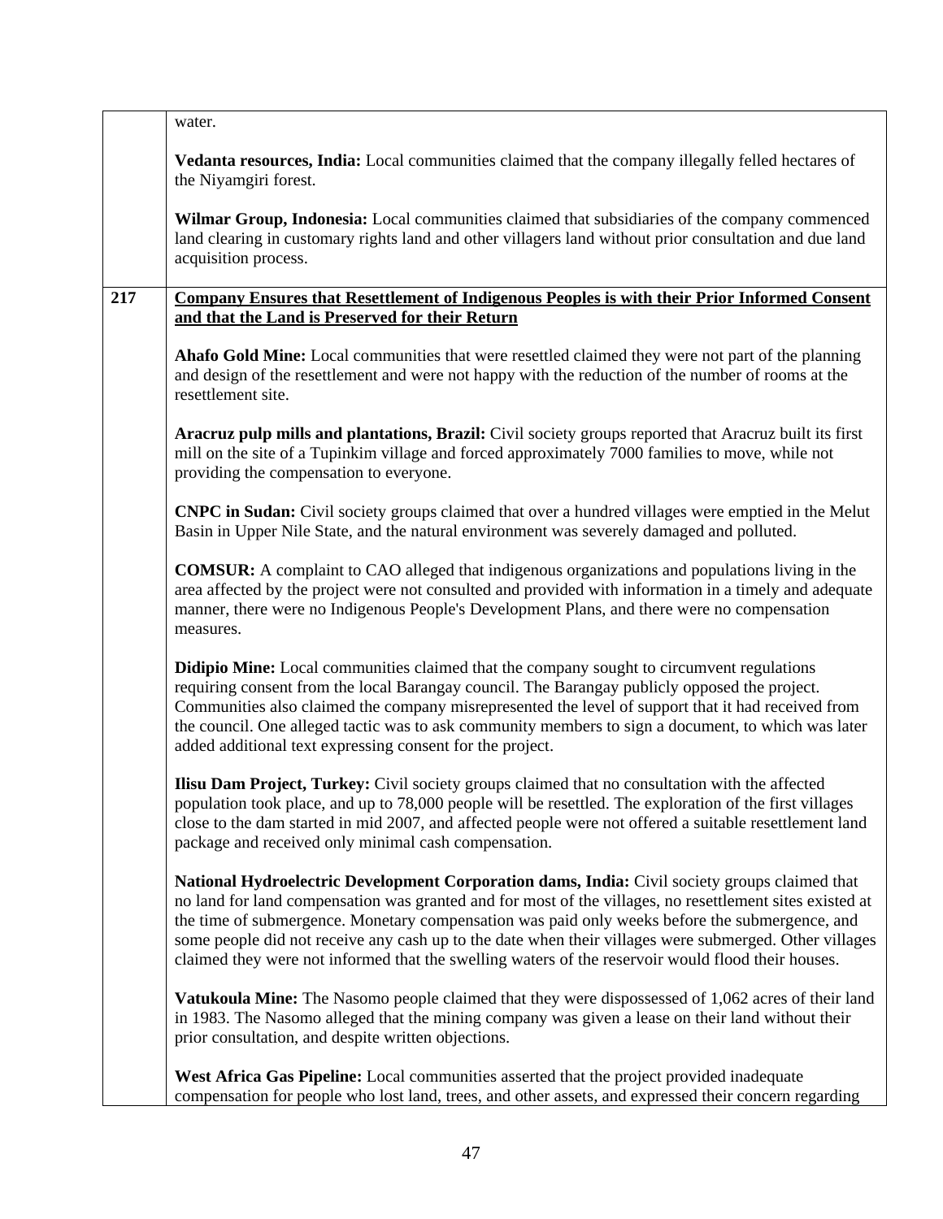| | |
|---|---|
| | water.<br><br>**Vedanta resources, India:** Local communities claimed that the company illegally felled hectares of the Niyamgiri forest.<br><br>**Wilmar Group, Indonesia:** Local communities claimed that subsidiaries of the company commenced land clearing in customary rights land and other villagers land without prior consultation and due land acquisition process. |
| **217** | **<u>Company Ensures that Resettlement of Indigenous Peoples is with their Prior Informed Consent and that the Land is Preserved for their Return</u>**<br><br>**Ahafo Gold Mine:** Local communities that were resettled claimed they were not part of the planning and design of the resettlement and were not happy with the reduction of the number of rooms at the resettlement site.<br><br>**Aracruz pulp mills and plantations, Brazil:** Civil society groups reported that Aracruz built its first mill on the site of a Tupinkim village and forced approximately 7000 families to move, while not providing the compensation to everyone.<br><br>**CNPC in Sudan:** Civil society groups claimed that over a hundred villages were emptied in the Melut Basin in Upper Nile State, and the natural environment was severely damaged and polluted.<br><br>**COMSUR:** A complaint to CAO alleged that indigenous organizations and populations living in the area affected by the project were not consulted and provided with information in a timely and adequate manner, there were no Indigenous People's Development Plans, and there were no compensation measures.<br><br>**Didipio Mine:** Local communities claimed that the company sought to circumvent regulations requiring consent from the local Barangay council. The Barangay publicly opposed the project. Communities also claimed the company misrepresented the level of support that it had received from the council. One alleged tactic was to ask community members to sign a document, to which was later added additional text expressing consent for the project.<br><br>**Ilisu Dam Project, Turkey:** Civil society groups claimed that no consultation with the affected population took place, and up to 78,000 people will be resettled. The exploration of the first villages close to the dam started in mid 2007, and affected people were not offered a suitable resettlement land package and received only minimal cash compensation.<br><br>**National Hydroelectric Development Corporation dams, India:** Civil society groups claimed that no land for land compensation was granted and for most of the villages, no resettlement sites existed at the time of submergence. Monetary compensation was paid only weeks before the submergence, and some people did not receive any cash up to the date when their villages were submerged. Other villages claimed they were not informed that the swelling waters of the reservoir would flood their houses.<br><br>**Vatukoula Mine:** The Nasomo people claimed that they were dispossessed of 1,062 acres of their land in 1983. The Nasomo alleged that the mining company was given a lease on their land without their prior consultation, and despite written objections.<br><br>**West Africa Gas Pipeline:** Local communities asserted that the project provided inadequate compensation for people who lost land, trees, and other assets, and expressed their concern regarding |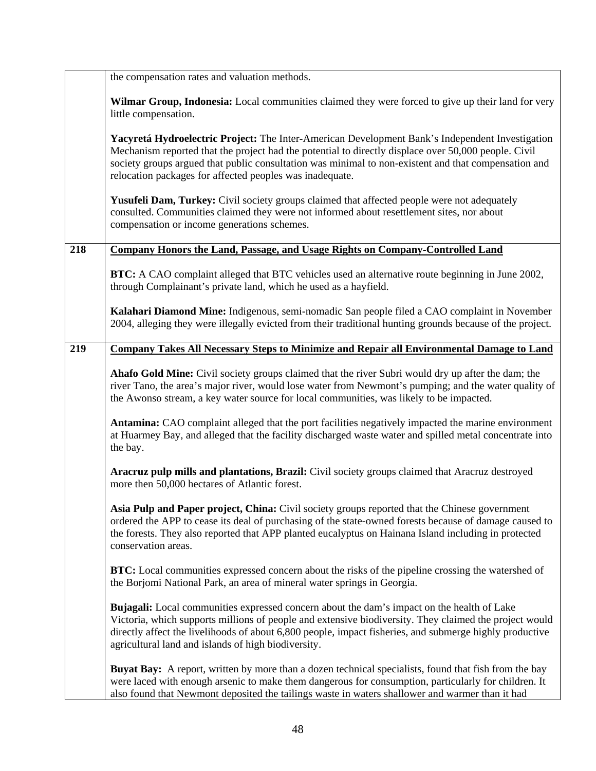| | |
|---|---|
| | the compensation rates and valuation methods.<br><br>**Wilmar Group, Indonesia:** Local communities claimed they were forced to give up their land for very little compensation.<br><br>**Yacyretá Hydroelectric Project:** The Inter-American Development Bank's Independent Investigation Mechanism reported that the project had the potential to directly displace over 50,000 people. Civil society groups argued that public consultation was minimal to non-existent and that compensation and relocation packages for affected peoples was inadequate.<br><br>**Yusufeli Dam, Turkey:** Civil society groups claimed that affected people were not adequately consulted. Communities claimed they were not informed about resettlement sites, nor about compensation or income generations schemes. |
| **218** | **<u>Company Honors the Land, Passage, and Usage Rights on Company-Controlled Land</u>**<br><br>**BTC:** A CAO complaint alleged that BTC vehicles used an alternative route beginning in June 2002, through Complainant's private land, which he used as a hayfield.<br><br>**Kalahari Diamond Mine:** Indigenous, semi-nomadic San people filed a CAO complaint in November 2004, alleging they were illegally evicted from their traditional hunting grounds because of the project. |
| **219** | **<u>Company Takes All Necessary Steps to Minimize and Repair all Environmental Damage to Land</u>**<br><br>**Ahafo Gold Mine:** Civil society groups claimed that the river Subri would dry up after the dam; the river Tano, the area's major river, would lose water from Newmont's pumping; and the water quality of the Awonso stream, a key water source for local communities, was likely to be impacted.<br><br>**Antamina:** CAO complaint alleged that the port facilities negatively impacted the marine environment at Huarmey Bay, and alleged that the facility discharged waste water and spilled metal concentrate into the bay.<br><br>**Aracruz pulp mills and plantations, Brazil:** Civil society groups claimed that Aracruz destroyed more then 50,000 hectares of Atlantic forest.<br><br>**Asia Pulp and Paper project, China:** Civil society groups reported that the Chinese government ordered the APP to cease its deal of purchasing of the state-owned forests because of damage caused to the forests. They also reported that APP planted eucalyptus on Hainana Island including in protected conservation areas.<br><br>**BTC:** Local communities expressed concern about the risks of the pipeline crossing the watershed of the Borjomi National Park, an area of mineral water springs in Georgia.<br><br>**Bujagali:** Local communities expressed concern about the dam's impact on the health of Lake Victoria, which supports millions of people and extensive biodiversity. They claimed the project would directly affect the livelihoods of about 6,800 people, impact fisheries, and submerge highly productive agricultural land and islands of high biodiversity.<br><br>**Buyat Bay:** A report, written by more than a dozen technical specialists, found that fish from the bay were laced with enough arsenic to make them dangerous for consumption, particularly for children. It also found that Newmont deposited the tailings waste in waters shallower and warmer than it had |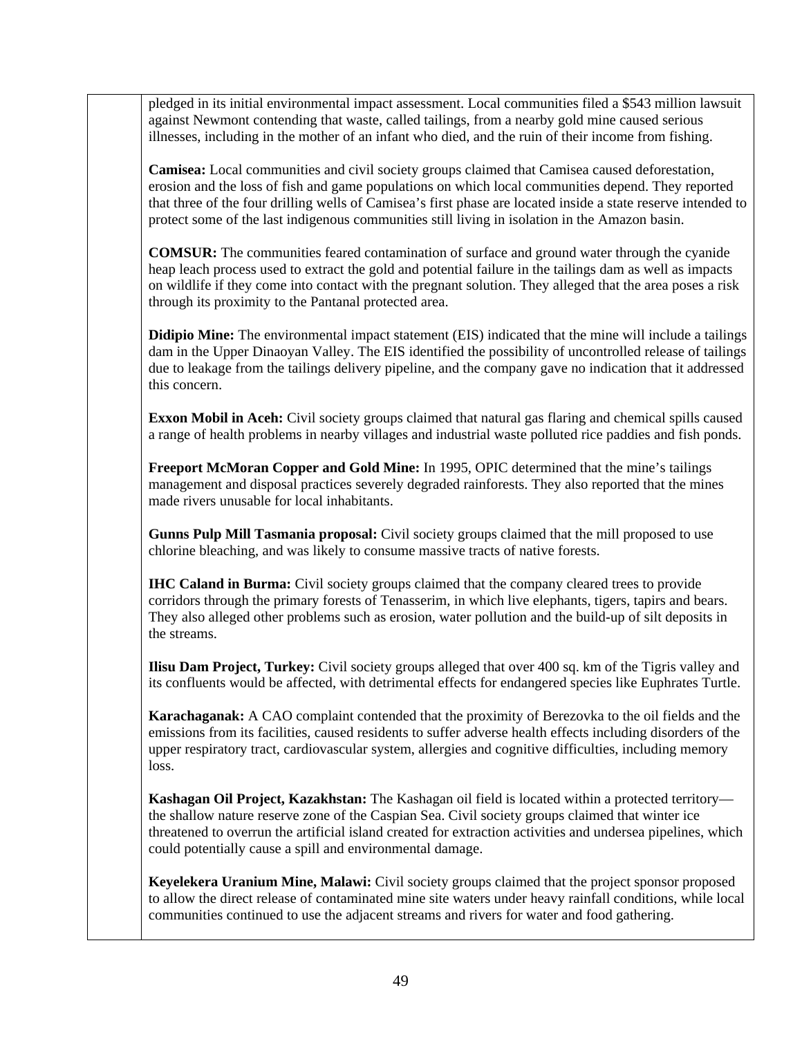| | pledged in its initial environmental impact assessment. Local communities filed a $543 million lawsuit against Newmont contending that waste, called tailings, from a nearby gold mine caused serious illnesses, including in the mother of an infant who died, and the ruin of their income from fishing.<br><br>**Camisea:** Local communities and civil society groups claimed that Camisea caused deforestation, erosion and the loss of fish and game populations on which local communities depend. They reported that three of the four drilling wells of Camisea's first phase are located inside a state reserve intended to protect some of the last indigenous communities still living in isolation in the Amazon basin.<br><br>**COMSUR:** The communities feared contamination of surface and ground water through the cyanide heap leach process used to extract the gold and potential failure in the tailings dam as well as impacts on wildlife if they come into contact with the pregnant solution. They alleged that the area poses a risk through its proximity to the Pantanal protected area.<br><br>**Didipio Mine:** The environmental impact statement (EIS) indicated that the mine will include a tailings dam in the Upper Dinaoyan Valley. The EIS identified the possibility of uncontrolled release of tailings due to leakage from the tailings delivery pipeline, and the company gave no indication that it addressed this concern.<br><br>**Exxon Mobil in Aceh:** Civil society groups claimed that natural gas flaring and chemical spills caused a range of health problems in nearby villages and industrial waste polluted rice paddies and fish ponds.<br><br>**Freeport McMoran Copper and Gold Mine:** In 1995, OPIC determined that the mine's tailings management and disposal practices severely degraded rainforests. They also reported that the mines made rivers unusable for local inhabitants.<br><br>**Gunns Pulp Mill Tasmania proposal:** Civil society groups claimed that the mill proposed to use chlorine bleaching, and was likely to consume massive tracts of native forests.<br><br>**IHC Caland in Burma:** Civil society groups claimed that the company cleared trees to provide corridors through the primary forests of Tenasserim, in which live elephants, tigers, tapirs and bears. They also alleged other problems such as erosion, water pollution and the build-up of silt deposits in the streams.<br><br>**Ilisu Dam Project, Turkey:** Civil society groups alleged that over 400 sq. km of the Tigris valley and its confluents would be affected, with detrimental effects for endangered species like Euphrates Turtle.<br><br>**Karachaganak:** A CAO complaint contended that the proximity of Berezovka to the oil fields and the emissions from its facilities, caused residents to suffer adverse health effects including disorders of the upper respiratory tract, cardiovascular system, allergies and cognitive difficulties, including memory loss.<br><br>**Kashagan Oil Project, Kazakhstan:** The Kashagan oil field is located within a protected territory—the shallow nature reserve zone of the Caspian Sea. Civil society groups claimed that winter ice threatened to overrun the artificial island created for extraction activities and undersea pipelines, which could potentially cause a spill and environmental damage.<br><br>**Keyelekera Uranium Mine, Malawi:** Civil society groups claimed that the project sponsor proposed to allow the direct release of contaminated mine site waters under heavy rainfall conditions, while local communities continued to use the adjacent streams and rivers for water and food gathering. |
|---|---|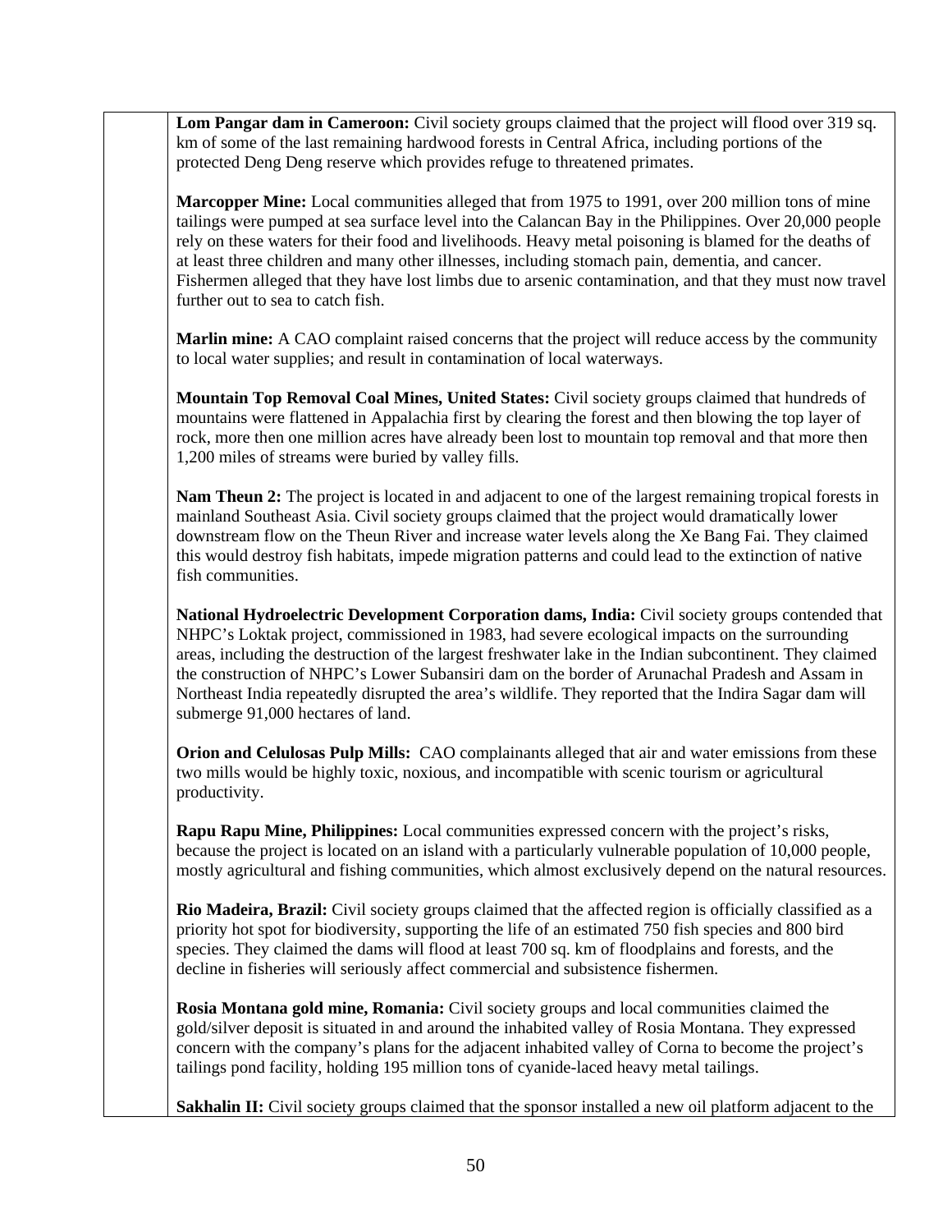| | |
|---|---|
| | **Lom Pangar dam in Cameroon:** Civil society groups claimed that the project will flood over 319 sq. km of some of the last remaining hardwood forests in Central Africa, including portions of the protected Deng Deng reserve which provides refuge to threatened primates.<br><br>**Marcopper Mine:** Local communities alleged that from 1975 to 1991, over 200 million tons of mine tailings were pumped at sea surface level into the Calancan Bay in the Philippines. Over 20,000 people rely on these waters for their food and livelihoods. Heavy metal poisoning is blamed for the deaths of at least three children and many other illnesses, including stomach pain, dementia, and cancer. Fishermen alleged that they have lost limbs due to arsenic contamination, and that they must now travel further out to sea to catch fish.<br><br>**Marlin mine:** A CAO complaint raised concerns that the project will reduce access by the community to local water supplies; and result in contamination of local waterways.<br><br>**Mountain Top Removal Coal Mines, United States:** Civil society groups claimed that hundreds of mountains were flattened in Appalachia first by clearing the forest and then blowing the top layer of rock, more then one million acres have already been lost to mountain top removal and that more then 1,200 miles of streams were buried by valley fills.<br><br>**Nam Theun 2:** The project is located in and adjacent to one of the largest remaining tropical forests in mainland Southeast Asia. Civil society groups claimed that the project would dramatically lower downstream flow on the Theun River and increase water levels along the Xe Bang Fai. They claimed this would destroy fish habitats, impede migration patterns and could lead to the extinction of native fish communities.<br><br>**National Hydroelectric Development Corporation dams, India:** Civil society groups contended that NHPC's Loktak project, commissioned in 1983, had severe ecological impacts on the surrounding areas, including the destruction of the largest freshwater lake in the Indian subcontinent. They claimed the construction of NHPC's Lower Subansiri dam on the border of Arunachal Pradesh and Assam in Northeast India repeatedly disrupted the area's wildlife. They reported that the Indira Sagar dam will submerge 91,000 hectares of land.<br><br>**Orion and Celulosas Pulp Mills:** CAO complainants alleged that air and water emissions from these two mills would be highly toxic, noxious, and incompatible with scenic tourism or agricultural productivity.<br><br>**Rapu Rapu Mine, Philippines:** Local communities expressed concern with the project's risks, because the project is located on an island with a particularly vulnerable population of 10,000 people, mostly agricultural and fishing communities, which almost exclusively depend on the natural resources.<br><br>**Rio Madeira, Brazil:** Civil society groups claimed that the affected region is officially classified as a priority hot spot for biodiversity, supporting the life of an estimated 750 fish species and 800 bird species. They claimed the dams will flood at least 700 sq. km of floodplains and forests, and the decline in fisheries will seriously affect commercial and subsistence fishermen.<br><br>**Rosia Montana gold mine, Romania:** Civil society groups and local communities claimed the gold/silver deposit is situated in and around the inhabited valley of Rosia Montana. They expressed concern with the company's plans for the adjacent inhabited valley of Corna to become the project's tailings pond facility, holding 195 million tons of cyanide-laced heavy metal tailings.<br><br>**Sakhalin II:** Civil society groups claimed that the sponsor installed a new oil platform adjacent to the |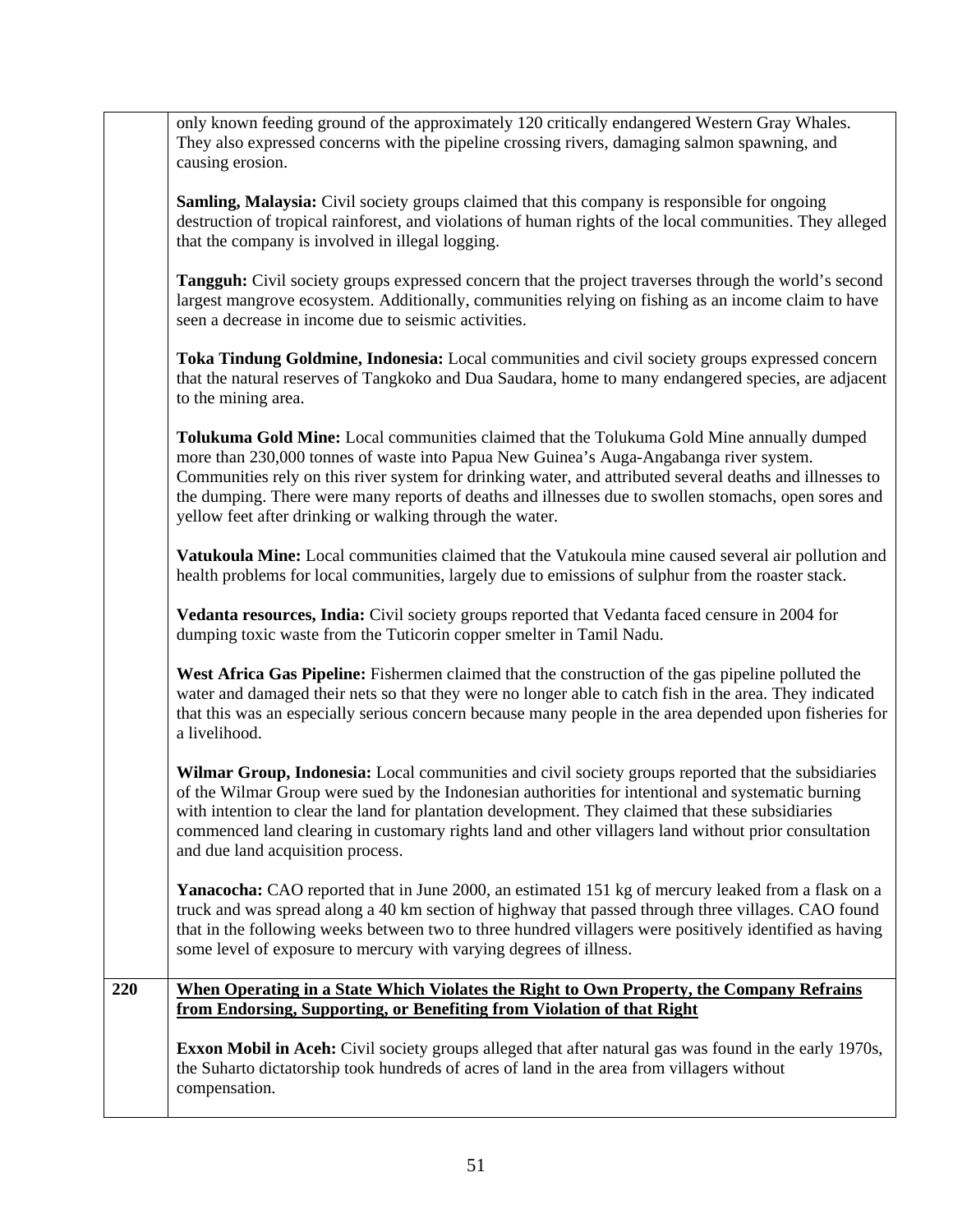| | |
|---|---|
| | only known feeding ground of the approximately 120 critically endangered Western Gray Whales. They also expressed concerns with the pipeline crossing rivers, damaging salmon spawning, and causing erosion.<br><br>**Samling, Malaysia:** Civil society groups claimed that this company is responsible for ongoing destruction of tropical rainforest, and violations of human rights of the local communities. They alleged that the company is involved in illegal logging.<br><br>**Tangguh:** Civil society groups expressed concern that the project traverses through the world's second largest mangrove ecosystem. Additionally, communities relying on fishing as an income claim to have seen a decrease in income due to seismic activities.<br><br>**Toka Tindung Goldmine, Indonesia:** Local communities and civil society groups expressed concern that the natural reserves of Tangkoko and Dua Saudara, home to many endangered species, are adjacent to the mining area.<br><br>**Tolukuma Gold Mine:** Local communities claimed that the Tolukuma Gold Mine annually dumped more than 230,000 tonnes of waste into Papua New Guinea's Auga-Angabanga river system. Communities rely on this river system for drinking water, and attributed several deaths and illnesses to the dumping. There were many reports of deaths and illnesses due to swollen stomachs, open sores and yellow feet after drinking or walking through the water.<br><br>**Vatukoula Mine:** Local communities claimed that the Vatukoula mine caused several air pollution and health problems for local communities, largely due to emissions of sulphur from the roaster stack.<br><br>**Vedanta resources, India:** Civil society groups reported that Vedanta faced censure in 2004 for dumping toxic waste from the Tuticorin copper smelter in Tamil Nadu.<br><br>**West Africa Gas Pipeline:** Fishermen claimed that the construction of the gas pipeline polluted the water and damaged their nets so that they were no longer able to catch fish in the area. They indicated that this was an especially serious concern because many people in the area depended upon fisheries for a livelihood.<br><br>**Wilmar Group, Indonesia:** Local communities and civil society groups reported that the subsidiaries of the Wilmar Group were sued by the Indonesian authorities for intentional and systematic burning with intention to clear the land for plantation development. They claimed that these subsidiaries commenced land clearing in customary rights land and other villagers land without prior consultation and due land acquisition process.<br><br>**Yanacocha:** CAO reported that in June 2000, an estimated 151 kg of mercury leaked from a flask on a truck and was spread along a 40 km section of highway that passed through three villages. CAO found that in the following weeks between two to three hundred villagers were positively identified as having some level of exposure to mercury with varying degrees of illness. |
| **220** | **<u>When Operating in a State Which Violates the Right to Own Property, the Company Refrains from Endorsing, Supporting, or Benefiting from Violation of that Right</u>**<br><br>**Exxon Mobil in Aceh:** Civil society groups alleged that after natural gas was found in the early 1970s, the Suharto dictatorship took hundreds of acres of land in the area from villagers without compensation. |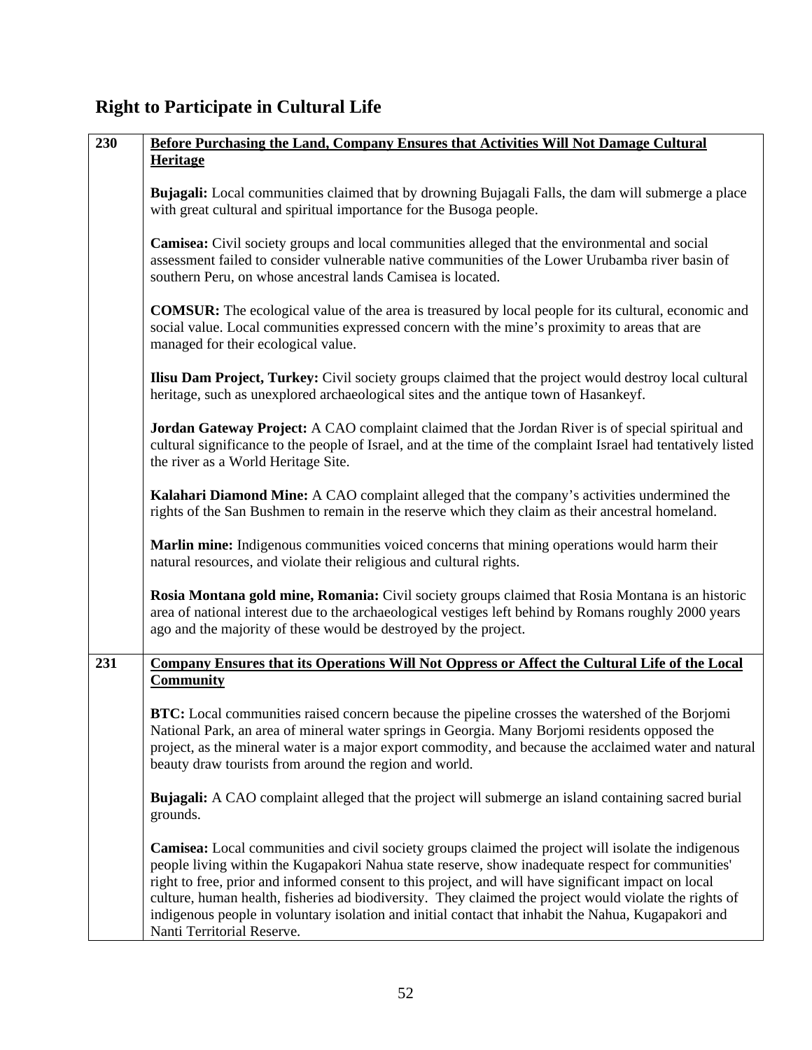## Right to Participate in Cultural Life

| | |
|---|---|
| 230 | **Before Purchasing the Land, Company Ensures that Activities Will Not Damage Cultural Heritage**<br><br>**Bujagali:** Local communities claimed that by drowning Bujagali Falls, the dam will submerge a place with great cultural and spiritual importance for the Busoga people.<br><br>**Camisea:** Civil society groups and local communities alleged that the environmental and social assessment failed to consider vulnerable native communities of the Lower Urubamba river basin of southern Peru, on whose ancestral lands Camisea is located.<br><br>**COMSUR:** The ecological value of the area is treasured by local people for its cultural, economic and social value. Local communities expressed concern with the mine's proximity to areas that are managed for their ecological value.<br><br>**Ilisu Dam Project, Turkey:** Civil society groups claimed that the project would destroy local cultural heritage, such as unexplored archaeological sites and the antique town of Hasankeyf.<br><br>**Jordan Gateway Project:** A CAO complaint claimed that the Jordan River is of special spiritual and cultural significance to the people of Israel, and at the time of the complaint Israel had tentatively listed the river as a World Heritage Site.<br><br>**Kalahari Diamond Mine:** A CAO complaint alleged that the company's activities undermined the rights of the San Bushmen to remain in the reserve which they claim as their ancestral homeland.<br><br>**Marlin mine:** Indigenous communities voiced concerns that mining operations would harm their natural resources, and violate their religious and cultural rights.<br><br>**Rosia Montana gold mine, Romania:** Civil society groups claimed that Rosia Montana is an historic area of national interest due to the archaeological vestiges left behind by Romans roughly 2000 years ago and the majority of these would be destroyed by the project. |
| 231 | **Company Ensures that its Operations Will Not Oppress or Affect the Cultural Life of the Local Community**<br><br>**BTC:** Local communities raised concern because the pipeline crosses the watershed of the Borjomi National Park, an area of mineral water springs in Georgia. Many Borjomi residents opposed the project, as the mineral water is a major export commodity, and because the acclaimed water and natural beauty draw tourists from around the region and world.<br><br>**Bujagali:** A CAO complaint alleged that the project will submerge an island containing sacred burial grounds.<br><br>**Camisea:** Local communities and civil society groups claimed the project will isolate the indigenous people living within the Kugapakori Nahua state reserve, show inadequate respect for communities' right to free, prior and informed consent to this project, and will have significant impact on local culture, human health, fisheries ad biodiversity. They claimed the project would violate the rights of indigenous people in voluntary isolation and initial contact that inhabit the Nahua, Kugapakori and Nanti Territorial Reserve. |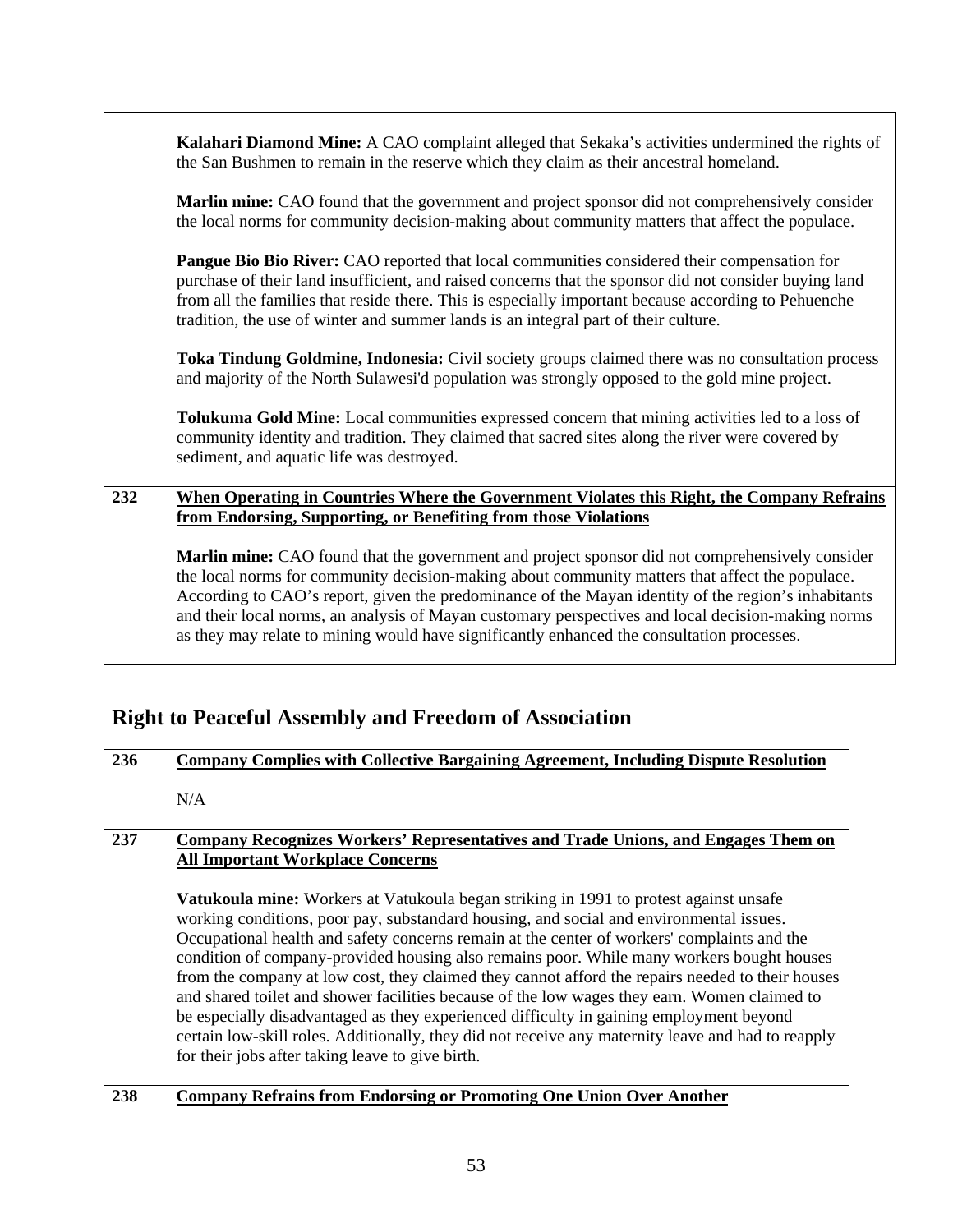| | |
|---|---|
| | **Kalahari Diamond Mine:** A CAO complaint alleged that Sekaka's activities undermined the rights of the San Bushmen to remain in the reserve which they claim as their ancestral homeland.<br><br>**Marlin mine:** CAO found that the government and project sponsor did not comprehensively consider the local norms for community decision-making about community matters that affect the populace.<br><br>**Pangue Bio Bio River:** CAO reported that local communities considered their compensation for purchase of their land insufficient, and raised concerns that the sponsor did not consider buying land from all the families that reside there. This is especially important because according to Pehuenche tradition, the use of winter and summer lands is an integral part of their culture.<br><br>**Toka Tindung Goldmine, Indonesia:** Civil society groups claimed there was no consultation process and majority of the North Sulawesi'd population was strongly opposed to the gold mine project.<br><br>**Tolukuma Gold Mine:** Local communities expressed concern that mining activities led to a loss of community identity and tradition. They claimed that sacred sites along the river were covered by sediment, and aquatic life was destroyed. |
| 232 | **When Operating in Countries Where the Government Violates this Right, the Company Refrains from Endorsing, Supporting, or Benefiting from those Violations**<br><br>**Marlin mine:** CAO found that the government and project sponsor did not comprehensively consider the local norms for community decision-making about community matters that affect the populace. According to CAO's report, given the predominance of the Mayan identity of the region's inhabitants and their local norms, an analysis of Mayan customary perspectives and local decision-making norms as they may relate to mining would have significantly enhanced the consultation processes. |

## Right to Peaceful Assembly and Freedom of Association

| | |
|---|---|
| 236 | **Company Complies with Collective Bargaining Agreement, Including Dispute Resolution**<br><br>N/A |
| 237 | **Company Recognizes Workers' Representatives and Trade Unions, and Engages Them on All Important Workplace Concerns**<br><br>**Vatukoula mine:** Workers at Vatukoula began striking in 1991 to protest against unsafe working conditions, poor pay, substandard housing, and social and environmental issues. Occupational health and safety concerns remain at the center of workers' complaints and the condition of company-provided housing also remains poor. While many workers bought houses from the company at low cost, they claimed they cannot afford the repairs needed to their houses and shared toilet and shower facilities because of the low wages they earn. Women claimed to be especially disadvantaged as they experienced difficulty in gaining employment beyond certain low-skill roles. Additionally, they did not receive any maternity leave and had to reapply for their jobs after taking leave to give birth. |
| 238 | **Company Refrains from Endorsing or Promoting One Union Over Another** |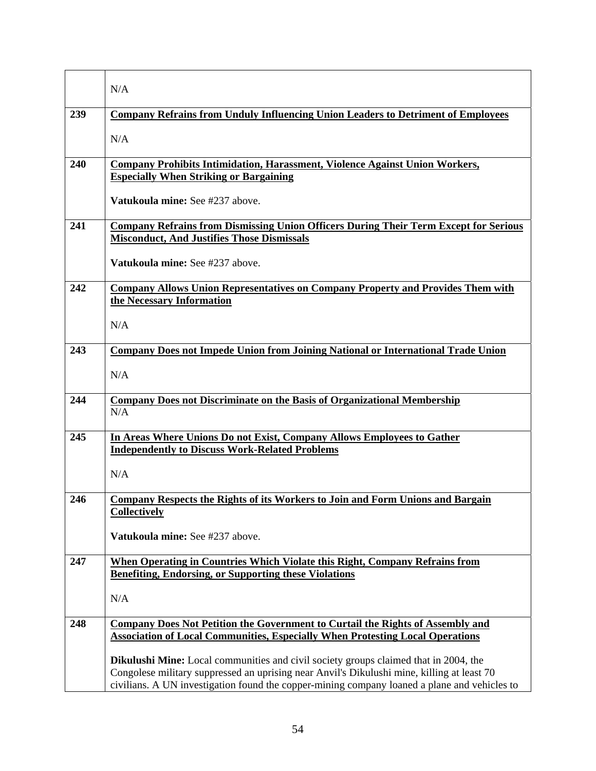| | |
|---|---|
| | N/A |
| 239 | **Company Refrains from Unduly Influencing Union Leaders to Detriment of Employees**<br><br>N/A |
| 240 | **Company Prohibits Intimidation, Harassment, Violence Against Union Workers, Especially When Striking or Bargaining**<br><br>**Vatukoula mine:** See #237 above. |
| 241 | **Company Refrains from Dismissing Union Officers During Their Term Except for Serious Misconduct, And Justifies Those Dismissals**<br><br>**Vatukoula mine:** See #237 above. |
| 242 | **Company Allows Union Representatives on Company Property and Provides Them with the Necessary Information**<br><br>N/A |
| 243 | **Company Does not Impede Union from Joining National or International Trade Union**<br><br>N/A |
| 244 | **Company Does not Discriminate on the Basis of Organizational Membership**<br>N/A |
| 245 | **In Areas Where Unions Do not Exist, Company Allows Employees to Gather Independently to Discuss Work-Related Problems**<br><br>N/A |
| 246 | **Company Respects the Rights of its Workers to Join and Form Unions and Bargain Collectively**<br><br>**Vatukoula mine:** See #237 above. |
| 247 | **When Operating in Countries Which Violate this Right, Company Refrains from Benefiting, Endorsing, or Supporting these Violations**<br><br>N/A |
| 248 | **Company Does Not Petition the Government to Curtail the Rights of Assembly and Association of Local Communities, Especially When Protesting Local Operations**<br><br>**Dikulushi Mine:** Local communities and civil society groups claimed that in 2004, the Congolese military suppressed an uprising near Anvil's Dikulushi mine, killing at least 70 civilians. A UN investigation found the copper-mining company loaned a plane and vehicles to |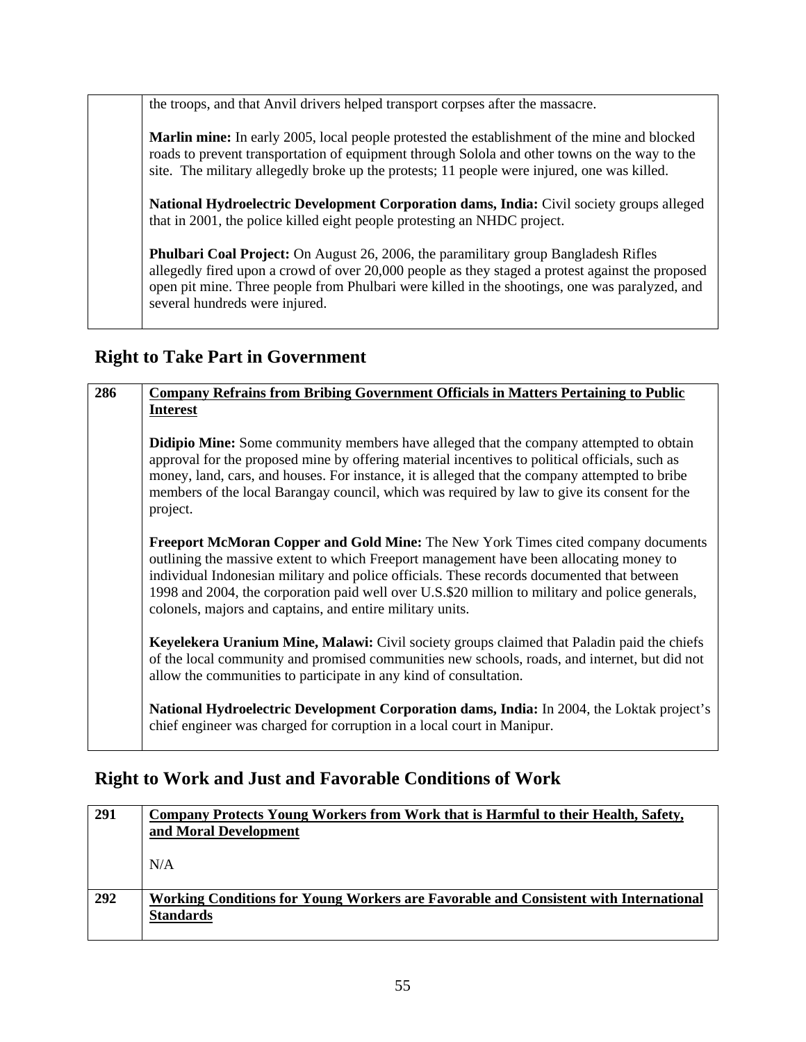| | |
|---|---|
| | the troops, and that Anvil drivers helped transport corpses after the massacre.<br><br>**Marlin mine:** In early 2005, local people protested the establishment of the mine and blocked roads to prevent transportation of equipment through Solola and other towns on the way to the site. The military allegedly broke up the protests; 11 people were injured, one was killed.<br><br>**National Hydroelectric Development Corporation dams, India:** Civil society groups alleged that in 2001, the police killed eight people protesting an NHDC project.<br><br>**Phulbari Coal Project:** On August 26, 2006, the paramilitary group Bangladesh Rifles allegedly fired upon a crowd of over 20,000 people as they staged a protest against the proposed open pit mine. Three people from Phulbari were killed in the shootings, one was paralyzed, and several hundreds were injured. |

## Right to Take Part in Government

| | |
|---|---|
| **286** | **<u>Company Refrains from Bribing Government Officials in Matters Pertaining to Public Interest</u>**<br><br>**Didipio Mine:** Some community members have alleged that the company attempted to obtain approval for the proposed mine by offering material incentives to political officials, such as money, land, cars, and houses. For instance, it is alleged that the company attempted to bribe members of the local Barangay council, which was required by law to give its consent for the project.<br><br>**Freeport McMoran Copper and Gold Mine:** The New York Times cited company documents outlining the massive extent to which Freeport management have been allocating money to individual Indonesian military and police officials. These records documented that between 1998 and 2004, the corporation paid well over U.S.$20 million to military and police generals, colonels, majors and captains, and entire military units.<br><br>**Keyelekera Uranium Mine, Malawi:** Civil society groups claimed that Paladin paid the chiefs of the local community and promised communities new schools, roads, and internet, but did not allow the communities to participate in any kind of consultation.<br><br>**National Hydroelectric Development Corporation dams, India:** In 2004, the Loktak project's chief engineer was charged for corruption in a local court in Manipur. |

## Right to Work and Just and Favorable Conditions of Work

| | |
|---|---|
| **291** | **<u>Company Protects Young Workers from Work that is Harmful to their Health, Safety, and Moral Development</u>**<br><br>N/A |
| **292** | **<u>Working Conditions for Young Workers are Favorable and Consistent with International Standards</u>** |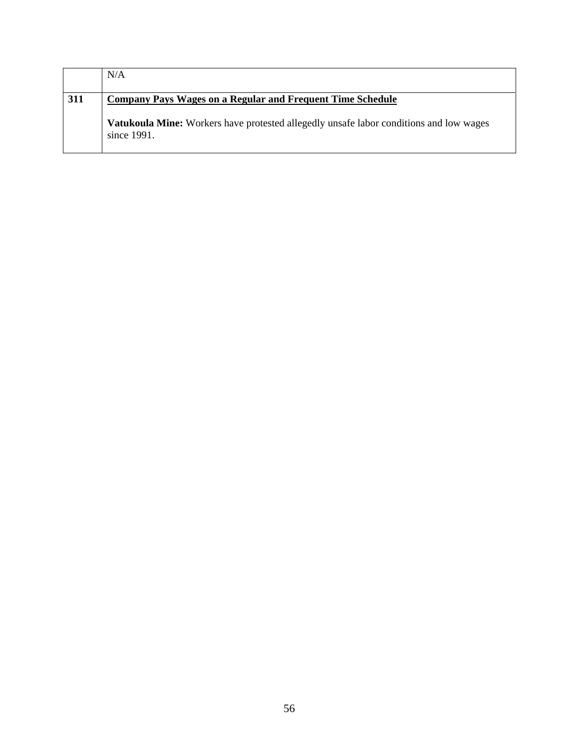| | |
|---|---|
| | N/A |
| **311** | **Company Pays Wages on a Regular and Frequent Time Schedule**<br><br>**Vatukoula Mine:** Workers have protested allegedly unsafe labor conditions and low wages since 1991. |